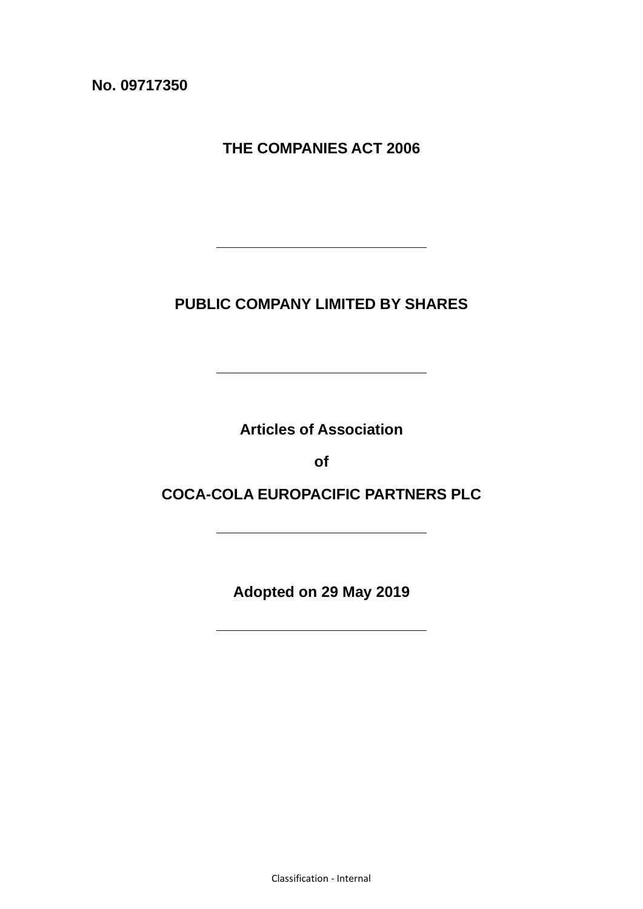**No. 09717350**

# THE COMPANIES ACT 2006

---

## PUBLIC COMPANY LIMITED BY SHARES

---

## Articles of Association

## of

## COCA-COLA EUROPACIFIC PARTNERS PLC

---

**Adopted on 29 May 2019**

---

Classification - Internal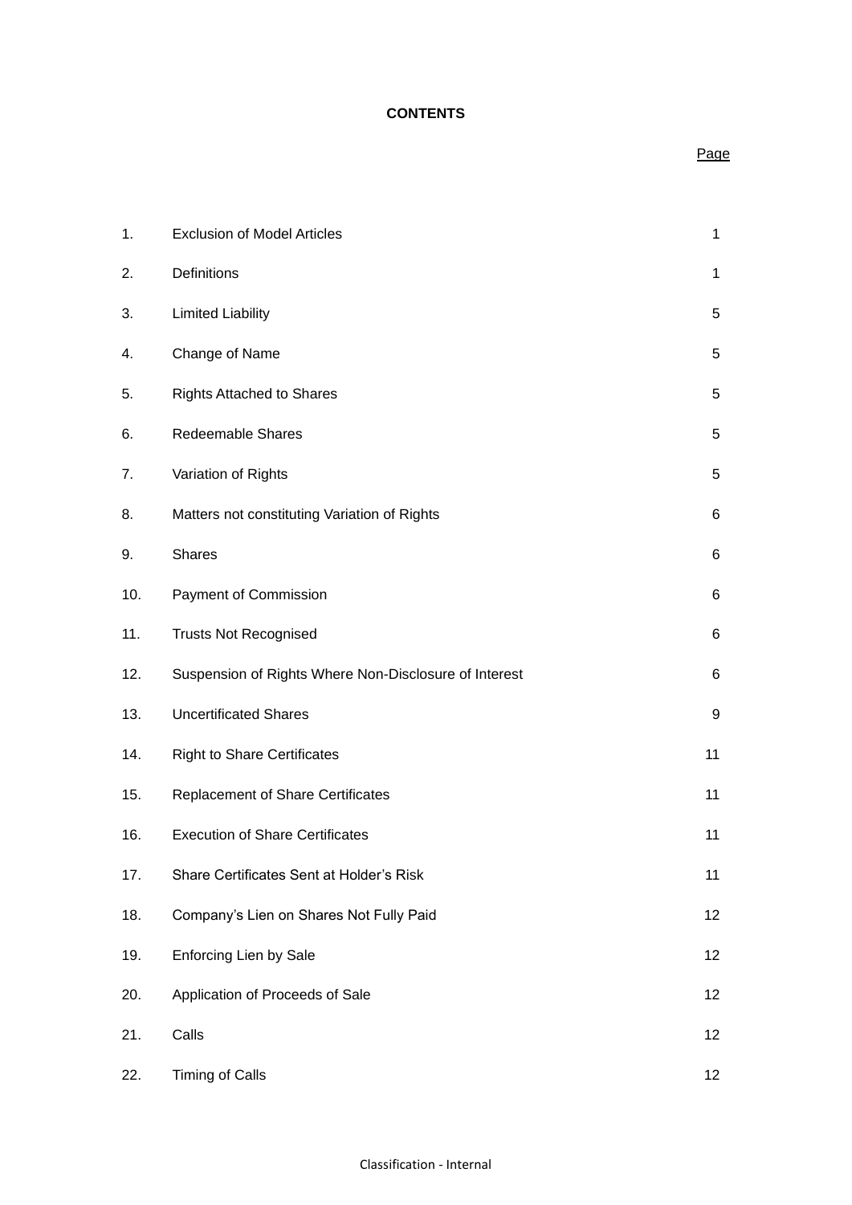**CONTENTS**

| | | Page |
|---|---|---|
| 1. | Exclusion of Model Articles | 1 |
| 2. | Definitions | 1 |
| 3. | Limited Liability | 5 |
| 4. | Change of Name | 5 |
| 5. | Rights Attached to Shares | 5 |
| 6. | Redeemable Shares | 5 |
| 7. | Variation of Rights | 5 |
| 8. | Matters not constituting Variation of Rights | 6 |
| 9. | Shares | 6 |
| 10. | Payment of Commission | 6 |
| 11. | Trusts Not Recognised | 6 |
| 12. | Suspension of Rights Where Non-Disclosure of Interest | 6 |
| 13. | Uncertificated Shares | 9 |
| 14. | Right to Share Certificates | 11 |
| 15. | Replacement of Share Certificates | 11 |
| 16. | Execution of Share Certificates | 11 |
| 17. | Share Certificates Sent at Holder's Risk | 11 |
| 18. | Company's Lien on Shares Not Fully Paid | 12 |
| 19. | Enforcing Lien by Sale | 12 |
| 20. | Application of Proceeds of Sale | 12 |
| 21. | Calls | 12 |
| 22. | Timing of Calls | 12 |

Classification - Internal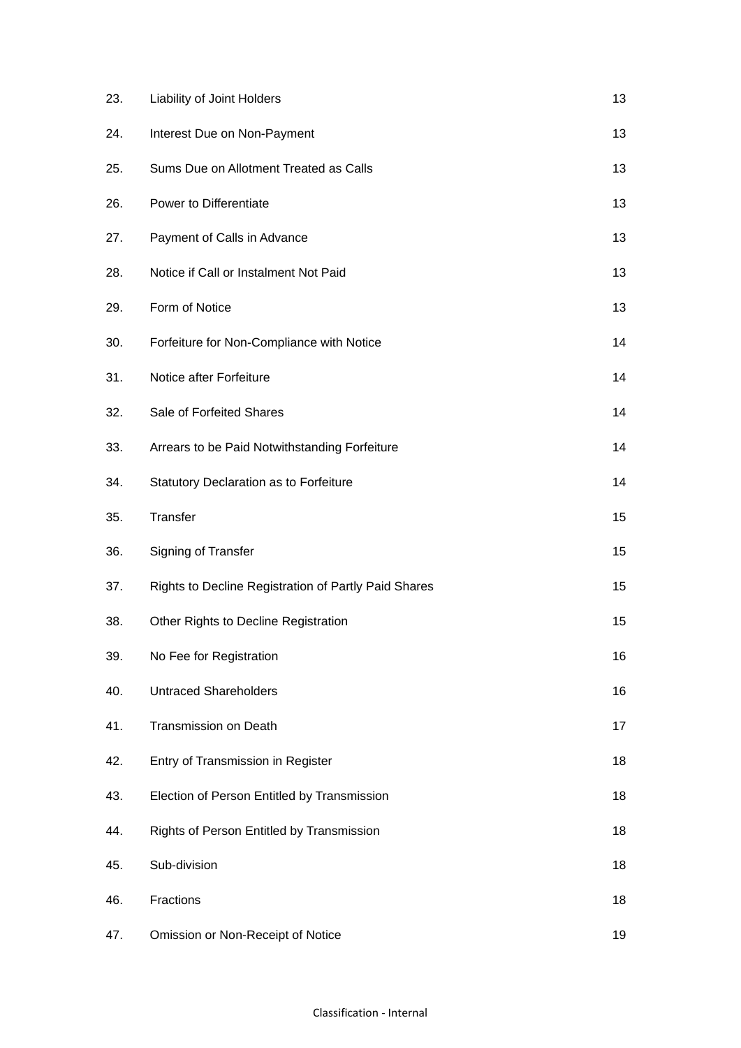| | | |
|---|---|---|
| 23. | Liability of Joint Holders | 13 |
| 24. | Interest Due on Non-Payment | 13 |
| 25. | Sums Due on Allotment Treated as Calls | 13 |
| 26. | Power to Differentiate | 13 |
| 27. | Payment of Calls in Advance | 13 |
| 28. | Notice if Call or Instalment Not Paid | 13 |
| 29. | Form of Notice | 13 |
| 30. | Forfeiture for Non-Compliance with Notice | 14 |
| 31. | Notice after Forfeiture | 14 |
| 32. | Sale of Forfeited Shares | 14 |
| 33. | Arrears to be Paid Notwithstanding Forfeiture | 14 |
| 34. | Statutory Declaration as to Forfeiture | 14 |
| 35. | Transfer | 15 |
| 36. | Signing of Transfer | 15 |
| 37. | Rights to Decline Registration of Partly Paid Shares | 15 |
| 38. | Other Rights to Decline Registration | 15 |
| 39. | No Fee for Registration | 16 |
| 40. | Untraced Shareholders | 16 |
| 41. | Transmission on Death | 17 |
| 42. | Entry of Transmission in Register | 18 |
| 43. | Election of Person Entitled by Transmission | 18 |
| 44. | Rights of Person Entitled by Transmission | 18 |
| 45. | Sub-division | 18 |
| 46. | Fractions | 18 |
| 47. | Omission or Non-Receipt of Notice | 19 |

Classification - Internal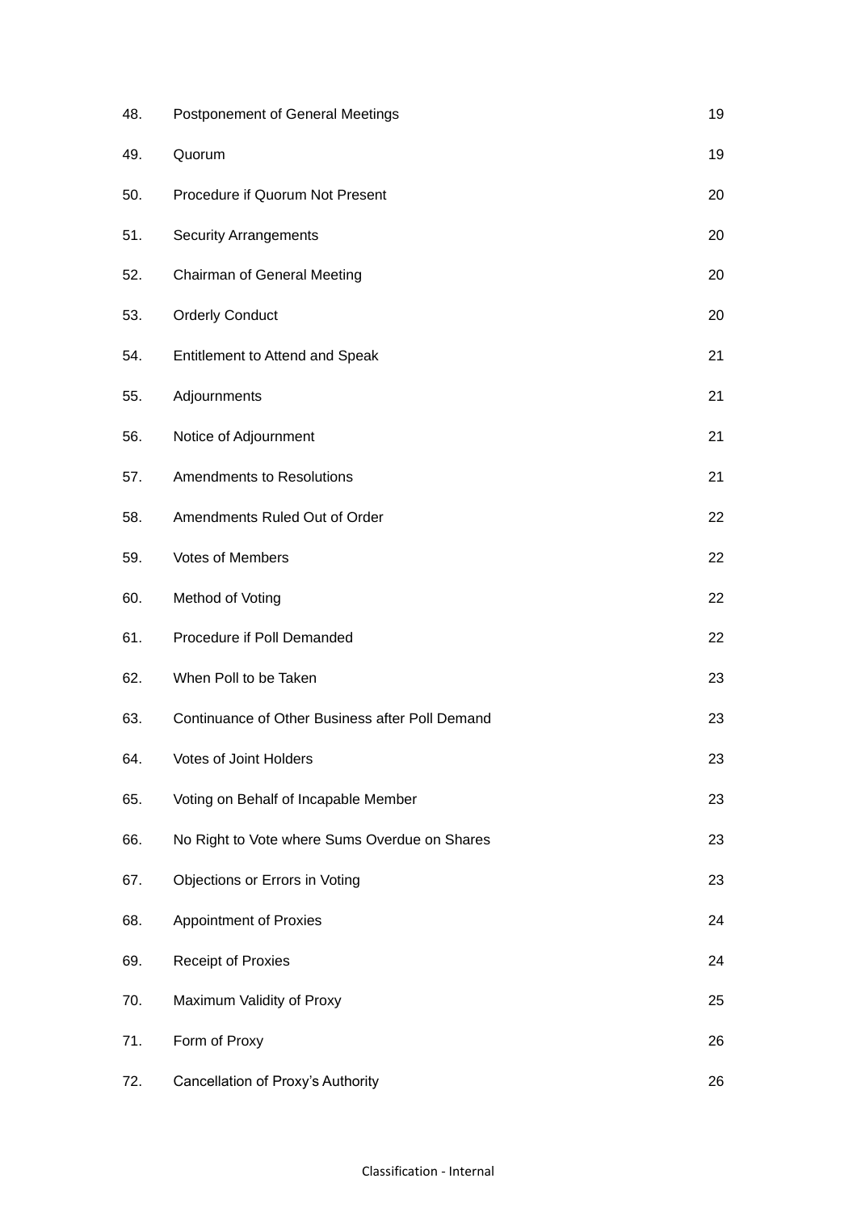| | | |
|---|---|---|
| 48. | Postponement of General Meetings | 19 |
| 49. | Quorum | 19 |
| 50. | Procedure if Quorum Not Present | 20 |
| 51. | Security Arrangements | 20 |
| 52. | Chairman of General Meeting | 20 |
| 53. | Orderly Conduct | 20 |
| 54. | Entitlement to Attend and Speak | 21 |
| 55. | Adjournments | 21 |
| 56. | Notice of Adjournment | 21 |
| 57. | Amendments to Resolutions | 21 |
| 58. | Amendments Ruled Out of Order | 22 |
| 59. | Votes of Members | 22 |
| 60. | Method of Voting | 22 |
| 61. | Procedure if Poll Demanded | 22 |
| 62. | When Poll to be Taken | 23 |
| 63. | Continuance of Other Business after Poll Demand | 23 |
| 64. | Votes of Joint Holders | 23 |
| 65. | Voting on Behalf of Incapable Member | 23 |
| 66. | No Right to Vote where Sums Overdue on Shares | 23 |
| 67. | Objections or Errors in Voting | 23 |
| 68. | Appointment of Proxies | 24 |
| 69. | Receipt of Proxies | 24 |
| 70. | Maximum Validity of Proxy | 25 |
| 71. | Form of Proxy | 26 |
| 72. | Cancellation of Proxy's Authority | 26 |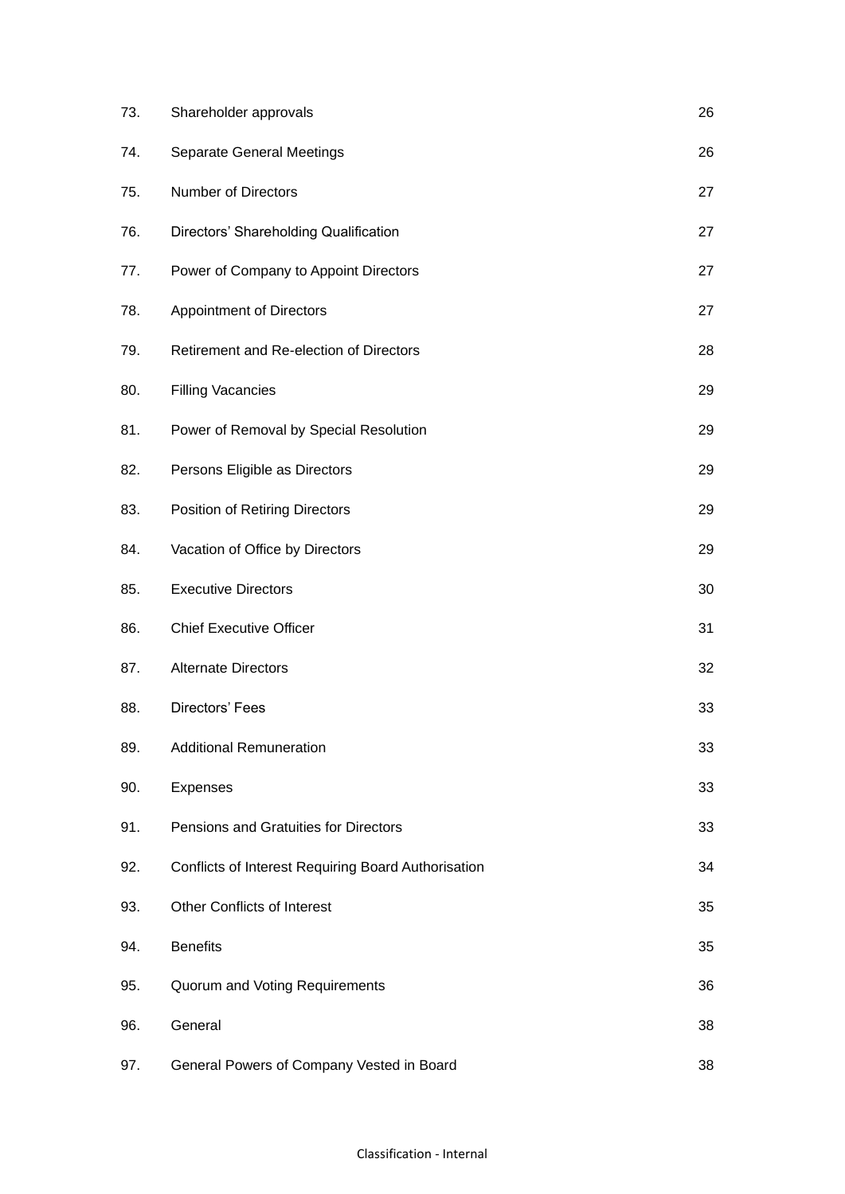| | | |
|---|---|---|
| 73. | Shareholder approvals | 26 |
| 74. | Separate General Meetings | 26 |
| 75. | Number of Directors | 27 |
| 76. | Directors' Shareholding Qualification | 27 |
| 77. | Power of Company to Appoint Directors | 27 |
| 78. | Appointment of Directors | 27 |
| 79. | Retirement and Re-election of Directors | 28 |
| 80. | Filling Vacancies | 29 |
| 81. | Power of Removal by Special Resolution | 29 |
| 82. | Persons Eligible as Directors | 29 |
| 83. | Position of Retiring Directors | 29 |
| 84. | Vacation of Office by Directors | 29 |
| 85. | Executive Directors | 30 |
| 86. | Chief Executive Officer | 31 |
| 87. | Alternate Directors | 32 |
| 88. | Directors' Fees | 33 |
| 89. | Additional Remuneration | 33 |
| 90. | Expenses | 33 |
| 91. | Pensions and Gratuities for Directors | 33 |
| 92. | Conflicts of Interest Requiring Board Authorisation | 34 |
| 93. | Other Conflicts of Interest | 35 |
| 94. | Benefits | 35 |
| 95. | Quorum and Voting Requirements | 36 |
| 96. | General | 38 |
| 97. | General Powers of Company Vested in Board | 38 |

Classification - Internal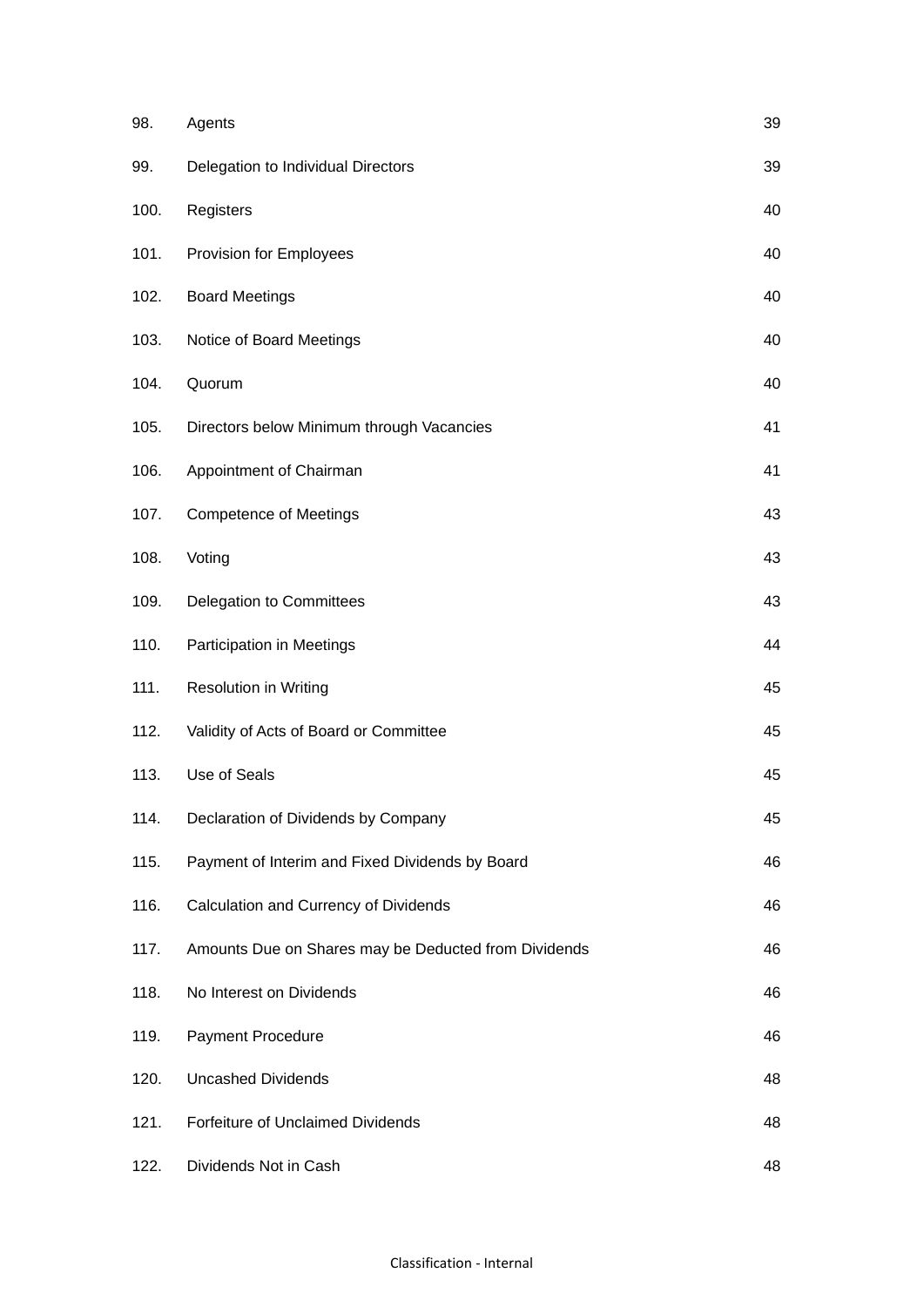| | | |
|---|---|---|
| 98. | Agents | 39 |
| 99. | Delegation to Individual Directors | 39 |
| 100. | Registers | 40 |
| 101. | Provision for Employees | 40 |
| 102. | Board Meetings | 40 |
| 103. | Notice of Board Meetings | 40 |
| 104. | Quorum | 40 |
| 105. | Directors below Minimum through Vacancies | 41 |
| 106. | Appointment of Chairman | 41 |
| 107. | Competence of Meetings | 43 |
| 108. | Voting | 43 |
| 109. | Delegation to Committees | 43 |
| 110. | Participation in Meetings | 44 |
| 111. | Resolution in Writing | 45 |
| 112. | Validity of Acts of Board or Committee | 45 |
| 113. | Use of Seals | 45 |
| 114. | Declaration of Dividends by Company | 45 |
| 115. | Payment of Interim and Fixed Dividends by Board | 46 |
| 116. | Calculation and Currency of Dividends | 46 |
| 117. | Amounts Due on Shares may be Deducted from Dividends | 46 |
| 118. | No Interest on Dividends | 46 |
| 119. | Payment Procedure | 46 |
| 120. | Uncashed Dividends | 48 |
| 121. | Forfeiture of Unclaimed Dividends | 48 |
| 122. | Dividends Not in Cash | 48 |

Classification - Internal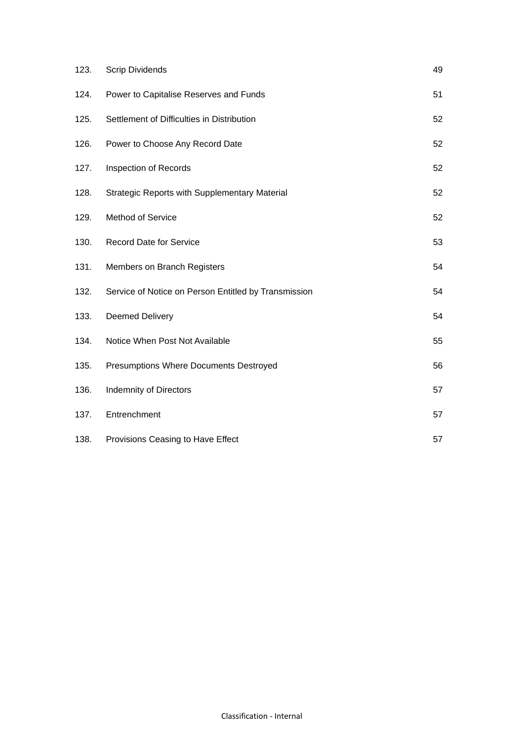| | | |
|---|---|---|
| 123. | Scrip Dividends | 49 |
| 124. | Power to Capitalise Reserves and Funds | 51 |
| 125. | Settlement of Difficulties in Distribution | 52 |
| 126. | Power to Choose Any Record Date | 52 |
| 127. | Inspection of Records | 52 |
| 128. | Strategic Reports with Supplementary Material | 52 |
| 129. | Method of Service | 52 |
| 130. | Record Date for Service | 53 |
| 131. | Members on Branch Registers | 54 |
| 132. | Service of Notice on Person Entitled by Transmission | 54 |
| 133. | Deemed Delivery | 54 |
| 134. | Notice When Post Not Available | 55 |
| 135. | Presumptions Where Documents Destroyed | 56 |
| 136. | Indemnity of Directors | 57 |
| 137. | Entrenchment | 57 |
| 138. | Provisions Ceasing to Have Effect | 57 |

Classification - Internal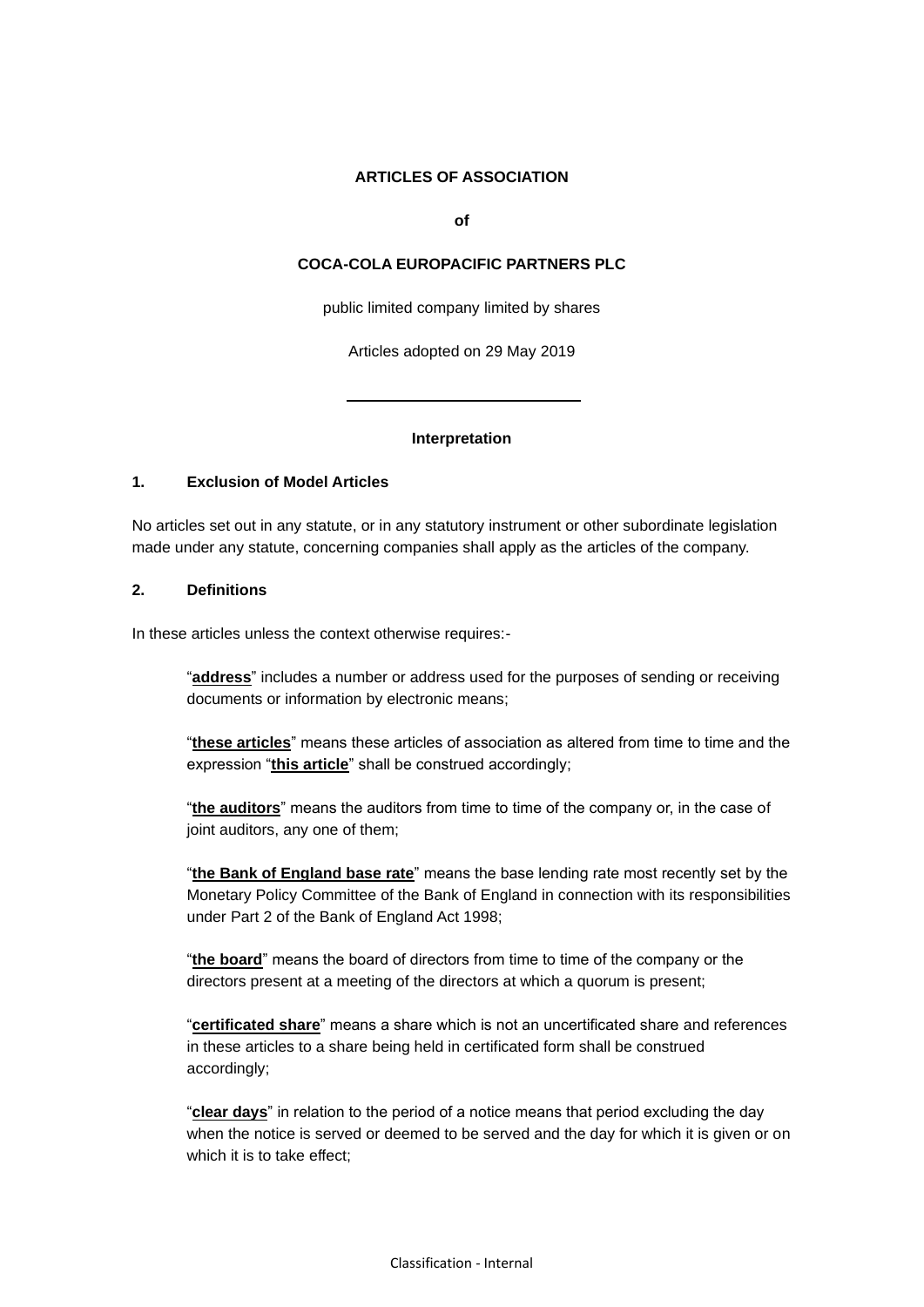**ARTICLES OF ASSOCIATION**

**of**

**COCA-COLA EUROPACIFIC PARTNERS PLC**

public limited company limited by shares

Articles adopted on 29 May 2019

---

**Interpretation**

**1. Exclusion of Model Articles**

No articles set out in any statute, or in any statutory instrument or other subordinate legislation made under any statute, concerning companies shall apply as the articles of the company.

**2. Definitions**

In these articles unless the context otherwise requires:-

"**address**" includes a number or address used for the purposes of sending or receiving documents or information by electronic means;

"**these articles**" means these articles of association as altered from time to time and the expression "**this article**" shall be construed accordingly;

"**the auditors**" means the auditors from time to time of the company or, in the case of joint auditors, any one of them;

"**the Bank of England base rate**" means the base lending rate most recently set by the Monetary Policy Committee of the Bank of England in connection with its responsibilities under Part 2 of the Bank of England Act 1998;

"**the board**" means the board of directors from time to time of the company or the directors present at a meeting of the directors at which a quorum is present;

"**certificated share**" means a share which is not an uncertificated share and references in these articles to a share being held in certificated form shall be construed accordingly;

"**clear days**" in relation to the period of a notice means that period excluding the day when the notice is served or deemed to be served and the day for which it is given or on which it is to take effect;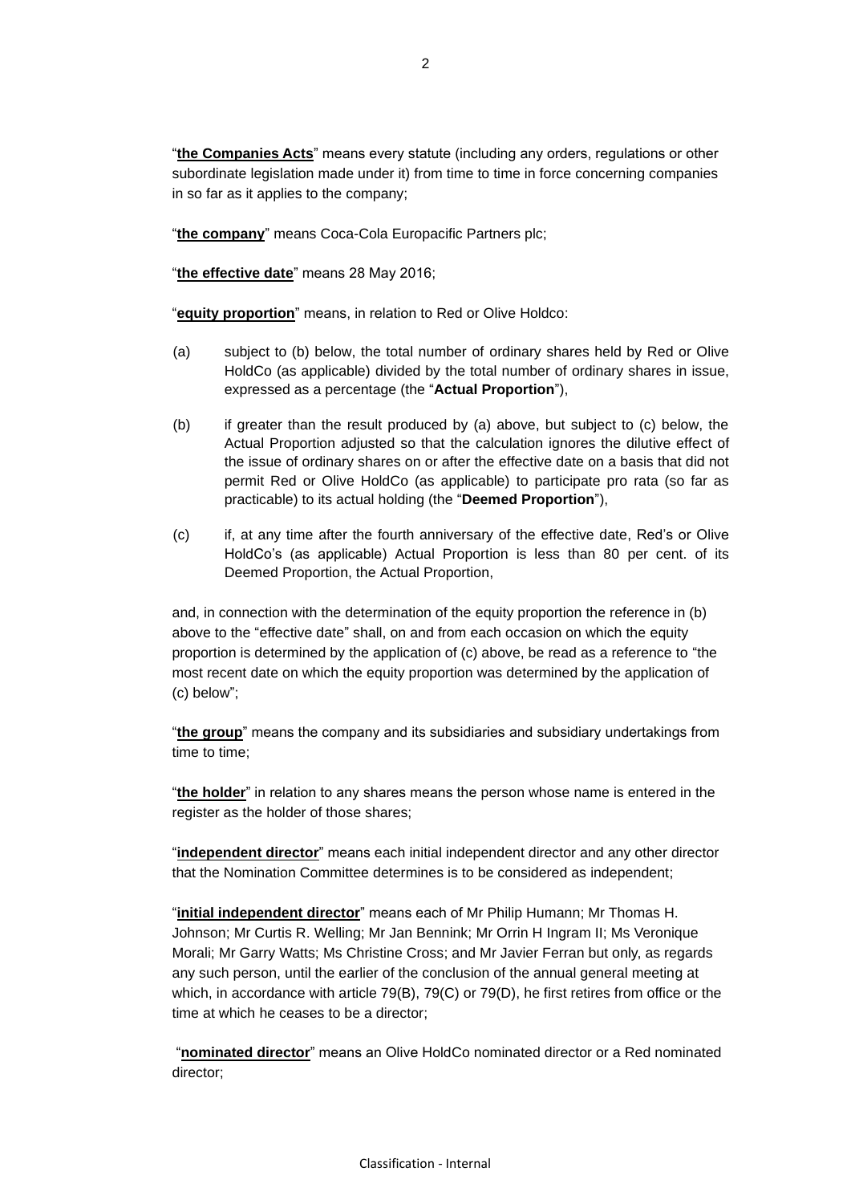"**the Companies Acts**" means every statute (including any orders, regulations or other subordinate legislation made under it) from time to time in force concerning companies in so far as it applies to the company;

"**the company**" means Coca-Cola Europacific Partners plc;

"**the effective date**" means 28 May 2016;

"**equity proportion**" means, in relation to Red or Olive Holdco:

(a) subject to (b) below, the total number of ordinary shares held by Red or Olive HoldCo (as applicable) divided by the total number of ordinary shares in issue, expressed as a percentage (the "**Actual Proportion**"),

(b) if greater than the result produced by (a) above, but subject to (c) below, the Actual Proportion adjusted so that the calculation ignores the dilutive effect of the issue of ordinary shares on or after the effective date on a basis that did not permit Red or Olive HoldCo (as applicable) to participate pro rata (so far as practicable) to its actual holding (the "**Deemed Proportion**"),

(c) if, at any time after the fourth anniversary of the effective date, Red's or Olive HoldCo's (as applicable) Actual Proportion is less than 80 per cent. of its Deemed Proportion, the Actual Proportion,

and, in connection with the determination of the equity proportion the reference in (b) above to the "effective date" shall, on and from each occasion on which the equity proportion is determined by the application of (c) above, be read as a reference to "the most recent date on which the equity proportion was determined by the application of (c) below";

"**the group**" means the company and its subsidiaries and subsidiary undertakings from time to time;

"**the holder**" in relation to any shares means the person whose name is entered in the register as the holder of those shares;

"**independent director**" means each initial independent director and any other director that the Nomination Committee determines is to be considered as independent;

"**initial independent director**" means each of Mr Philip Humann; Mr Thomas H. Johnson; Mr Curtis R. Welling; Mr Jan Bennink; Mr Orrin H Ingram II; Ms Veronique Morali; Mr Garry Watts; Ms Christine Cross; and Mr Javier Ferran but only, as regards any such person, until the earlier of the conclusion of the annual general meeting at which, in accordance with article 79(B), 79(C) or 79(D), he first retires from office or the time at which he ceases to be a director;

"**nominated director**" means an Olive HoldCo nominated director or a Red nominated director;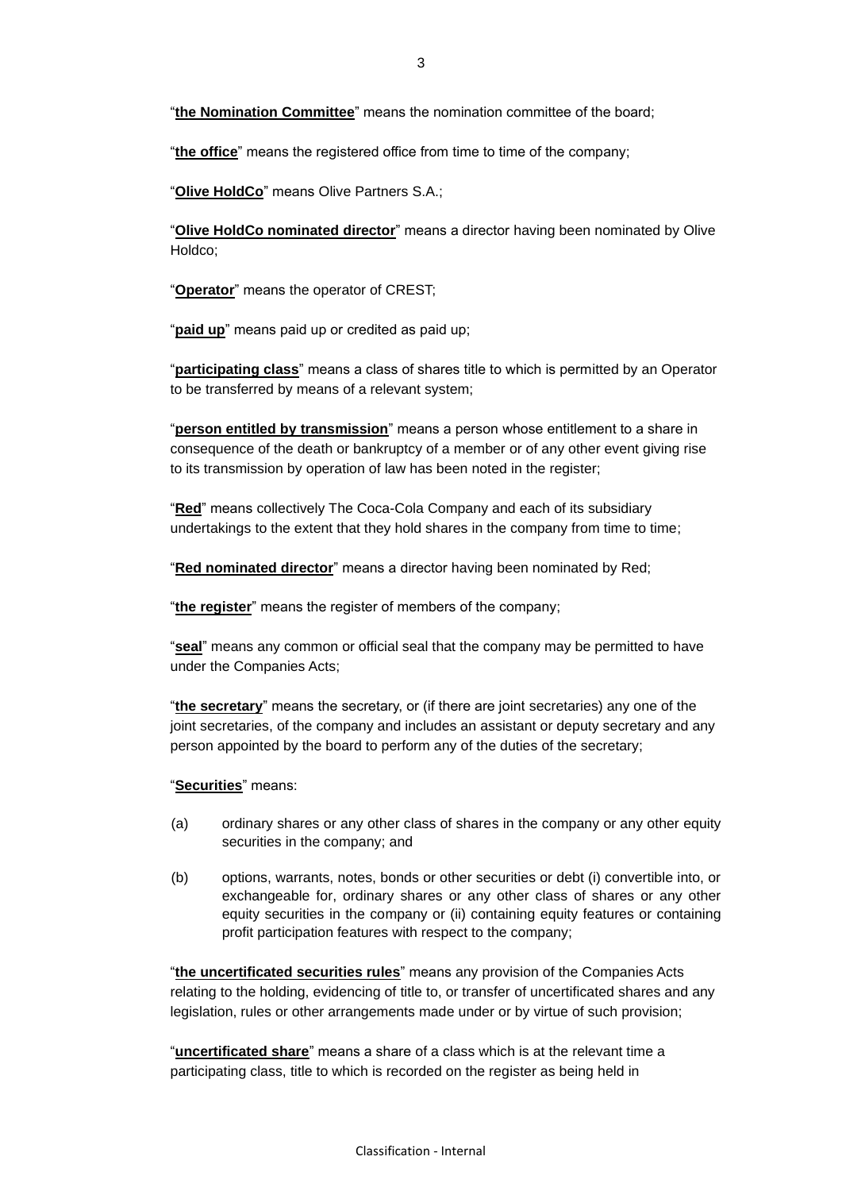"**the Nomination Committee**" means the nomination committee of the board;

"**the office**" means the registered office from time to time of the company;

"**Olive HoldCo**" means Olive Partners S.A.;

"**Olive HoldCo nominated director**" means a director having been nominated by Olive Holdco;

"**Operator**" means the operator of CREST;

"**paid up**" means paid up or credited as paid up;

"**participating class**" means a class of shares title to which is permitted by an Operator to be transferred by means of a relevant system;

"**person entitled by transmission**" means a person whose entitlement to a share in consequence of the death or bankruptcy of a member or of any other event giving rise to its transmission by operation of law has been noted in the register;

"**Red**" means collectively The Coca-Cola Company and each of its subsidiary undertakings to the extent that they hold shares in the company from time to time;

"**Red nominated director**" means a director having been nominated by Red;

"**the register**" means the register of members of the company;

"**seal**" means any common or official seal that the company may be permitted to have under the Companies Acts;

"**the secretary**" means the secretary, or (if there are joint secretaries) any one of the joint secretaries, of the company and includes an assistant or deputy secretary and any person appointed by the board to perform any of the duties of the secretary;

"**Securities**" means:

(a) ordinary shares or any other class of shares in the company or any other equity securities in the company; and

(b) options, warrants, notes, bonds or other securities or debt (i) convertible into, or exchangeable for, ordinary shares or any other class of shares or any other equity securities in the company or (ii) containing equity features or containing profit participation features with respect to the company;

"**the uncertificated securities rules**" means any provision of the Companies Acts relating to the holding, evidencing of title to, or transfer of uncertificated shares and any legislation, rules or other arrangements made under or by virtue of such provision;

"**uncertificated share**" means a share of a class which is at the relevant time a participating class, title to which is recorded on the register as being held in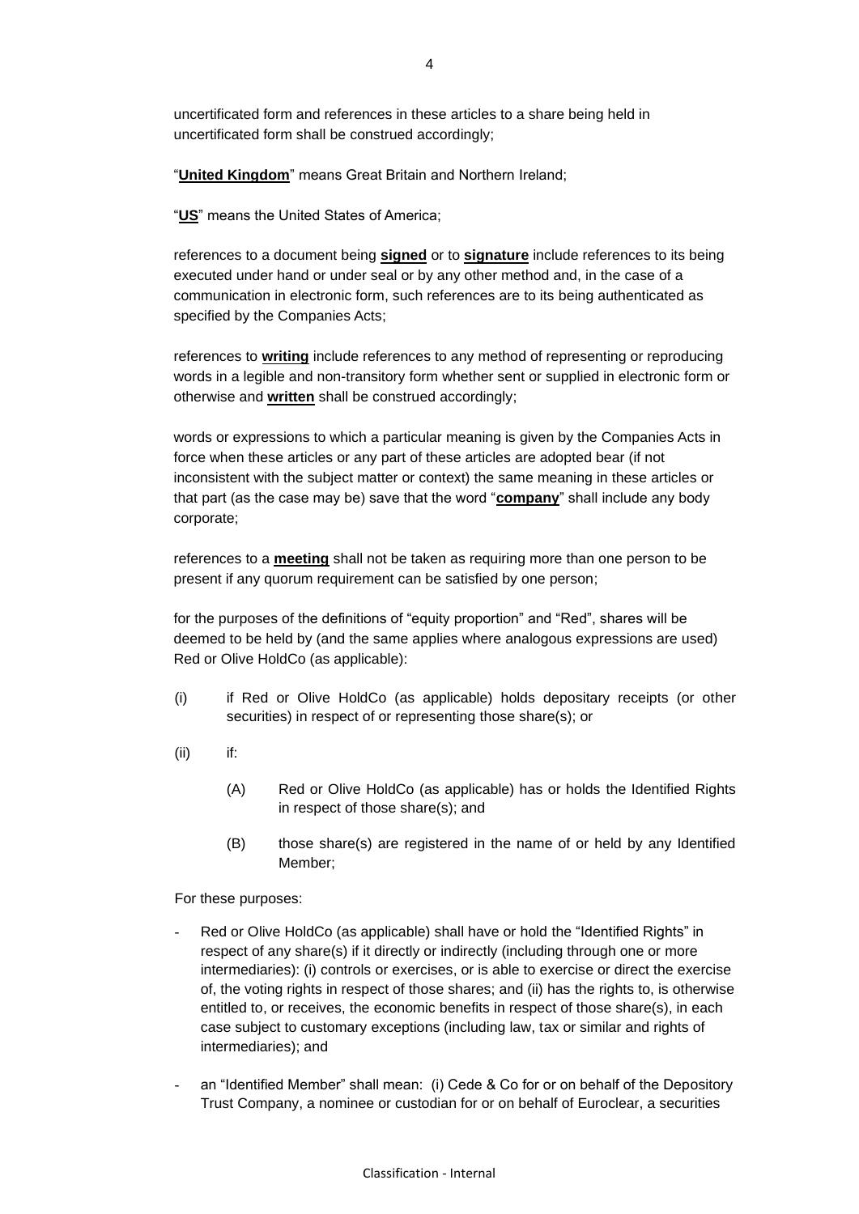uncertificated form and references in these articles to a share being held in uncertificated form shall be construed accordingly;

"**United Kingdom**" means Great Britain and Northern Ireland;

"**US**" means the United States of America;

references to a document being **signed** or to **signature** include references to its being executed under hand or under seal or by any other method and, in the case of a communication in electronic form, such references are to its being authenticated as specified by the Companies Acts;

references to **writing** include references to any method of representing or reproducing words in a legible and non-transitory form whether sent or supplied in electronic form or otherwise and **written** shall be construed accordingly;

words or expressions to which a particular meaning is given by the Companies Acts in force when these articles or any part of these articles are adopted bear (if not inconsistent with the subject matter or context) the same meaning in these articles or that part (as the case may be) save that the word "**company**" shall include any body corporate;

references to a **meeting** shall not be taken as requiring more than one person to be present if any quorum requirement can be satisfied by one person;

for the purposes of the definitions of "equity proportion" and "Red", shares will be deemed to be held by (and the same applies where analogous expressions are used) Red or Olive HoldCo (as applicable):

(i) if Red or Olive HoldCo (as applicable) holds depositary receipts (or other securities) in respect of or representing those share(s); or

(ii) if:

  (A) Red or Olive HoldCo (as applicable) has or holds the Identified Rights in respect of those share(s); and

  (B) those share(s) are registered in the name of or held by any Identified Member;

For these purposes:

- Red or Olive HoldCo (as applicable) shall have or hold the "Identified Rights" in respect of any share(s) if it directly or indirectly (including through one or more intermediaries): (i) controls or exercises, or is able to exercise or direct the exercise of, the voting rights in respect of those shares; and (ii) has the rights to, is otherwise entitled to, or receives, the economic benefits in respect of those share(s), in each case subject to customary exceptions (including law, tax or similar and rights of intermediaries); and
- an "Identified Member" shall mean: (i) Cede & Co for or on behalf of the Depository Trust Company, a nominee or custodian for or on behalf of Euroclear, a securities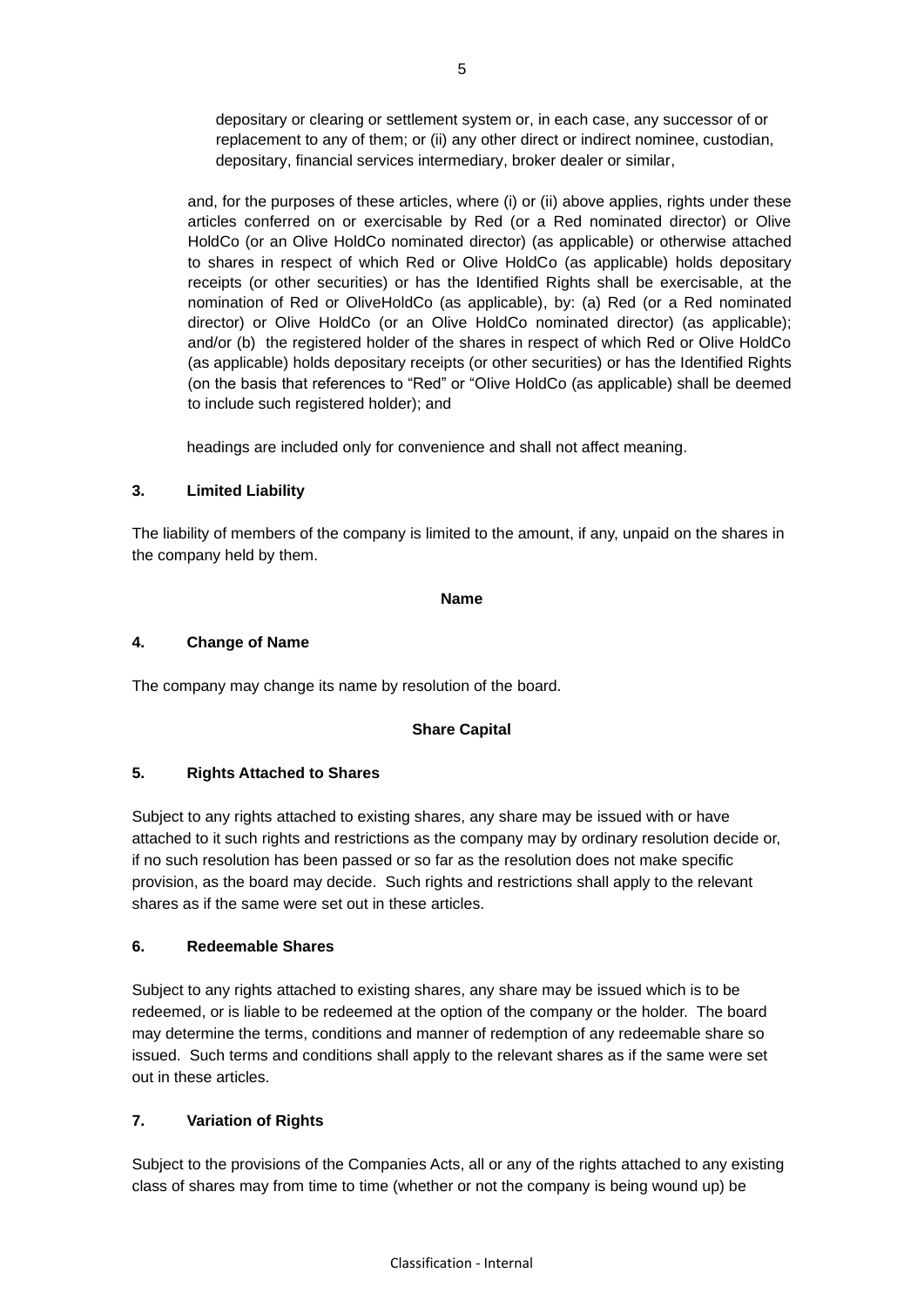depositary or clearing or settlement system or, in each case, any successor of or replacement to any of them; or (ii) any other direct or indirect nominee, custodian, depositary, financial services intermediary, broker dealer or similar,

and, for the purposes of these articles, where (i) or (ii) above applies, rights under these articles conferred on or exercisable by Red (or a Red nominated director) or Olive HoldCo (or an Olive HoldCo nominated director) (as applicable) or otherwise attached to shares in respect of which Red or Olive HoldCo (as applicable) holds depositary receipts (or other securities) or has the Identified Rights shall be exercisable, at the nomination of Red or OliveHoldCo (as applicable), by: (a) Red (or a Red nominated director) or Olive HoldCo (or an Olive HoldCo nominated director) (as applicable); and/or (b) the registered holder of the shares in respect of which Red or Olive HoldCo (as applicable) holds depositary receipts (or other securities) or has the Identified Rights (on the basis that references to "Red" or "Olive HoldCo (as applicable) shall be deemed to include such registered holder); and

headings are included only for convenience and shall not affect meaning.

### 3. Limited Liability

The liability of members of the company is limited to the amount, if any, unpaid on the shares in the company held by them.

## Name

### 4. Change of Name

The company may change its name by resolution of the board.

## Share Capital

### 5. Rights Attached to Shares

Subject to any rights attached to existing shares, any share may be issued with or have attached to it such rights and restrictions as the company may by ordinary resolution decide or, if no such resolution has been passed or so far as the resolution does not make specific provision, as the board may decide. Such rights and restrictions shall apply to the relevant shares as if the same were set out in these articles.

### 6. Redeemable Shares

Subject to any rights attached to existing shares, any share may be issued which is to be redeemed, or is liable to be redeemed at the option of the company or the holder. The board may determine the terms, conditions and manner of redemption of any redeemable share so issued. Such terms and conditions shall apply to the relevant shares as if the same were set out in these articles.

### 7. Variation of Rights

Subject to the provisions of the Companies Acts, all or any of the rights attached to any existing class of shares may from time to time (whether or not the company is being wound up) be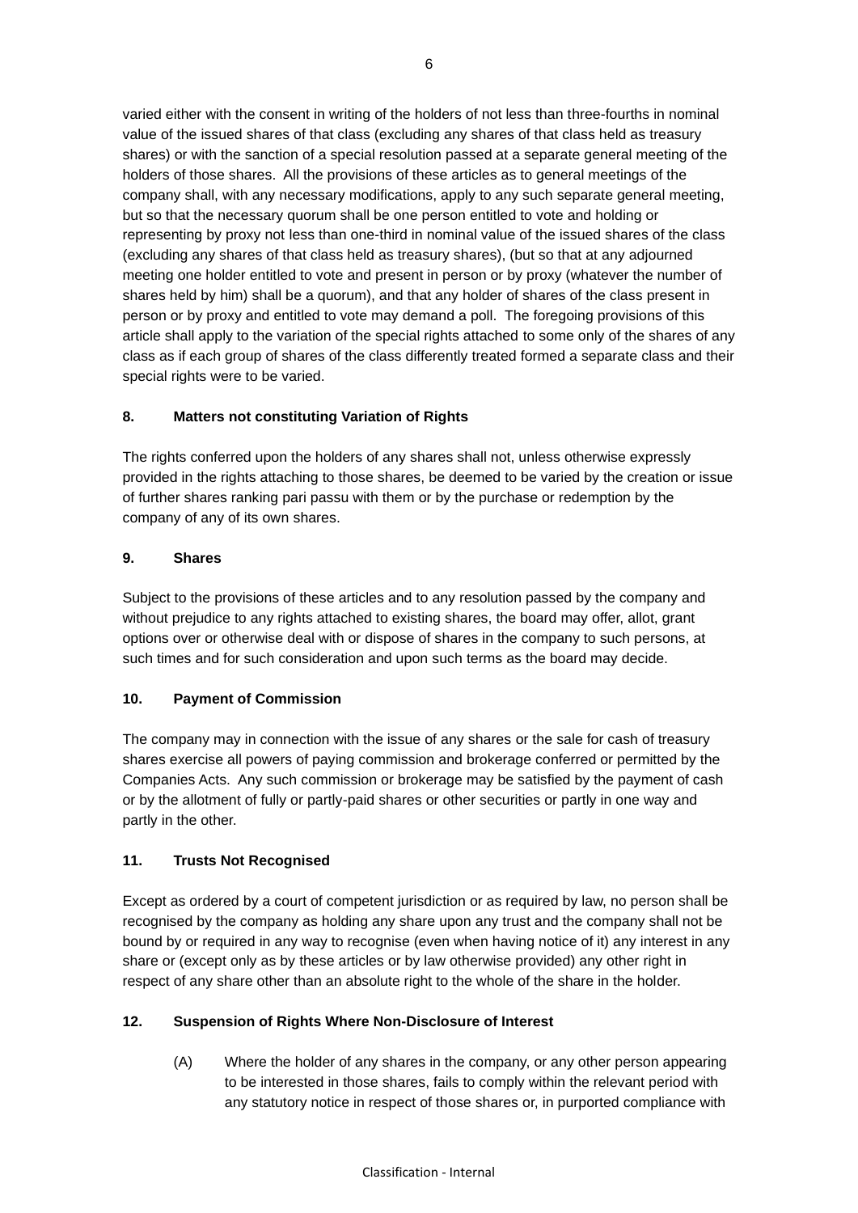varied either with the consent in writing of the holders of not less than three-fourths in nominal value of the issued shares of that class (excluding any shares of that class held as treasury shares) or with the sanction of a special resolution passed at a separate general meeting of the holders of those shares. All the provisions of these articles as to general meetings of the company shall, with any necessary modifications, apply to any such separate general meeting, but so that the necessary quorum shall be one person entitled to vote and holding or representing by proxy not less than one-third in nominal value of the issued shares of the class (excluding any shares of that class held as treasury shares), (but so that at any adjourned meeting one holder entitled to vote and present in person or by proxy (whatever the number of shares held by him) shall be a quorum), and that any holder of shares of the class present in person or by proxy and entitled to vote may demand a poll. The foregoing provisions of this article shall apply to the variation of the special rights attached to some only of the shares of any class as if each group of shares of the class differently treated formed a separate class and their special rights were to be varied.

**8. Matters not constituting Variation of Rights**

The rights conferred upon the holders of any shares shall not, unless otherwise expressly provided in the rights attaching to those shares, be deemed to be varied by the creation or issue of further shares ranking pari passu with them or by the purchase or redemption by the company of any of its own shares.

**9. Shares**

Subject to the provisions of these articles and to any resolution passed by the company and without prejudice to any rights attached to existing shares, the board may offer, allot, grant options over or otherwise deal with or dispose of shares in the company to such persons, at such times and for such consideration and upon such terms as the board may decide.

**10. Payment of Commission**

The company may in connection with the issue of any shares or the sale for cash of treasury shares exercise all powers of paying commission and brokerage conferred or permitted by the Companies Acts. Any such commission or brokerage may be satisfied by the payment of cash or by the allotment of fully or partly-paid shares or other securities or partly in one way and partly in the other.

**11. Trusts Not Recognised**

Except as ordered by a court of competent jurisdiction or as required by law, no person shall be recognised by the company as holding any share upon any trust and the company shall not be bound by or required in any way to recognise (even when having notice of it) any interest in any share or (except only as by these articles or by law otherwise provided) any other right in respect of any share other than an absolute right to the whole of the share in the holder.

**12. Suspension of Rights Where Non-Disclosure of Interest**

(A) Where the holder of any shares in the company, or any other person appearing to be interested in those shares, fails to comply within the relevant period with any statutory notice in respect of those shares or, in purported compliance with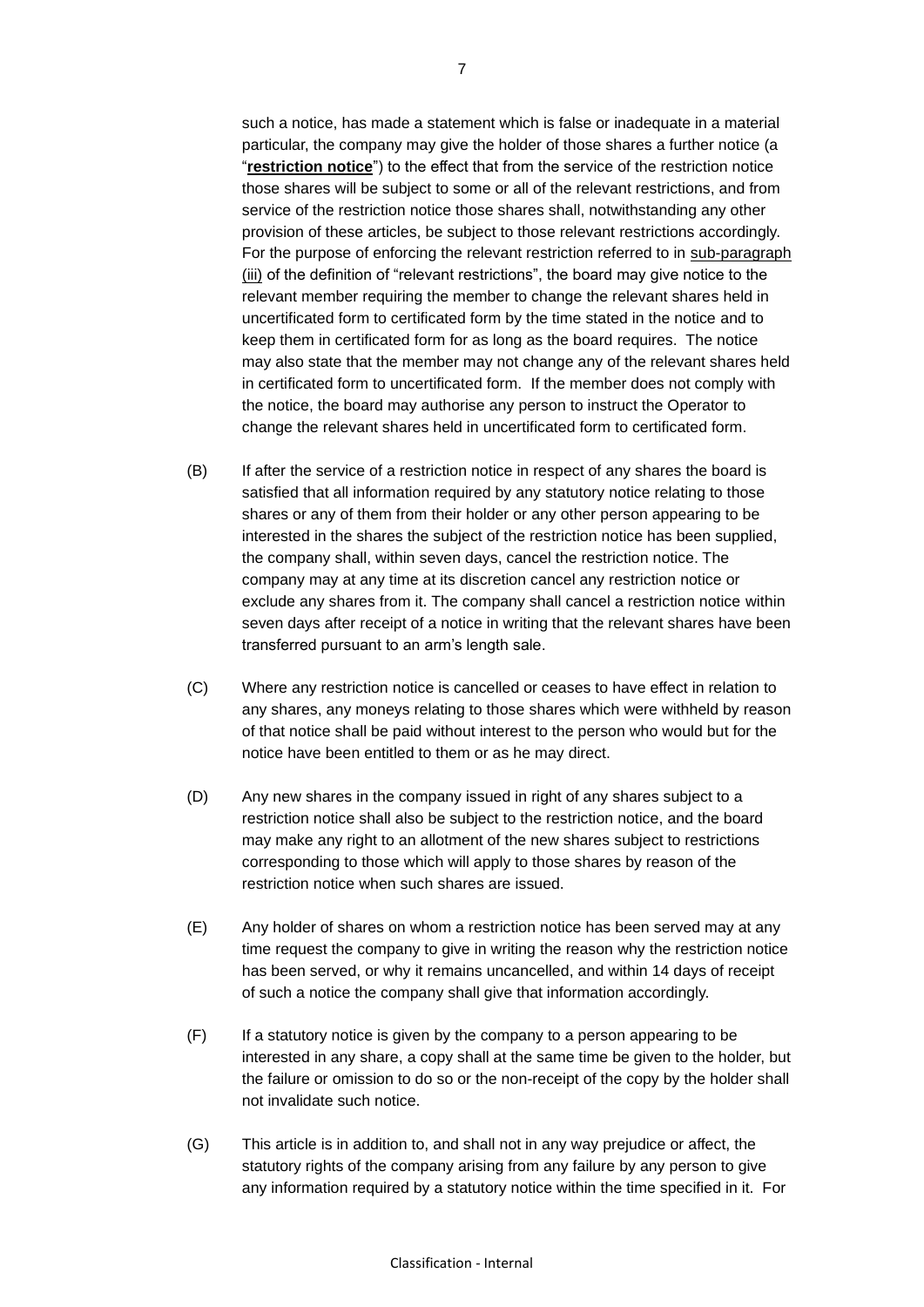such a notice, has made a statement which is false or inadequate in a material particular, the company may give the holder of those shares a further notice (a "**restriction notice**") to the effect that from the service of the restriction notice those shares will be subject to some or all of the relevant restrictions, and from service of the restriction notice those shares shall, notwithstanding any other provision of these articles, be subject to those relevant restrictions accordingly. For the purpose of enforcing the relevant restriction referred to in sub-paragraph (iii) of the definition of "relevant restrictions", the board may give notice to the relevant member requiring the member to change the relevant shares held in uncertificated form to certificated form by the time stated in the notice and to keep them in certificated form for as long as the board requires. The notice may also state that the member may not change any of the relevant shares held in certificated form to uncertificated form. If the member does not comply with the notice, the board may authorise any person to instruct the Operator to change the relevant shares held in uncertificated form to certificated form.

(B) If after the service of a restriction notice in respect of any shares the board is satisfied that all information required by any statutory notice relating to those shares or any of them from their holder or any other person appearing to be interested in the shares the subject of the restriction notice has been supplied, the company shall, within seven days, cancel the restriction notice. The company may at any time at its discretion cancel any restriction notice or exclude any shares from it. The company shall cancel a restriction notice within seven days after receipt of a notice in writing that the relevant shares have been transferred pursuant to an arm's length sale.

(C) Where any restriction notice is cancelled or ceases to have effect in relation to any shares, any moneys relating to those shares which were withheld by reason of that notice shall be paid without interest to the person who would but for the notice have been entitled to them or as he may direct.

(D) Any new shares in the company issued in right of any shares subject to a restriction notice shall also be subject to the restriction notice, and the board may make any right to an allotment of the new shares subject to restrictions corresponding to those which will apply to those shares by reason of the restriction notice when such shares are issued.

(E) Any holder of shares on whom a restriction notice has been served may at any time request the company to give in writing the reason why the restriction notice has been served, or why it remains uncancelled, and within 14 days of receipt of such a notice the company shall give that information accordingly.

(F) If a statutory notice is given by the company to a person appearing to be interested in any share, a copy shall at the same time be given to the holder, but the failure or omission to do so or the non-receipt of the copy by the holder shall not invalidate such notice.

(G) This article is in addition to, and shall not in any way prejudice or affect, the statutory rights of the company arising from any failure by any person to give any information required by a statutory notice within the time specified in it. For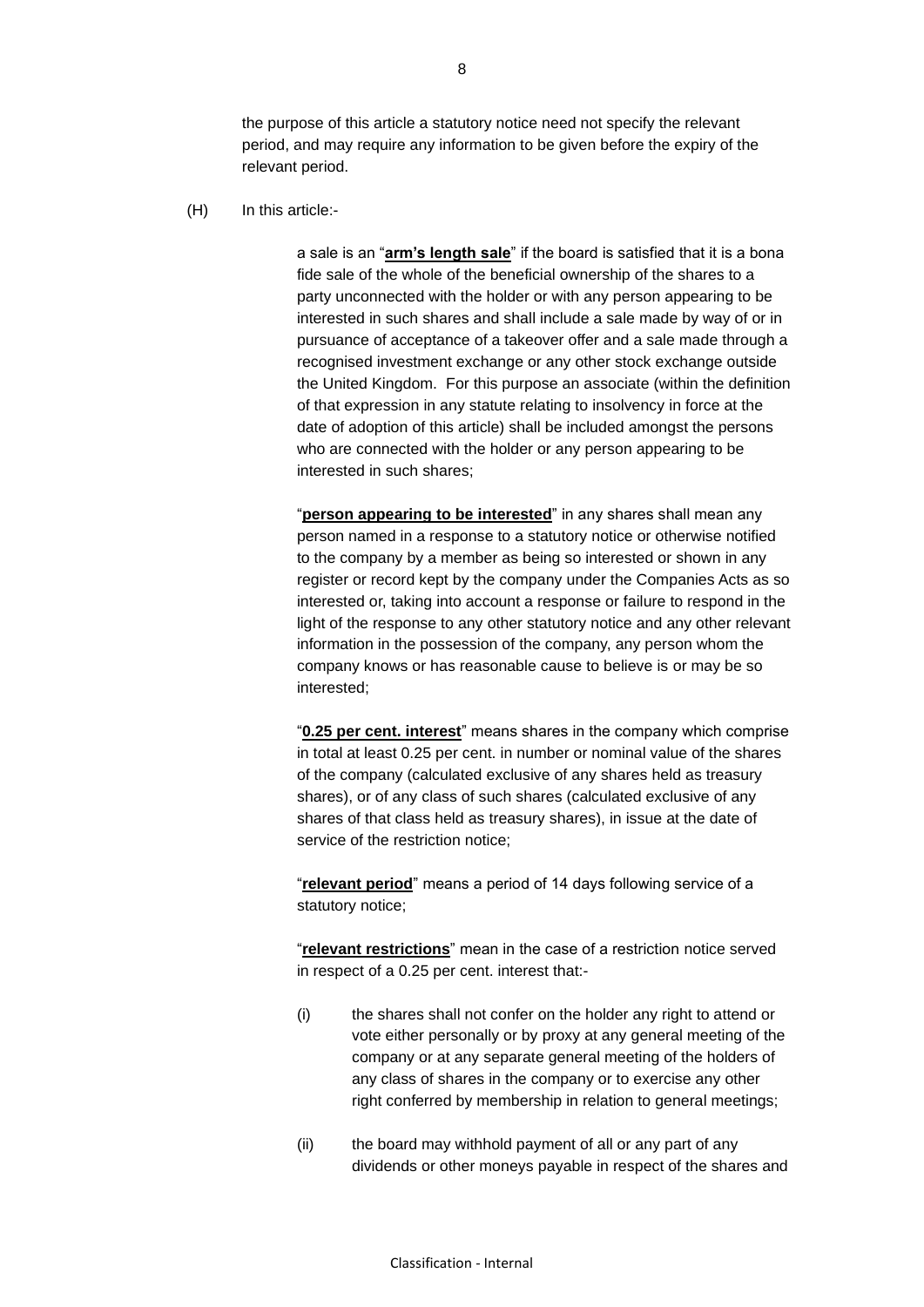the purpose of this article a statutory notice need not specify the relevant period, and may require any information to be given before the expiry of the relevant period.

(H) In this article:-

a sale is an "**arm's length sale**" if the board is satisfied that it is a bona fide sale of the whole of the beneficial ownership of the shares to a party unconnected with the holder or with any person appearing to be interested in such shares and shall include a sale made by way of or in pursuance of acceptance of a takeover offer and a sale made through a recognised investment exchange or any other stock exchange outside the United Kingdom. For this purpose an associate (within the definition of that expression in any statute relating to insolvency in force at the date of adoption of this article) shall be included amongst the persons who are connected with the holder or any person appearing to be interested in such shares;

"**person appearing to be interested**" in any shares shall mean any person named in a response to a statutory notice or otherwise notified to the company by a member as being so interested or shown in any register or record kept by the company under the Companies Acts as so interested or, taking into account a response or failure to respond in the light of the response to any other statutory notice and any other relevant information in the possession of the company, any person whom the company knows or has reasonable cause to believe is or may be so interested;

"**0.25 per cent. interest**" means shares in the company which comprise in total at least 0.25 per cent. in number or nominal value of the shares of the company (calculated exclusive of any shares held as treasury shares), or of any class of such shares (calculated exclusive of any shares of that class held as treasury shares), in issue at the date of service of the restriction notice;

"**relevant period**" means a period of 14 days following service of a statutory notice;

"**relevant restrictions**" mean in the case of a restriction notice served in respect of a 0.25 per cent. interest that:-

(i) the shares shall not confer on the holder any right to attend or vote either personally or by proxy at any general meeting of the company or at any separate general meeting of the holders of any class of shares in the company or to exercise any other right conferred by membership in relation to general meetings;

(ii) the board may withhold payment of all or any part of any dividends or other moneys payable in respect of the shares and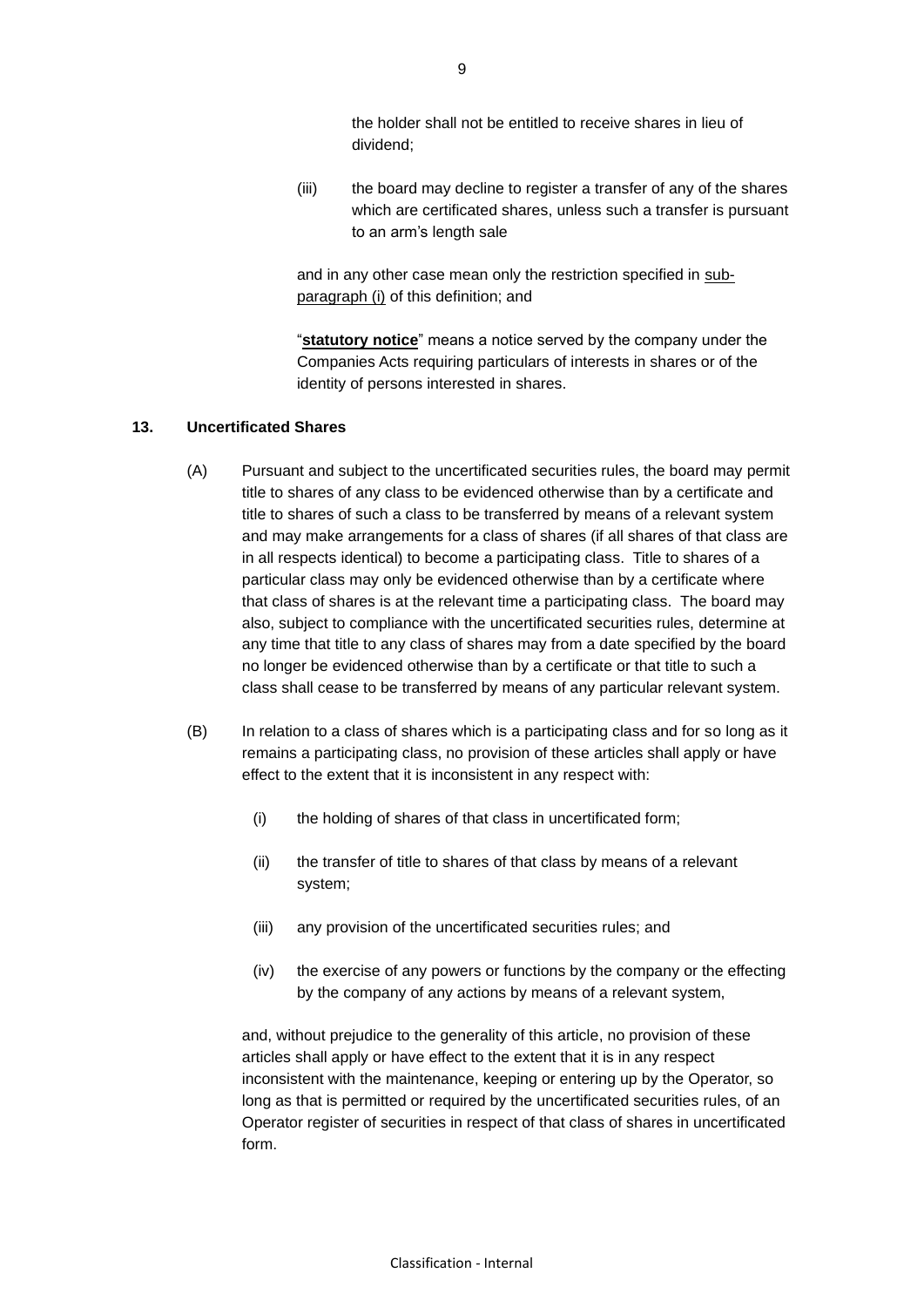the holder shall not be entitled to receive shares in lieu of dividend;

(iii) the board may decline to register a transfer of any of the shares which are certificated shares, unless such a transfer is pursuant to an arm's length sale

and in any other case mean only the restriction specified in sub-paragraph (i) of this definition; and

"**statutory notice**" means a notice served by the company under the Companies Acts requiring particulars of interests in shares or of the identity of persons interested in shares.

## 13. Uncertificated Shares

(A) Pursuant and subject to the uncertificated securities rules, the board may permit title to shares of any class to be evidenced otherwise than by a certificate and title to shares of such a class to be transferred by means of a relevant system and may make arrangements for a class of shares (if all shares of that class are in all respects identical) to become a participating class. Title to shares of a particular class may only be evidenced otherwise than by a certificate where that class of shares is at the relevant time a participating class. The board may also, subject to compliance with the uncertificated securities rules, determine at any time that title to any class of shares may from a date specified by the board no longer be evidenced otherwise than by a certificate or that title to such a class shall cease to be transferred by means of any particular relevant system.

(B) In relation to a class of shares which is a participating class and for so long as it remains a participating class, no provision of these articles shall apply or have effect to the extent that it is inconsistent in any respect with:

(i) the holding of shares of that class in uncertificated form;

(ii) the transfer of title to shares of that class by means of a relevant system;

(iii) any provision of the uncertificated securities rules; and

(iv) the exercise of any powers or functions by the company or the effecting by the company of any actions by means of a relevant system,

and, without prejudice to the generality of this article, no provision of these articles shall apply or have effect to the extent that it is in any respect inconsistent with the maintenance, keeping or entering up by the Operator, so long as that is permitted or required by the uncertificated securities rules, of an Operator register of securities in respect of that class of shares in uncertificated form.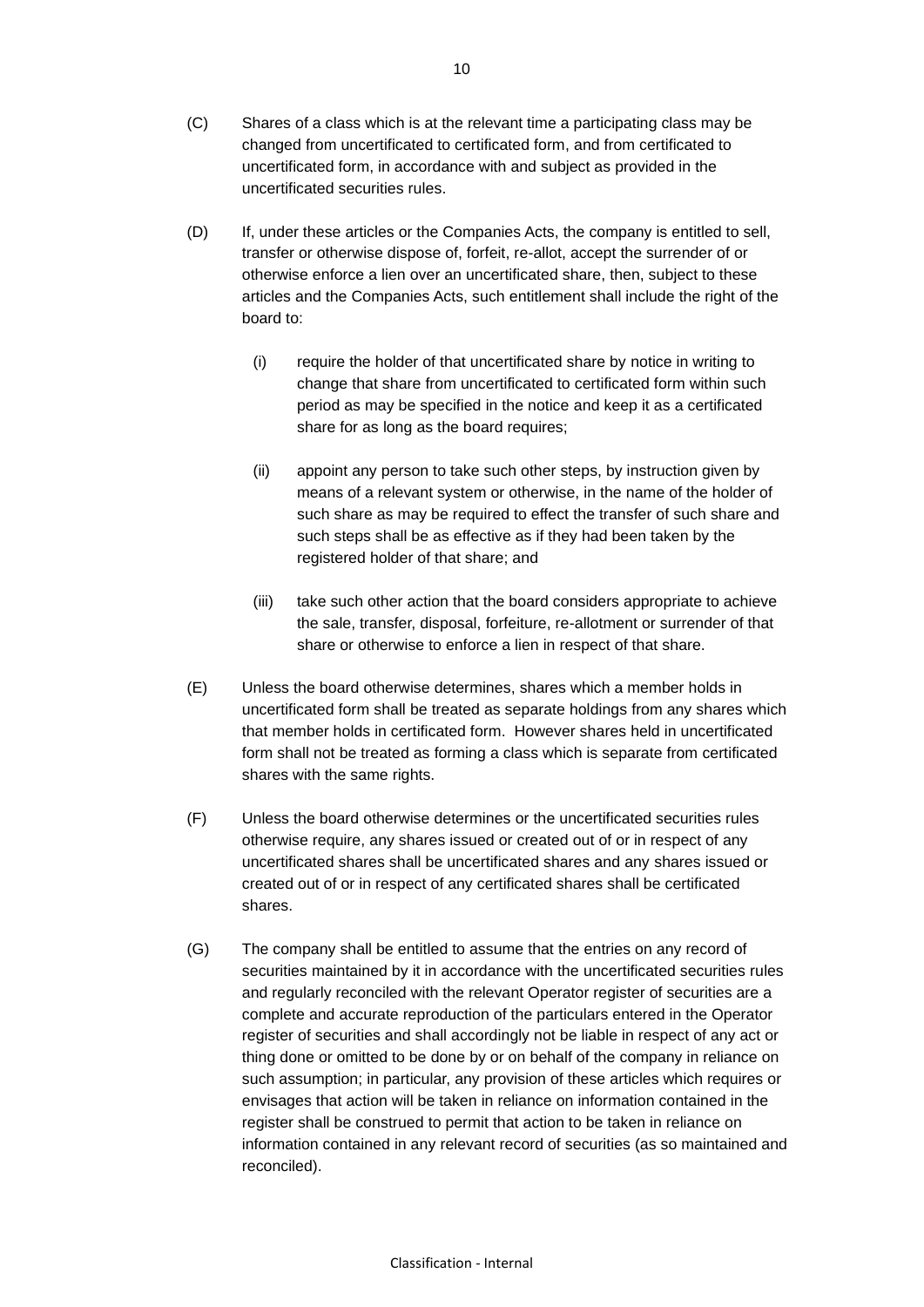(C) Shares of a class which is at the relevant time a participating class may be changed from uncertificated to certificated form, and from certificated to uncertificated form, in accordance with and subject as provided in the uncertificated securities rules.

(D) If, under these articles or the Companies Acts, the company is entitled to sell, transfer or otherwise dispose of, forfeit, re-allot, accept the surrender of or otherwise enforce a lien over an uncertificated share, then, subject to these articles and the Companies Acts, such entitlement shall include the right of the board to:

- (i) require the holder of that uncertificated share by notice in writing to change that share from uncertificated to certificated form within such period as may be specified in the notice and keep it as a certificated share for as long as the board requires;

- (ii) appoint any person to take such other steps, by instruction given by means of a relevant system or otherwise, in the name of the holder of such share as may be required to effect the transfer of such share and such steps shall be as effective as if they had been taken by the registered holder of that share; and

- (iii) take such other action that the board considers appropriate to achieve the sale, transfer, disposal, forfeiture, re-allotment or surrender of that share or otherwise to enforce a lien in respect of that share.

(E) Unless the board otherwise determines, shares which a member holds in uncertificated form shall be treated as separate holdings from any shares which that member holds in certificated form. However shares held in uncertificated form shall not be treated as forming a class which is separate from certificated shares with the same rights.

(F) Unless the board otherwise determines or the uncertificated securities rules otherwise require, any shares issued or created out of or in respect of any uncertificated shares shall be uncertificated shares and any shares issued or created out of or in respect of any certificated shares shall be certificated shares.

(G) The company shall be entitled to assume that the entries on any record of securities maintained by it in accordance with the uncertificated securities rules and regularly reconciled with the relevant Operator register of securities are a complete and accurate reproduction of the particulars entered in the Operator register of securities and shall accordingly not be liable in respect of any act or thing done or omitted to be done by or on behalf of the company in reliance on such assumption; in particular, any provision of these articles which requires or envisages that action will be taken in reliance on information contained in the register shall be construed to permit that action to be taken in reliance on information contained in any relevant record of securities (as so maintained and reconciled).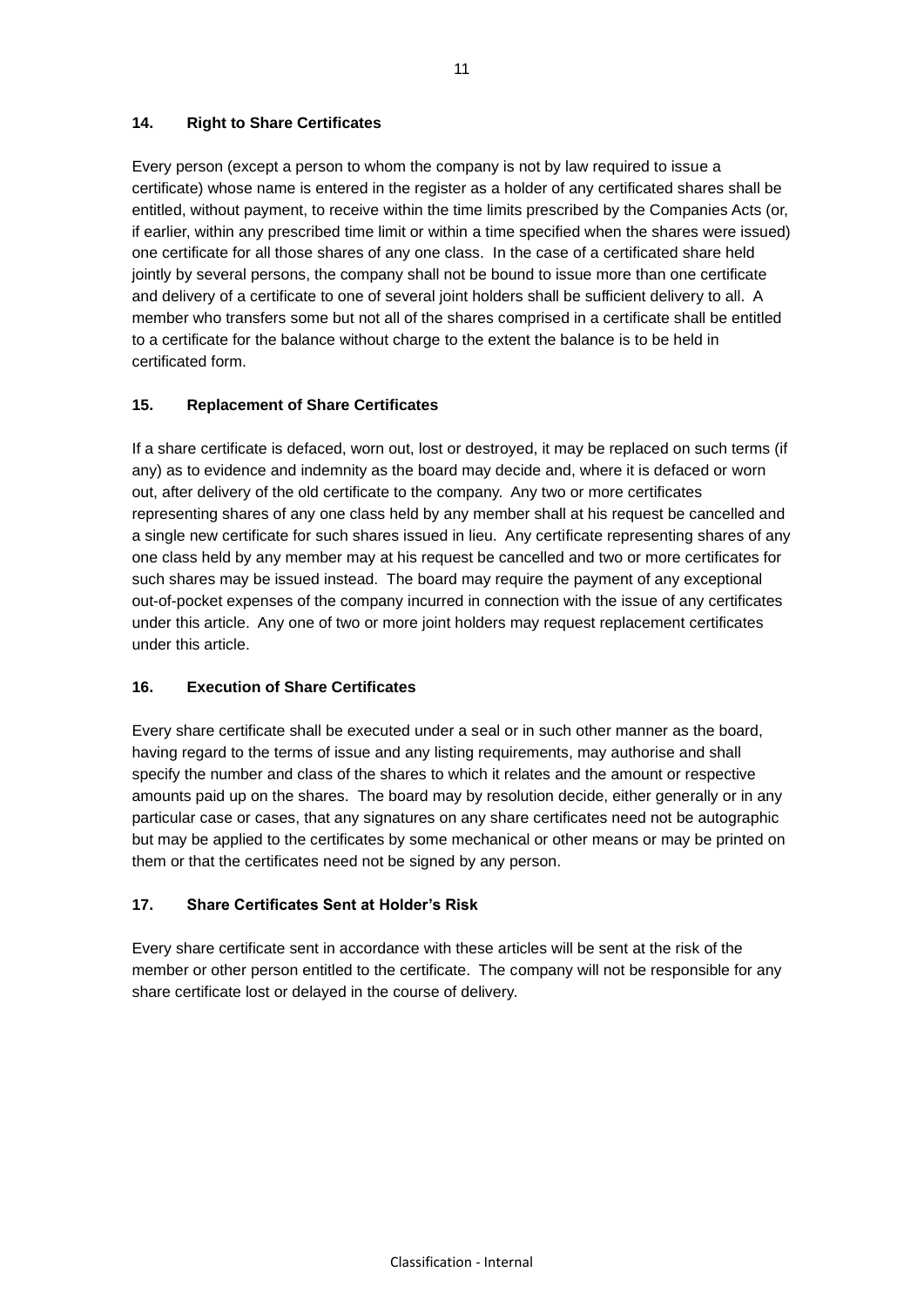### 14. Right to Share Certificates

Every person (except a person to whom the company is not by law required to issue a certificate) whose name is entered in the register as a holder of any certificated shares shall be entitled, without payment, to receive within the time limits prescribed by the Companies Acts (or, if earlier, within any prescribed time limit or within a time specified when the shares were issued) one certificate for all those shares of any one class. In the case of a certificated share held jointly by several persons, the company shall not be bound to issue more than one certificate and delivery of a certificate to one of several joint holders shall be sufficient delivery to all. A member who transfers some but not all of the shares comprised in a certificate shall be entitled to a certificate for the balance without charge to the extent the balance is to be held in certificated form.

### 15. Replacement of Share Certificates

If a share certificate is defaced, worn out, lost or destroyed, it may be replaced on such terms (if any) as to evidence and indemnity as the board may decide and, where it is defaced or worn out, after delivery of the old certificate to the company. Any two or more certificates representing shares of any one class held by any member shall at his request be cancelled and a single new certificate for such shares issued in lieu. Any certificate representing shares of any one class held by any member may at his request be cancelled and two or more certificates for such shares may be issued instead. The board may require the payment of any exceptional out-of-pocket expenses of the company incurred in connection with the issue of any certificates under this article. Any one of two or more joint holders may request replacement certificates under this article.

### 16. Execution of Share Certificates

Every share certificate shall be executed under a seal or in such other manner as the board, having regard to the terms of issue and any listing requirements, may authorise and shall specify the number and class of the shares to which it relates and the amount or respective amounts paid up on the shares. The board may by resolution decide, either generally or in any particular case or cases, that any signatures on any share certificates need not be autographic but may be applied to the certificates by some mechanical or other means or may be printed on them or that the certificates need not be signed by any person.

### 17. Share Certificates Sent at Holder's Risk

Every share certificate sent in accordance with these articles will be sent at the risk of the member or other person entitled to the certificate. The company will not be responsible for any share certificate lost or delayed in the course of delivery.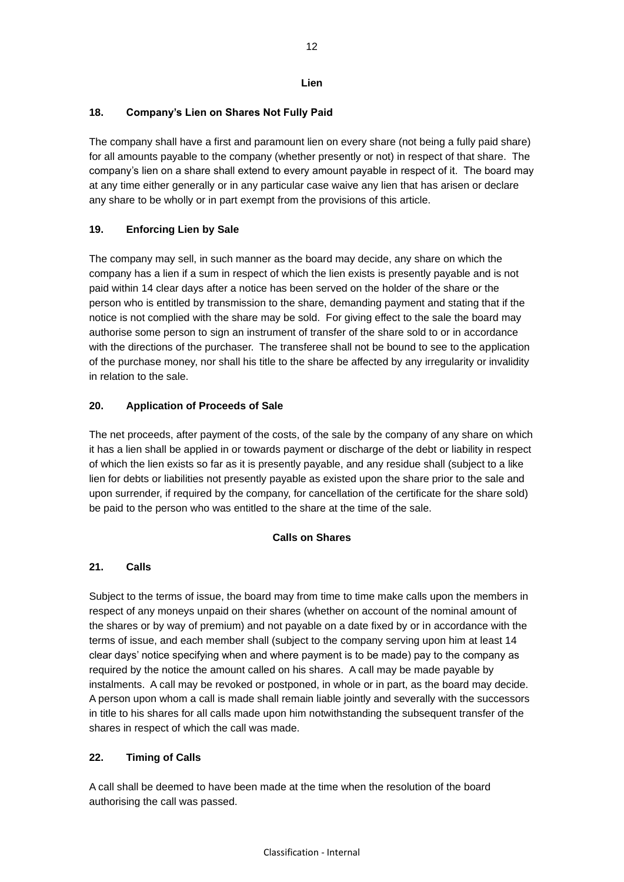## Lien

### 18. Company's Lien on Shares Not Fully Paid

The company shall have a first and paramount lien on every share (not being a fully paid share) for all amounts payable to the company (whether presently or not) in respect of that share. The company's lien on a share shall extend to every amount payable in respect of it. The board may at any time either generally or in any particular case waive any lien that has arisen or declare any share to be wholly or in part exempt from the provisions of this article.

### 19. Enforcing Lien by Sale

The company may sell, in such manner as the board may decide, any share on which the company has a lien if a sum in respect of which the lien exists is presently payable and is not paid within 14 clear days after a notice has been served on the holder of the share or the person who is entitled by transmission to the share, demanding payment and stating that if the notice is not complied with the share may be sold. For giving effect to the sale the board may authorise some person to sign an instrument of transfer of the share sold to or in accordance with the directions of the purchaser. The transferee shall not be bound to see to the application of the purchase money, nor shall his title to the share be affected by any irregularity or invalidity in relation to the sale.

### 20. Application of Proceeds of Sale

The net proceeds, after payment of the costs, of the sale by the company of any share on which it has a lien shall be applied in or towards payment or discharge of the debt or liability in respect of which the lien exists so far as it is presently payable, and any residue shall (subject to a like lien for debts or liabilities not presently payable as existed upon the share prior to the sale and upon surrender, if required by the company, for cancellation of the certificate for the share sold) be paid to the person who was entitled to the share at the time of the sale.

## Calls on Shares

### 21. Calls

Subject to the terms of issue, the board may from time to time make calls upon the members in respect of any moneys unpaid on their shares (whether on account of the nominal amount of the shares or by way of premium) and not payable on a date fixed by or in accordance with the terms of issue, and each member shall (subject to the company serving upon him at least 14 clear days' notice specifying when and where payment is to be made) pay to the company as required by the notice the amount called on his shares. A call may be made payable by instalments. A call may be revoked or postponed, in whole or in part, as the board may decide. A person upon whom a call is made shall remain liable jointly and severally with the successors in title to his shares for all calls made upon him notwithstanding the subsequent transfer of the shares in respect of which the call was made.

### 22. Timing of Calls

A call shall be deemed to have been made at the time when the resolution of the board authorising the call was passed.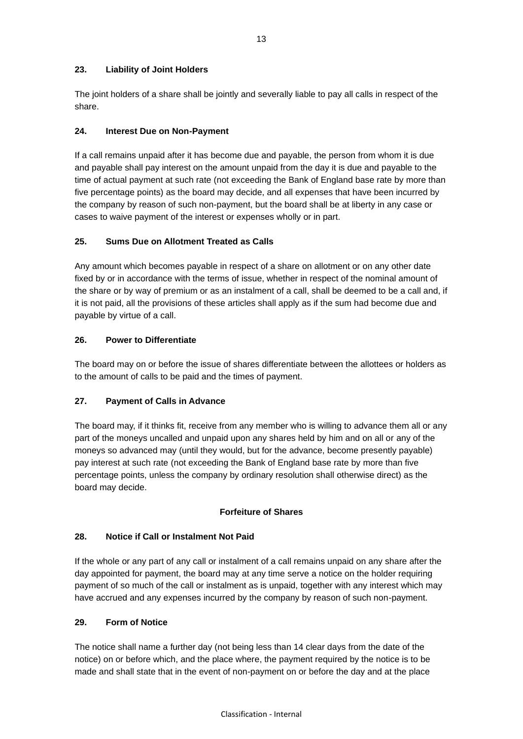### 23. Liability of Joint Holders

The joint holders of a share shall be jointly and severally liable to pay all calls in respect of the share.

### 24. Interest Due on Non-Payment

If a call remains unpaid after it has become due and payable, the person from whom it is due and payable shall pay interest on the amount unpaid from the day it is due and payable to the time of actual payment at such rate (not exceeding the Bank of England base rate by more than five percentage points) as the board may decide, and all expenses that have been incurred by the company by reason of such non-payment, but the board shall be at liberty in any case or cases to waive payment of the interest or expenses wholly or in part.

### 25. Sums Due on Allotment Treated as Calls

Any amount which becomes payable in respect of a share on allotment or on any other date fixed by or in accordance with the terms of issue, whether in respect of the nominal amount of the share or by way of premium or as an instalment of a call, shall be deemed to be a call and, if it is not paid, all the provisions of these articles shall apply as if the sum had become due and payable by virtue of a call.

### 26. Power to Differentiate

The board may on or before the issue of shares differentiate between the allottees or holders as to the amount of calls to be paid and the times of payment.

### 27. Payment of Calls in Advance

The board may, if it thinks fit, receive from any member who is willing to advance them all or any part of the moneys uncalled and unpaid upon any shares held by him and on all or any of the moneys so advanced may (until they would, but for the advance, become presently payable) pay interest at such rate (not exceeding the Bank of England base rate by more than five percentage points, unless the company by ordinary resolution shall otherwise direct) as the board may decide.

## Forfeiture of Shares

### 28. Notice if Call or Instalment Not Paid

If the whole or any part of any call or instalment of a call remains unpaid on any share after the day appointed for payment, the board may at any time serve a notice on the holder requiring payment of so much of the call or instalment as is unpaid, together with any interest which may have accrued and any expenses incurred by the company by reason of such non-payment.

### 29. Form of Notice

The notice shall name a further day (not being less than 14 clear days from the date of the notice) on or before which, and the place where, the payment required by the notice is to be made and shall state that in the event of non-payment on or before the day and at the place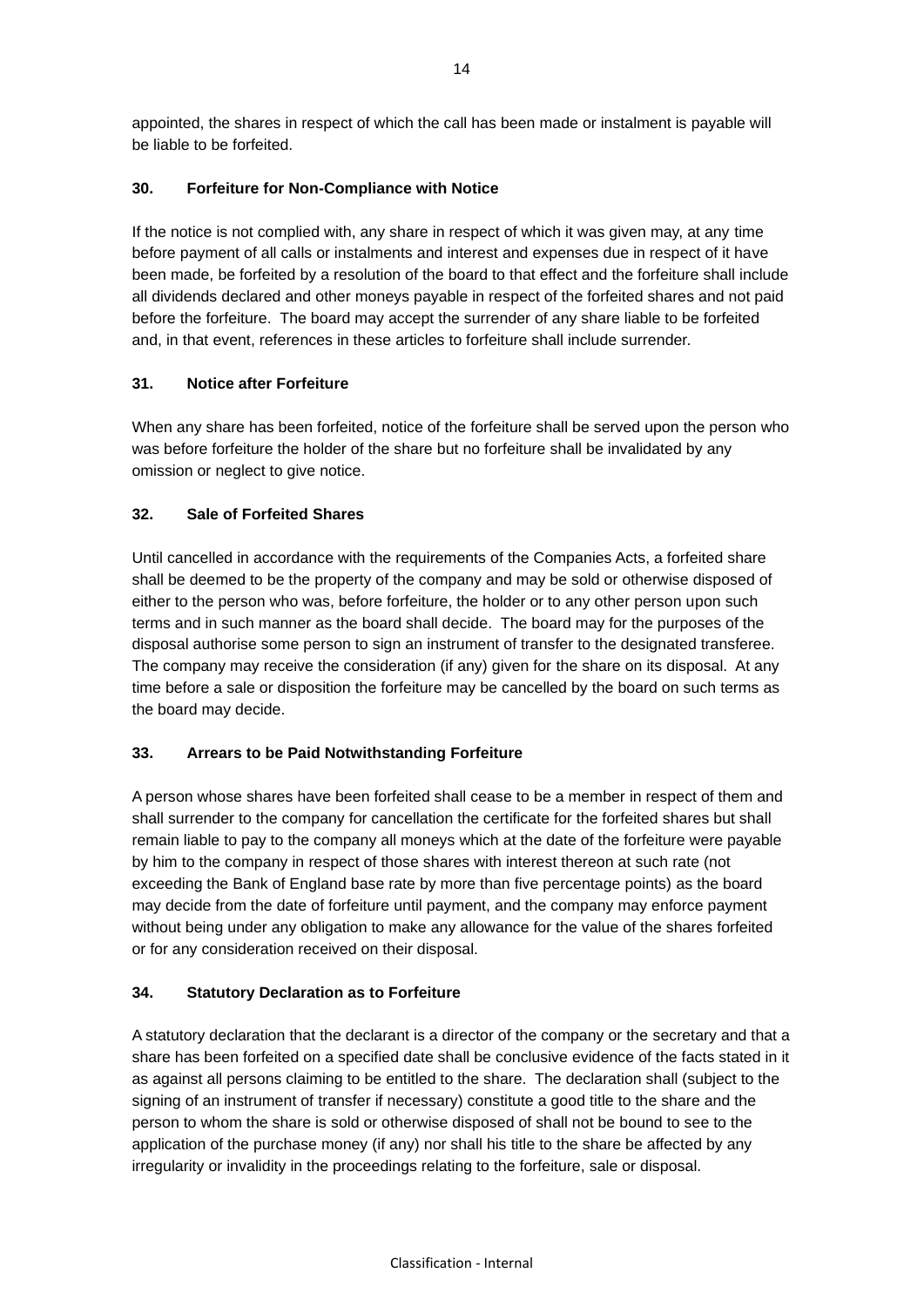appointed, the shares in respect of which the call has been made or instalment is payable will be liable to be forfeited.

### 30. Forfeiture for Non-Compliance with Notice

If the notice is not complied with, any share in respect of which it was given may, at any time before payment of all calls or instalments and interest and expenses due in respect of it have been made, be forfeited by a resolution of the board to that effect and the forfeiture shall include all dividends declared and other moneys payable in respect of the forfeited shares and not paid before the forfeiture. The board may accept the surrender of any share liable to be forfeited and, in that event, references in these articles to forfeiture shall include surrender.

### 31. Notice after Forfeiture

When any share has been forfeited, notice of the forfeiture shall be served upon the person who was before forfeiture the holder of the share but no forfeiture shall be invalidated by any omission or neglect to give notice.

### 32. Sale of Forfeited Shares

Until cancelled in accordance with the requirements of the Companies Acts, a forfeited share shall be deemed to be the property of the company and may be sold or otherwise disposed of either to the person who was, before forfeiture, the holder or to any other person upon such terms and in such manner as the board shall decide. The board may for the purposes of the disposal authorise some person to sign an instrument of transfer to the designated transferee. The company may receive the consideration (if any) given for the share on its disposal. At any time before a sale or disposition the forfeiture may be cancelled by the board on such terms as the board may decide.

### 33. Arrears to be Paid Notwithstanding Forfeiture

A person whose shares have been forfeited shall cease to be a member in respect of them and shall surrender to the company for cancellation the certificate for the forfeited shares but shall remain liable to pay to the company all moneys which at the date of the forfeiture were payable by him to the company in respect of those shares with interest thereon at such rate (not exceeding the Bank of England base rate by more than five percentage points) as the board may decide from the date of forfeiture until payment, and the company may enforce payment without being under any obligation to make any allowance for the value of the shares forfeited or for any consideration received on their disposal.

### 34. Statutory Declaration as to Forfeiture

A statutory declaration that the declarant is a director of the company or the secretary and that a share has been forfeited on a specified date shall be conclusive evidence of the facts stated in it as against all persons claiming to be entitled to the share. The declaration shall (subject to the signing of an instrument of transfer if necessary) constitute a good title to the share and the person to whom the share is sold or otherwise disposed of shall not be bound to see to the application of the purchase money (if any) nor shall his title to the share be affected by any irregularity or invalidity in the proceedings relating to the forfeiture, sale or disposal.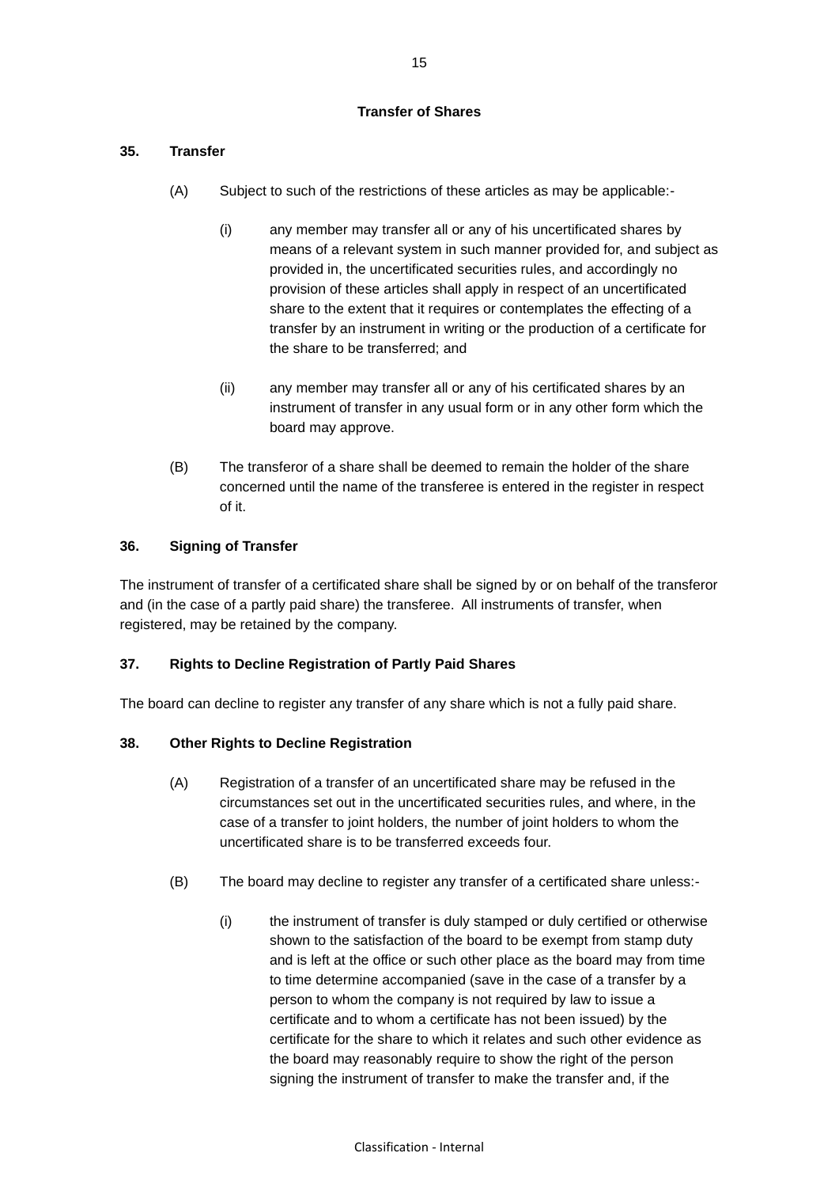## Transfer of Shares

### 35. Transfer

(A) Subject to such of the restrictions of these articles as may be applicable:-

(i) any member may transfer all or any of his uncertificated shares by means of a relevant system in such manner provided for, and subject as provided in, the uncertificated securities rules, and accordingly no provision of these articles shall apply in respect of an uncertificated share to the extent that it requires or contemplates the effecting of a transfer by an instrument in writing or the production of a certificate for the share to be transferred; and

(ii) any member may transfer all or any of his certificated shares by an instrument of transfer in any usual form or in any other form which the board may approve.

(B) The transferor of a share shall be deemed to remain the holder of the share concerned until the name of the transferee is entered in the register in respect of it.

### 36. Signing of Transfer

The instrument of transfer of a certificated share shall be signed by or on behalf of the transferor and (in the case of a partly paid share) the transferee. All instruments of transfer, when registered, may be retained by the company.

### 37. Rights to Decline Registration of Partly Paid Shares

The board can decline to register any transfer of any share which is not a fully paid share.

### 38. Other Rights to Decline Registration

(A) Registration of a transfer of an uncertificated share may be refused in the circumstances set out in the uncertificated securities rules, and where, in the case of a transfer to joint holders, the number of joint holders to whom the uncertificated share is to be transferred exceeds four.

(B) The board may decline to register any transfer of a certificated share unless:-

(i) the instrument of transfer is duly stamped or duly certified or otherwise shown to the satisfaction of the board to be exempt from stamp duty and is left at the office or such other place as the board may from time to time determine accompanied (save in the case of a transfer by a person to whom the company is not required by law to issue a certificate and to whom a certificate has not been issued) by the certificate for the share to which it relates and such other evidence as the board may reasonably require to show the right of the person signing the instrument of transfer to make the transfer and, if the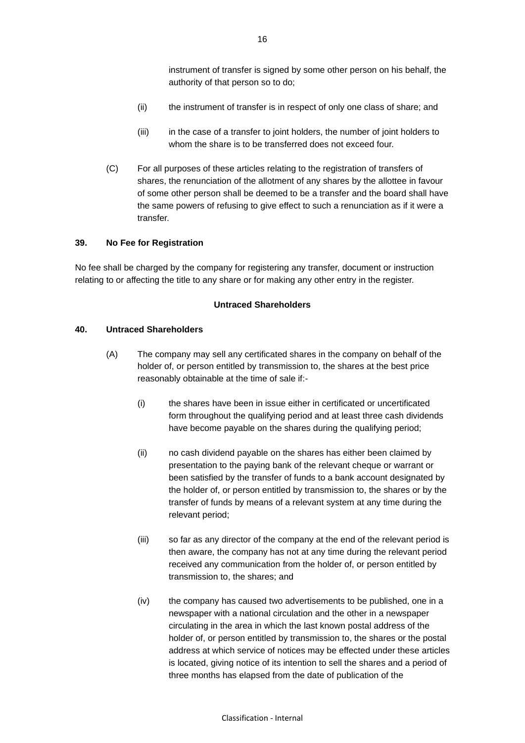instrument of transfer is signed by some other person on his behalf, the authority of that person so to do;

(ii) the instrument of transfer is in respect of only one class of share; and

(iii) in the case of a transfer to joint holders, the number of joint holders to whom the share is to be transferred does not exceed four.

(C) For all purposes of these articles relating to the registration of transfers of shares, the renunciation of the allotment of any shares by the allottee in favour of some other person shall be deemed to be a transfer and the board shall have the same powers of refusing to give effect to such a renunciation as if it were a transfer.

**39. No Fee for Registration**

No fee shall be charged by the company for registering any transfer, document or instruction relating to or affecting the title to any share or for making any other entry in the register.

**Untraced Shareholders**

**40. Untraced Shareholders**

(A) The company may sell any certificated shares in the company on behalf of the holder of, or person entitled by transmission to, the shares at the best price reasonably obtainable at the time of sale if:-

(i) the shares have been in issue either in certificated or uncertificated form throughout the qualifying period and at least three cash dividends have become payable on the shares during the qualifying period;

(ii) no cash dividend payable on the shares has either been claimed by presentation to the paying bank of the relevant cheque or warrant or been satisfied by the transfer of funds to a bank account designated by the holder of, or person entitled by transmission to, the shares or by the transfer of funds by means of a relevant system at any time during the relevant period;

(iii) so far as any director of the company at the end of the relevant period is then aware, the company has not at any time during the relevant period received any communication from the holder of, or person entitled by transmission to, the shares; and

(iv) the company has caused two advertisements to be published, one in a newspaper with a national circulation and the other in a newspaper circulating in the area in which the last known postal address of the holder of, or person entitled by transmission to, the shares or the postal address at which service of notices may be effected under these articles is located, giving notice of its intention to sell the shares and a period of three months has elapsed from the date of publication of the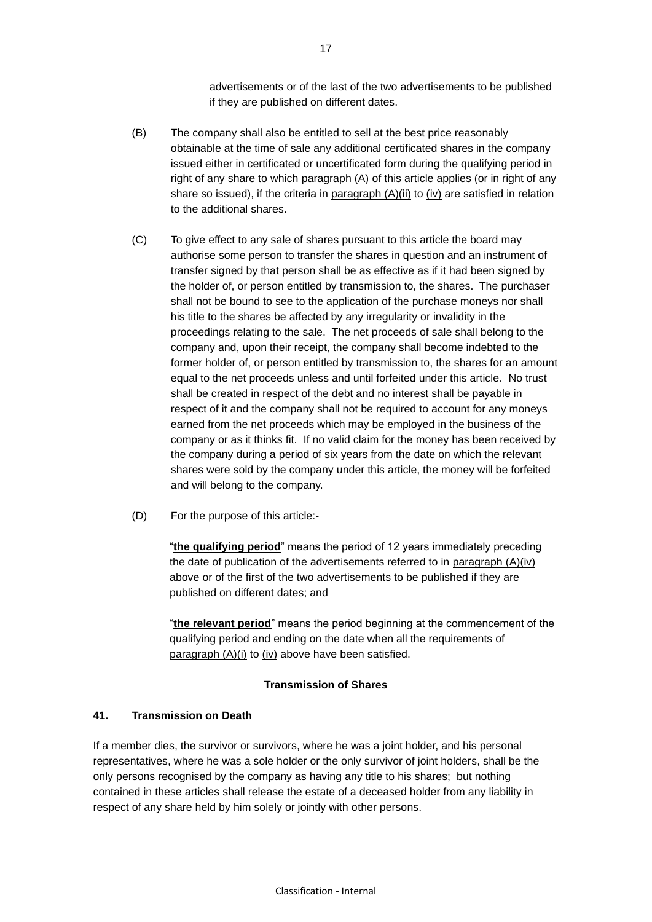advertisements or of the last of the two advertisements to be published if they are published on different dates.

(B) The company shall also be entitled to sell at the best price reasonably obtainable at the time of sale any additional certificated shares in the company issued either in certificated or uncertificated form during the qualifying period in right of any share to which paragraph (A) of this article applies (or in right of any share so issued), if the criteria in paragraph (A)(ii) to (iv) are satisfied in relation to the additional shares.

(C) To give effect to any sale of shares pursuant to this article the board may authorise some person to transfer the shares in question and an instrument of transfer signed by that person shall be as effective as if it had been signed by the holder of, or person entitled by transmission to, the shares. The purchaser shall not be bound to see to the application of the purchase moneys nor shall his title to the shares be affected by any irregularity or invalidity in the proceedings relating to the sale. The net proceeds of sale shall belong to the company and, upon their receipt, the company shall become indebted to the former holder of, or person entitled by transmission to, the shares for an amount equal to the net proceeds unless and until forfeited under this article. No trust shall be created in respect of the debt and no interest shall be payable in respect of it and the company shall not be required to account for any moneys earned from the net proceeds which may be employed in the business of the company or as it thinks fit. If no valid claim for the money has been received by the company during a period of six years from the date on which the relevant shares were sold by the company under this article, the money will be forfeited and will belong to the company.

(D) For the purpose of this article:-

"**the qualifying period**" means the period of 12 years immediately preceding the date of publication of the advertisements referred to in paragraph (A)(iv) above or of the first of the two advertisements to be published if they are published on different dates; and

"**the relevant period**" means the period beginning at the commencement of the qualifying period and ending on the date when all the requirements of paragraph (A)(i) to (iv) above have been satisfied.

**Transmission of Shares**

### 41. Transmission on Death

If a member dies, the survivor or survivors, where he was a joint holder, and his personal representatives, where he was a sole holder or the only survivor of joint holders, shall be the only persons recognised by the company as having any title to his shares; but nothing contained in these articles shall release the estate of a deceased holder from any liability in respect of any share held by him solely or jointly with other persons.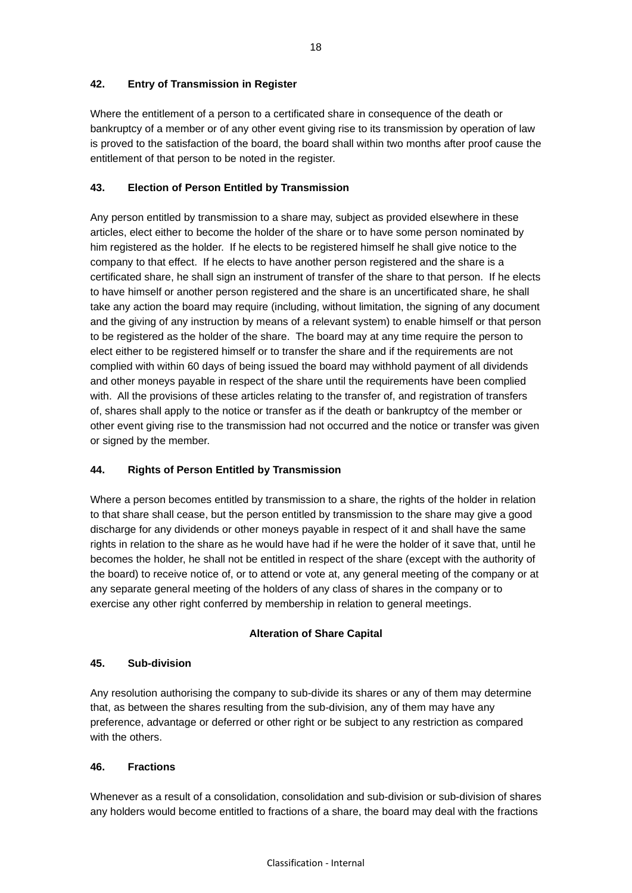### 42. Entry of Transmission in Register

Where the entitlement of a person to a certificated share in consequence of the death or bankruptcy of a member or of any other event giving rise to its transmission by operation of law is proved to the satisfaction of the board, the board shall within two months after proof cause the entitlement of that person to be noted in the register.

### 43. Election of Person Entitled by Transmission

Any person entitled by transmission to a share may, subject as provided elsewhere in these articles, elect either to become the holder of the share or to have some person nominated by him registered as the holder. If he elects to be registered himself he shall give notice to the company to that effect. If he elects to have another person registered and the share is a certificated share, he shall sign an instrument of transfer of the share to that person. If he elects to have himself or another person registered and the share is an uncertificated share, he shall take any action the board may require (including, without limitation, the signing of any document and the giving of any instruction by means of a relevant system) to enable himself or that person to be registered as the holder of the share. The board may at any time require the person to elect either to be registered himself or to transfer the share and if the requirements are not complied with within 60 days of being issued the board may withhold payment of all dividends and other moneys payable in respect of the share until the requirements have been complied with. All the provisions of these articles relating to the transfer of, and registration of transfers of, shares shall apply to the notice or transfer as if the death or bankruptcy of the member or other event giving rise to the transmission had not occurred and the notice or transfer was given or signed by the member.

### 44. Rights of Person Entitled by Transmission

Where a person becomes entitled by transmission to a share, the rights of the holder in relation to that share shall cease, but the person entitled by transmission to the share may give a good discharge for any dividends or other moneys payable in respect of it and shall have the same rights in relation to the share as he would have had if he were the holder of it save that, until he becomes the holder, he shall not be entitled in respect of the share (except with the authority of the board) to receive notice of, or to attend or vote at, any general meeting of the company or at any separate general meeting of the holders of any class of shares in the company or to exercise any other right conferred by membership in relation to general meetings.

## Alteration of Share Capital

### 45. Sub-division

Any resolution authorising the company to sub-divide its shares or any of them may determine that, as between the shares resulting from the sub-division, any of them may have any preference, advantage or deferred or other right or be subject to any restriction as compared with the others.

### 46. Fractions

Whenever as a result of a consolidation, consolidation and sub-division or sub-division of shares any holders would become entitled to fractions of a share, the board may deal with the fractions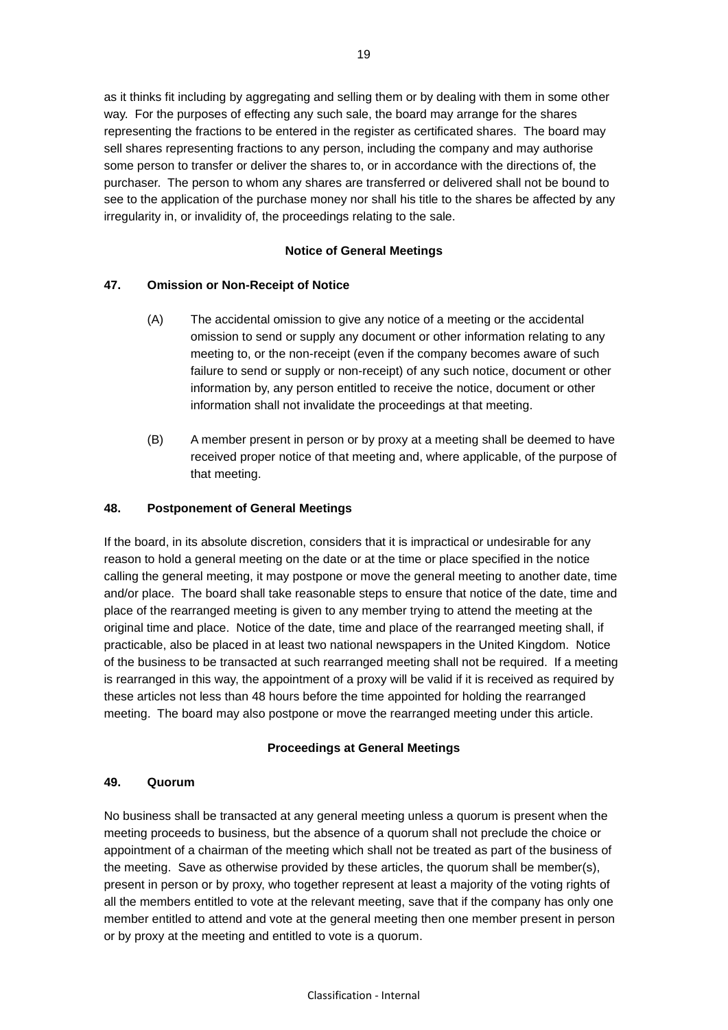as it thinks fit including by aggregating and selling them or by dealing with them in some other way. For the purposes of effecting any such sale, the board may arrange for the shares representing the fractions to be entered in the register as certificated shares. The board may sell shares representing fractions to any person, including the company and may authorise some person to transfer or deliver the shares to, or in accordance with the directions of, the purchaser. The person to whom any shares are transferred or delivered shall not be bound to see to the application of the purchase money nor shall his title to the shares be affected by any irregularity in, or invalidity of, the proceedings relating to the sale.

## Notice of General Meetings

### 47. Omission or Non-Receipt of Notice

(A) The accidental omission to give any notice of a meeting or the accidental omission to send or supply any document or other information relating to any meeting to, or the non-receipt (even if the company becomes aware of such failure to send or supply or non-receipt) of any such notice, document or other information by, any person entitled to receive the notice, document or other information shall not invalidate the proceedings at that meeting.

(B) A member present in person or by proxy at a meeting shall be deemed to have received proper notice of that meeting and, where applicable, of the purpose of that meeting.

### 48. Postponement of General Meetings

If the board, in its absolute discretion, considers that it is impractical or undesirable for any reason to hold a general meeting on the date or at the time or place specified in the notice calling the general meeting, it may postpone or move the general meeting to another date, time and/or place. The board shall take reasonable steps to ensure that notice of the date, time and place of the rearranged meeting is given to any member trying to attend the meeting at the original time and place. Notice of the date, time and place of the rearranged meeting shall, if practicable, also be placed in at least two national newspapers in the United Kingdom. Notice of the business to be transacted at such rearranged meeting shall not be required. If a meeting is rearranged in this way, the appointment of a proxy will be valid if it is received as required by these articles not less than 48 hours before the time appointed for holding the rearranged meeting. The board may also postpone or move the rearranged meeting under this article.

## Proceedings at General Meetings

### 49. Quorum

No business shall be transacted at any general meeting unless a quorum is present when the meeting proceeds to business, but the absence of a quorum shall not preclude the choice or appointment of a chairman of the meeting which shall not be treated as part of the business of the meeting. Save as otherwise provided by these articles, the quorum shall be member(s), present in person or by proxy, who together represent at least a majority of the voting rights of all the members entitled to vote at the relevant meeting, save that if the company has only one member entitled to attend and vote at the general meeting then one member present in person or by proxy at the meeting and entitled to vote is a quorum.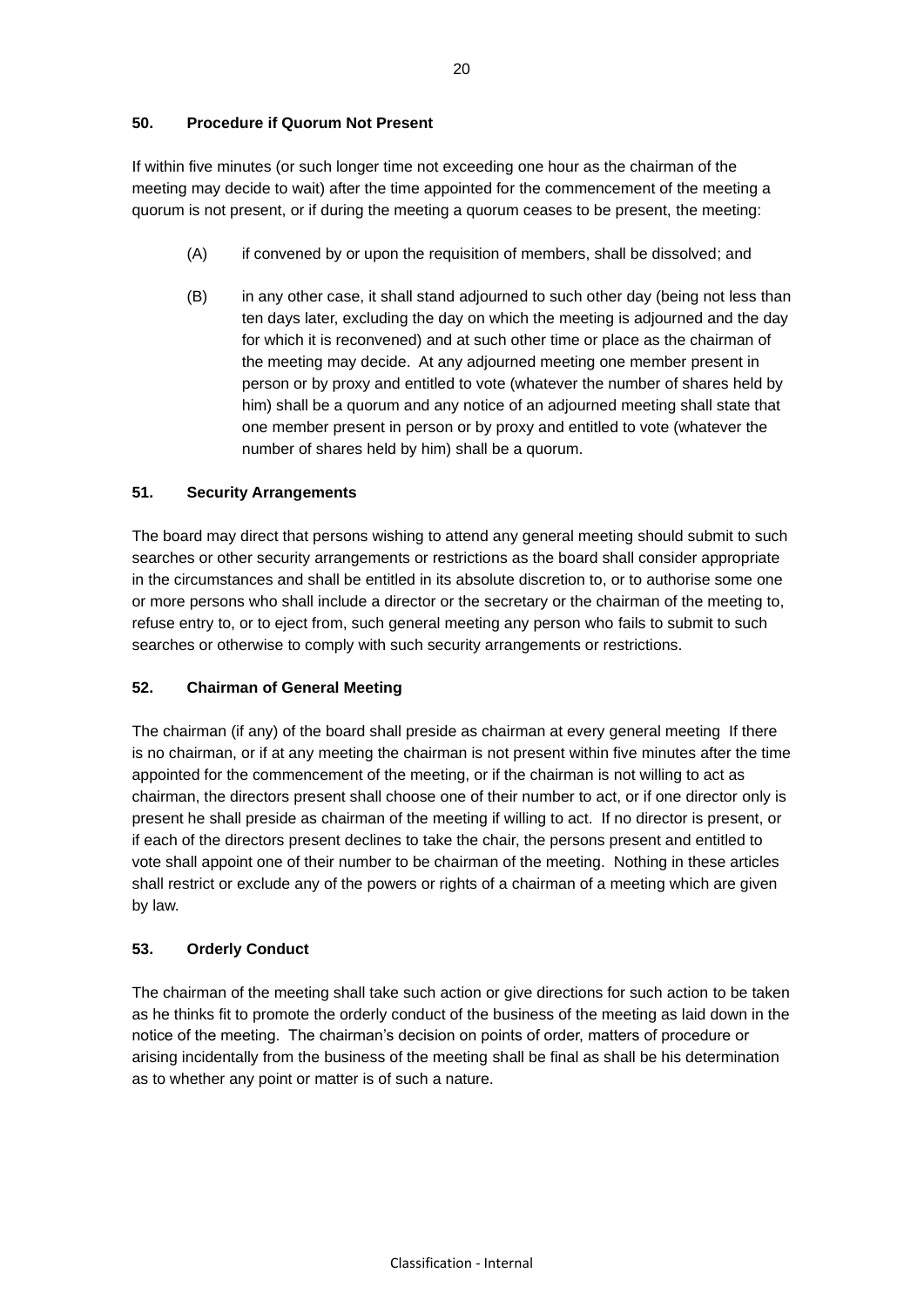## 50. Procedure if Quorum Not Present

If within five minutes (or such longer time not exceeding one hour as the chairman of the meeting may decide to wait) after the time appointed for the commencement of the meeting a quorum is not present, or if during the meeting a quorum ceases to be present, the meeting:

(A) if convened by or upon the requisition of members, shall be dissolved; and

(B) in any other case, it shall stand adjourned to such other day (being not less than ten days later, excluding the day on which the meeting is adjourned and the day for which it is reconvened) and at such other time or place as the chairman of the meeting may decide. At any adjourned meeting one member present in person or by proxy and entitled to vote (whatever the number of shares held by him) shall be a quorum and any notice of an adjourned meeting shall state that one member present in person or by proxy and entitled to vote (whatever the number of shares held by him) shall be a quorum.

## 51. Security Arrangements

The board may direct that persons wishing to attend any general meeting should submit to such searches or other security arrangements or restrictions as the board shall consider appropriate in the circumstances and shall be entitled in its absolute discretion to, or to authorise some one or more persons who shall include a director or the secretary or the chairman of the meeting to, refuse entry to, or to eject from, such general meeting any person who fails to submit to such searches or otherwise to comply with such security arrangements or restrictions.

## 52. Chairman of General Meeting

The chairman (if any) of the board shall preside as chairman at every general meeting If there is no chairman, or if at any meeting the chairman is not present within five minutes after the time appointed for the commencement of the meeting, or if the chairman is not willing to act as chairman, the directors present shall choose one of their number to act, or if one director only is present he shall preside as chairman of the meeting if willing to act. If no director is present, or if each of the directors present declines to take the chair, the persons present and entitled to vote shall appoint one of their number to be chairman of the meeting. Nothing in these articles shall restrict or exclude any of the powers or rights of a chairman of a meeting which are given by law.

## 53. Orderly Conduct

The chairman of the meeting shall take such action or give directions for such action to be taken as he thinks fit to promote the orderly conduct of the business of the meeting as laid down in the notice of the meeting. The chairman's decision on points of order, matters of procedure or arising incidentally from the business of the meeting shall be final as shall be his determination as to whether any point or matter is of such a nature.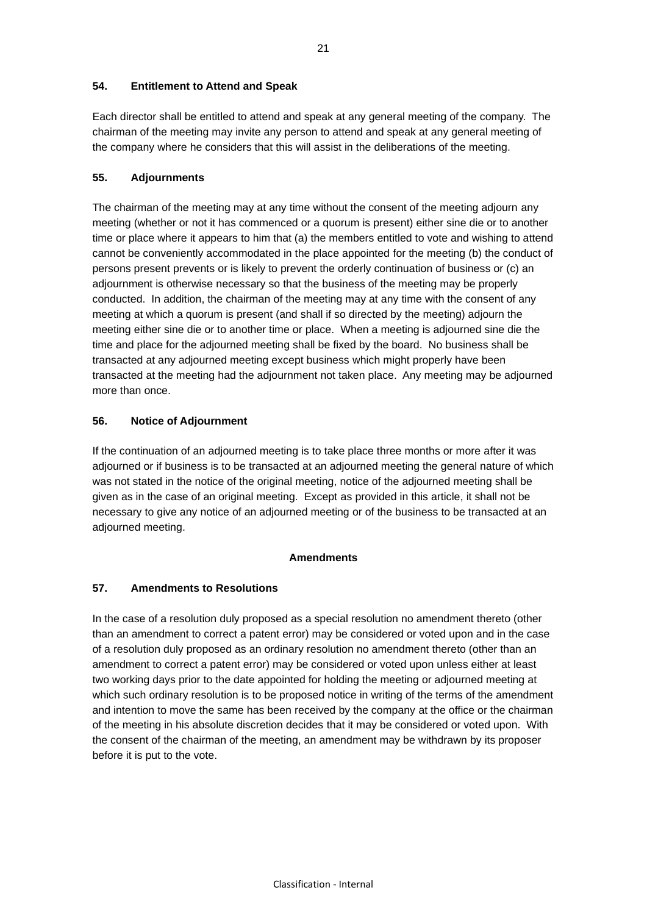### 54. Entitlement to Attend and Speak

Each director shall be entitled to attend and speak at any general meeting of the company. The chairman of the meeting may invite any person to attend and speak at any general meeting of the company where he considers that this will assist in the deliberations of the meeting.

### 55. Adjournments

The chairman of the meeting may at any time without the consent of the meeting adjourn any meeting (whether or not it has commenced or a quorum is present) either sine die or to another time or place where it appears to him that (a) the members entitled to vote and wishing to attend cannot be conveniently accommodated in the place appointed for the meeting (b) the conduct of persons present prevents or is likely to prevent the orderly continuation of business or (c) an adjournment is otherwise necessary so that the business of the meeting may be properly conducted. In addition, the chairman of the meeting may at any time with the consent of any meeting at which a quorum is present (and shall if so directed by the meeting) adjourn the meeting either sine die or to another time or place. When a meeting is adjourned sine die the time and place for the adjourned meeting shall be fixed by the board. No business shall be transacted at any adjourned meeting except business which might properly have been transacted at the meeting had the adjournment not taken place. Any meeting may be adjourned more than once.

### 56. Notice of Adjournment

If the continuation of an adjourned meeting is to take place three months or more after it was adjourned or if business is to be transacted at an adjourned meeting the general nature of which was not stated in the notice of the original meeting, notice of the adjourned meeting shall be given as in the case of an original meeting. Except as provided in this article, it shall not be necessary to give any notice of an adjourned meeting or of the business to be transacted at an adjourned meeting.

## Amendments

### 57. Amendments to Resolutions

In the case of a resolution duly proposed as a special resolution no amendment thereto (other than an amendment to correct a patent error) may be considered or voted upon and in the case of a resolution duly proposed as an ordinary resolution no amendment thereto (other than an amendment to correct a patent error) may be considered or voted upon unless either at least two working days prior to the date appointed for holding the meeting or adjourned meeting at which such ordinary resolution is to be proposed notice in writing of the terms of the amendment and intention to move the same has been received by the company at the office or the chairman of the meeting in his absolute discretion decides that it may be considered or voted upon. With the consent of the chairman of the meeting, an amendment may be withdrawn by its proposer before it is put to the vote.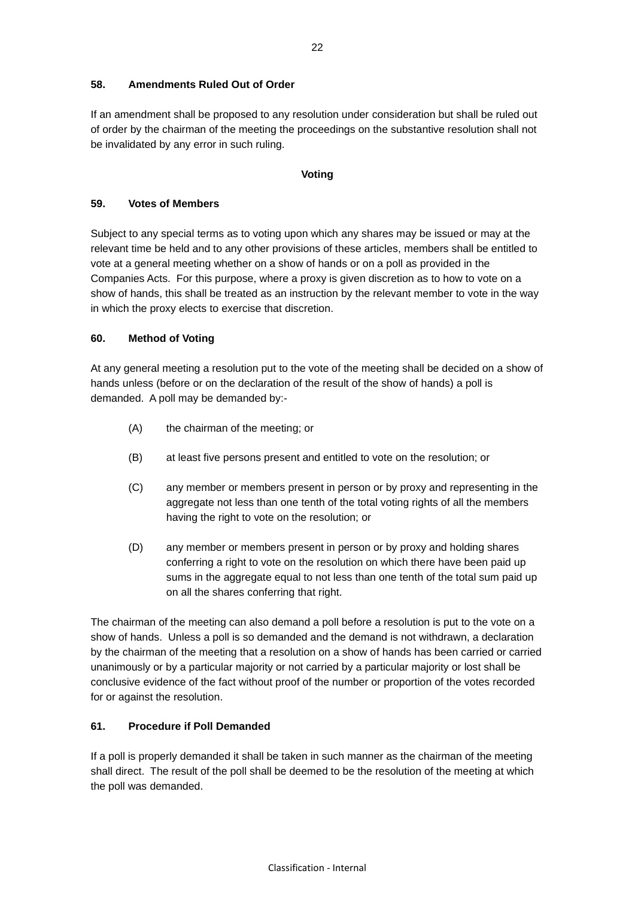### 58. Amendments Ruled Out of Order

If an amendment shall be proposed to any resolution under consideration but shall be ruled out of order by the chairman of the meeting the proceedings on the substantive resolution shall not be invalidated by any error in such ruling.

## Voting

### 59. Votes of Members

Subject to any special terms as to voting upon which any shares may be issued or may at the relevant time be held and to any other provisions of these articles, members shall be entitled to vote at a general meeting whether on a show of hands or on a poll as provided in the Companies Acts. For this purpose, where a proxy is given discretion as to how to vote on a show of hands, this shall be treated as an instruction by the relevant member to vote in the way in which the proxy elects to exercise that discretion.

### 60. Method of Voting

At any general meeting a resolution put to the vote of the meeting shall be decided on a show of hands unless (before or on the declaration of the result of the show of hands) a poll is demanded. A poll may be demanded by:-

(A) the chairman of the meeting; or

(B) at least five persons present and entitled to vote on the resolution; or

(C) any member or members present in person or by proxy and representing in the aggregate not less than one tenth of the total voting rights of all the members having the right to vote on the resolution; or

(D) any member or members present in person or by proxy and holding shares conferring a right to vote on the resolution on which there have been paid up sums in the aggregate equal to not less than one tenth of the total sum paid up on all the shares conferring that right.

The chairman of the meeting can also demand a poll before a resolution is put to the vote on a show of hands. Unless a poll is so demanded and the demand is not withdrawn, a declaration by the chairman of the meeting that a resolution on a show of hands has been carried or carried unanimously or by a particular majority or not carried by a particular majority or lost shall be conclusive evidence of the fact without proof of the number or proportion of the votes recorded for or against the resolution.

### 61. Procedure if Poll Demanded

If a poll is properly demanded it shall be taken in such manner as the chairman of the meeting shall direct. The result of the poll shall be deemed to be the resolution of the meeting at which the poll was demanded.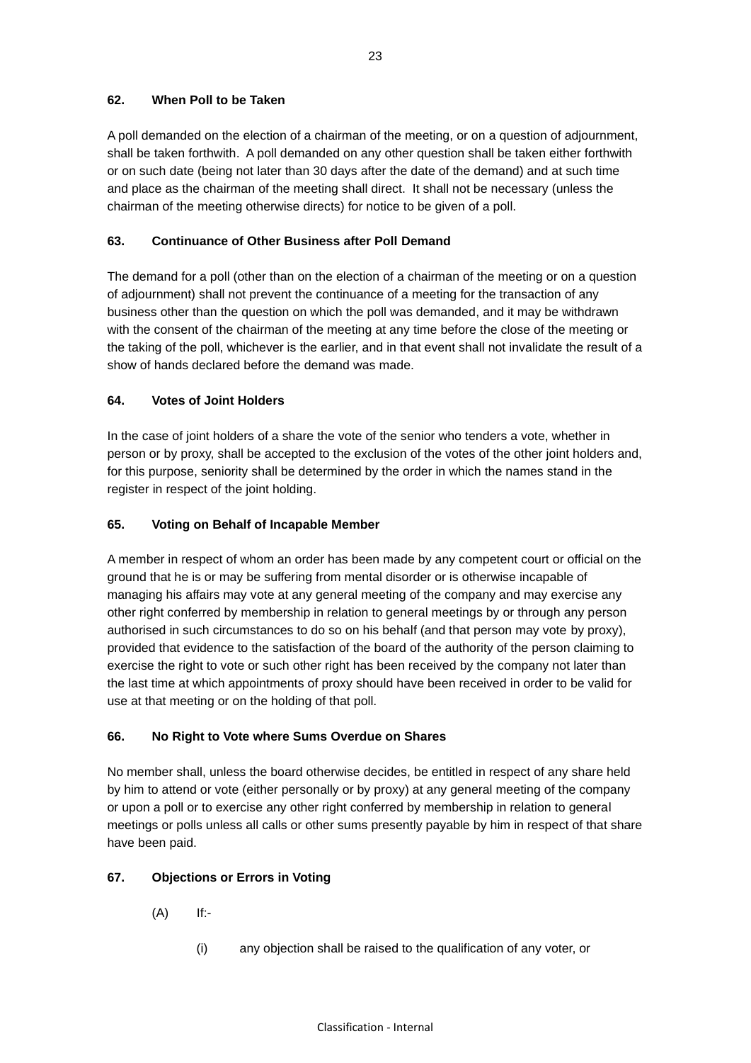### 62. When Poll to be Taken

A poll demanded on the election of a chairman of the meeting, or on a question of adjournment, shall be taken forthwith. A poll demanded on any other question shall be taken either forthwith or on such date (being not later than 30 days after the date of the demand) and at such time and place as the chairman of the meeting shall direct. It shall not be necessary (unless the chairman of the meeting otherwise directs) for notice to be given of a poll.

### 63. Continuance of Other Business after Poll Demand

The demand for a poll (other than on the election of a chairman of the meeting or on a question of adjournment) shall not prevent the continuance of a meeting for the transaction of any business other than the question on which the poll was demanded, and it may be withdrawn with the consent of the chairman of the meeting at any time before the close of the meeting or the taking of the poll, whichever is the earlier, and in that event shall not invalidate the result of a show of hands declared before the demand was made.

### 64. Votes of Joint Holders

In the case of joint holders of a share the vote of the senior who tenders a vote, whether in person or by proxy, shall be accepted to the exclusion of the votes of the other joint holders and, for this purpose, seniority shall be determined by the order in which the names stand in the register in respect of the joint holding.

### 65. Voting on Behalf of Incapable Member

A member in respect of whom an order has been made by any competent court or official on the ground that he is or may be suffering from mental disorder or is otherwise incapable of managing his affairs may vote at any general meeting of the company and may exercise any other right conferred by membership in relation to general meetings by or through any person authorised in such circumstances to do so on his behalf (and that person may vote by proxy), provided that evidence to the satisfaction of the board of the authority of the person claiming to exercise the right to vote or such other right has been received by the company not later than the last time at which appointments of proxy should have been received in order to be valid for use at that meeting or on the holding of that poll.

### 66. No Right to Vote where Sums Overdue on Shares

No member shall, unless the board otherwise decides, be entitled in respect of any share held by him to attend or vote (either personally or by proxy) at any general meeting of the company or upon a poll or to exercise any other right conferred by membership in relation to general meetings or polls unless all calls or other sums presently payable by him in respect of that share have been paid.

### 67. Objections or Errors in Voting

(A) If:-

(i) any objection shall be raised to the qualification of any voter, or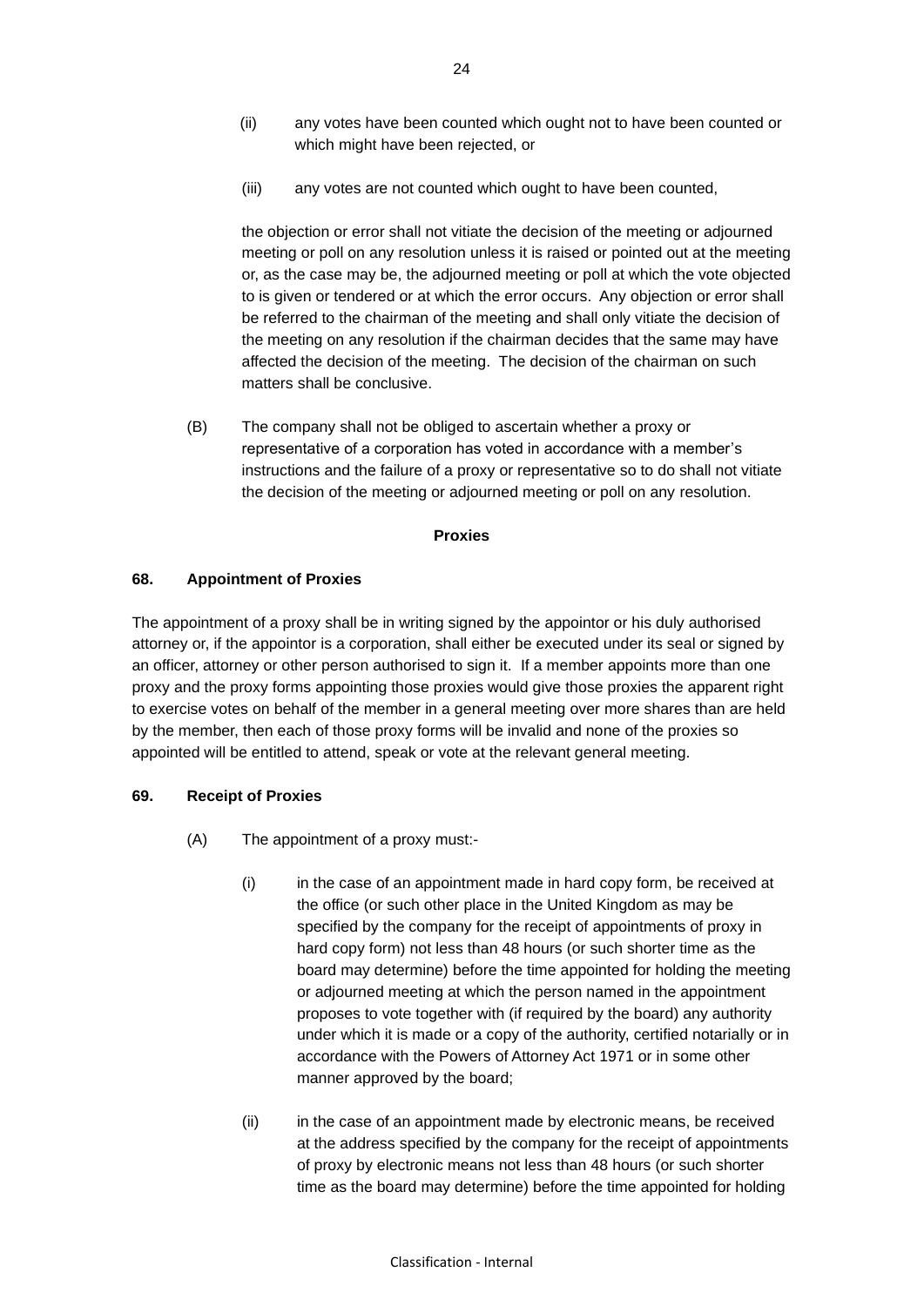(ii) any votes have been counted which ought not to have been counted or which might have been rejected, or

(iii) any votes are not counted which ought to have been counted,

the objection or error shall not vitiate the decision of the meeting or adjourned meeting or poll on any resolution unless it is raised or pointed out at the meeting or, as the case may be, the adjourned meeting or poll at which the vote objected to is given or tendered or at which the error occurs. Any objection or error shall be referred to the chairman of the meeting and shall only vitiate the decision of the meeting on any resolution if the chairman decides that the same may have affected the decision of the meeting. The decision of the chairman on such matters shall be conclusive.

(B) The company shall not be obliged to ascertain whether a proxy or representative of a corporation has voted in accordance with a member's instructions and the failure of a proxy or representative so to do shall not vitiate the decision of the meeting or adjourned meeting or poll on any resolution.

**Proxies**

**68. Appointment of Proxies**

The appointment of a proxy shall be in writing signed by the appointor or his duly authorised attorney or, if the appointor is a corporation, shall either be executed under its seal or signed by an officer, attorney or other person authorised to sign it. If a member appoints more than one proxy and the proxy forms appointing those proxies would give those proxies the apparent right to exercise votes on behalf of the member in a general meeting over more shares than are held by the member, then each of those proxy forms will be invalid and none of the proxies so appointed will be entitled to attend, speak or vote at the relevant general meeting.

**69. Receipt of Proxies**

(A) The appointment of a proxy must:-

(i) in the case of an appointment made in hard copy form, be received at the office (or such other place in the United Kingdom as may be specified by the company for the receipt of appointments of proxy in hard copy form) not less than 48 hours (or such shorter time as the board may determine) before the time appointed for holding the meeting or adjourned meeting at which the person named in the appointment proposes to vote together with (if required by the board) any authority under which it is made or a copy of the authority, certified notarially or in accordance with the Powers of Attorney Act 1971 or in some other manner approved by the board;

(ii) in the case of an appointment made by electronic means, be received at the address specified by the company for the receipt of appointments of proxy by electronic means not less than 48 hours (or such shorter time as the board may determine) before the time appointed for holding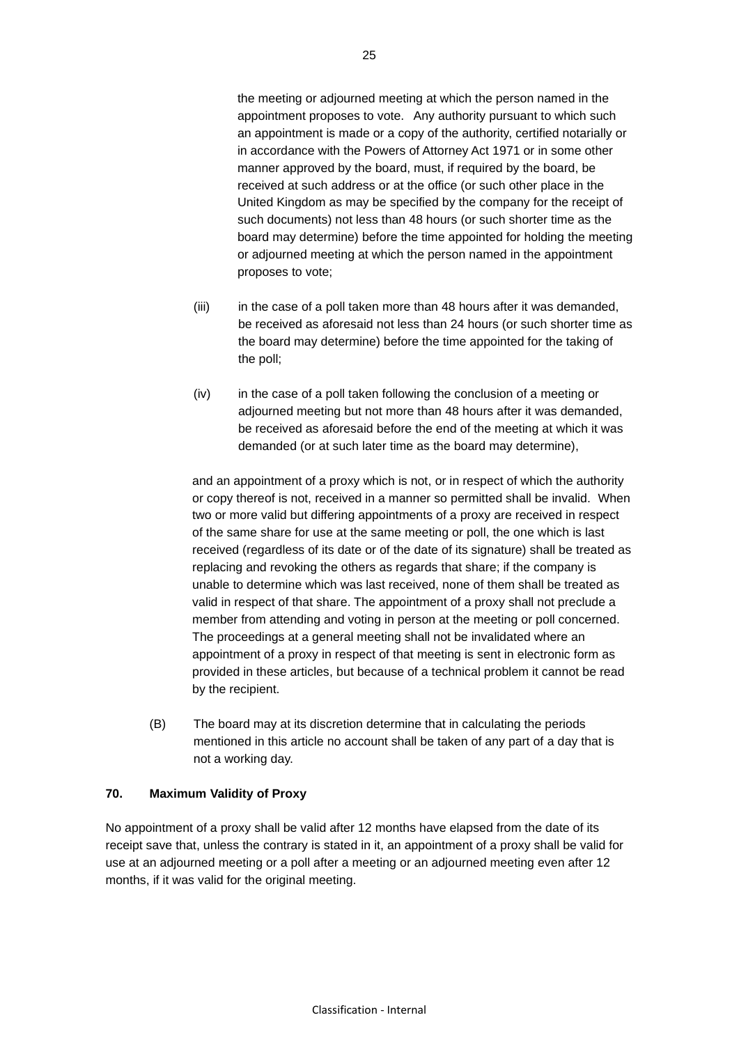the meeting or adjourned meeting at which the person named in the appointment proposes to vote. Any authority pursuant to which such an appointment is made or a copy of the authority, certified notarially or in accordance with the Powers of Attorney Act 1971 or in some other manner approved by the board, must, if required by the board, be received at such address or at the office (or such other place in the United Kingdom as may be specified by the company for the receipt of such documents) not less than 48 hours (or such shorter time as the board may determine) before the time appointed for holding the meeting or adjourned meeting at which the person named in the appointment proposes to vote;

(iii) in the case of a poll taken more than 48 hours after it was demanded, be received as aforesaid not less than 24 hours (or such shorter time as the board may determine) before the time appointed for the taking of the poll;

(iv) in the case of a poll taken following the conclusion of a meeting or adjourned meeting but not more than 48 hours after it was demanded, be received as aforesaid before the end of the meeting at which it was demanded (or at such later time as the board may determine),

and an appointment of a proxy which is not, or in respect of which the authority or copy thereof is not, received in a manner so permitted shall be invalid. When two or more valid but differing appointments of a proxy are received in respect of the same share for use at the same meeting or poll, the one which is last received (regardless of its date or of the date of its signature) shall be treated as replacing and revoking the others as regards that share; if the company is unable to determine which was last received, none of them shall be treated as valid in respect of that share. The appointment of a proxy shall not preclude a member from attending and voting in person at the meeting or poll concerned. The proceedings at a general meeting shall not be invalidated where an appointment of a proxy in respect of that meeting is sent in electronic form as provided in these articles, but because of a technical problem it cannot be read by the recipient.

(B) The board may at its discretion determine that in calculating the periods mentioned in this article no account shall be taken of any part of a day that is not a working day.

**70. Maximum Validity of Proxy**

No appointment of a proxy shall be valid after 12 months have elapsed from the date of its receipt save that, unless the contrary is stated in it, an appointment of a proxy shall be valid for use at an adjourned meeting or a poll after a meeting or an adjourned meeting even after 12 months, if it was valid for the original meeting.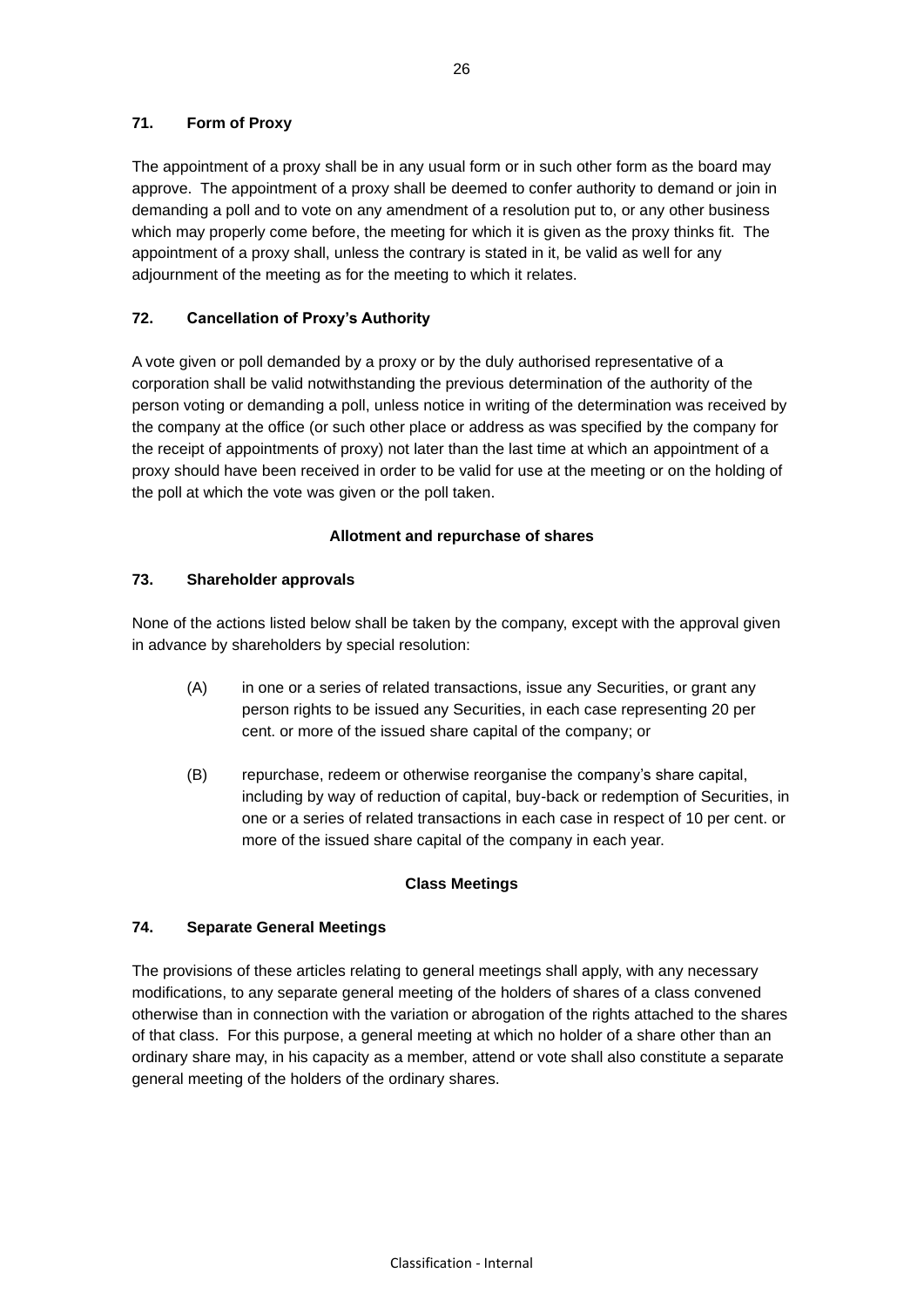### 71. Form of Proxy

The appointment of a proxy shall be in any usual form or in such other form as the board may approve. The appointment of a proxy shall be deemed to confer authority to demand or join in demanding a poll and to vote on any amendment of a resolution put to, or any other business which may properly come before, the meeting for which it is given as the proxy thinks fit. The appointment of a proxy shall, unless the contrary is stated in it, be valid as well for any adjournment of the meeting as for the meeting to which it relates.

### 72. Cancellation of Proxy's Authority

A vote given or poll demanded by a proxy or by the duly authorised representative of a corporation shall be valid notwithstanding the previous determination of the authority of the person voting or demanding a poll, unless notice in writing of the determination was received by the company at the office (or such other place or address as was specified by the company for the receipt of appointments of proxy) not later than the last time at which an appointment of a proxy should have been received in order to be valid for use at the meeting or on the holding of the poll at which the vote was given or the poll taken.

## Allotment and repurchase of shares

### 73. Shareholder approvals

None of the actions listed below shall be taken by the company, except with the approval given in advance by shareholders by special resolution:

(A) in one or a series of related transactions, issue any Securities, or grant any person rights to be issued any Securities, in each case representing 20 per cent. or more of the issued share capital of the company; or

(B) repurchase, redeem or otherwise reorganise the company's share capital, including by way of reduction of capital, buy-back or redemption of Securities, in one or a series of related transactions in each case in respect of 10 per cent. or more of the issued share capital of the company in each year.

## Class Meetings

### 74. Separate General Meetings

The provisions of these articles relating to general meetings shall apply, with any necessary modifications, to any separate general meeting of the holders of shares of a class convened otherwise than in connection with the variation or abrogation of the rights attached to the shares of that class. For this purpose, a general meeting at which no holder of a share other than an ordinary share may, in his capacity as a member, attend or vote shall also constitute a separate general meeting of the holders of the ordinary shares.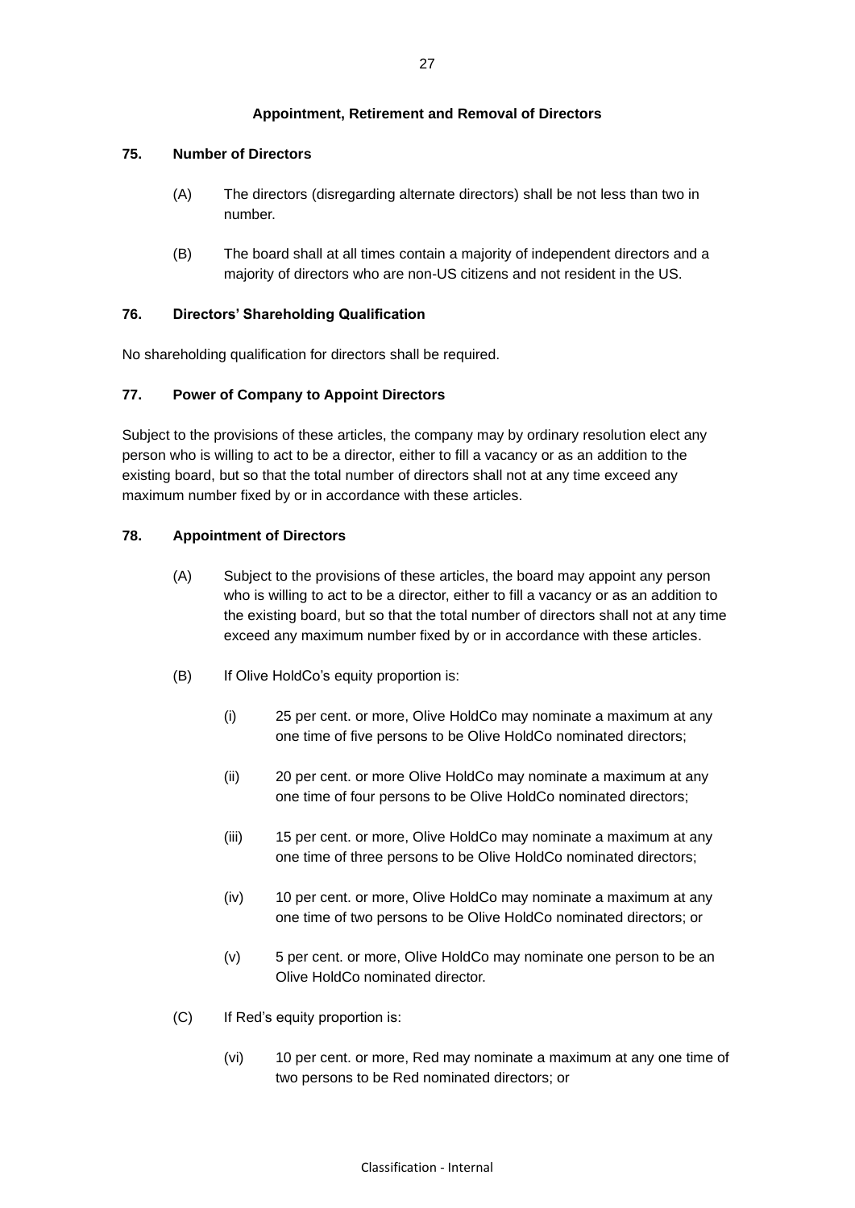## Appointment, Retirement and Removal of Directors

### 75. Number of Directors

(A) The directors (disregarding alternate directors) shall be not less than two in number.

(B) The board shall at all times contain a majority of independent directors and a majority of directors who are non-US citizens and not resident in the US.

### 76. Directors' Shareholding Qualification

No shareholding qualification for directors shall be required.

### 77. Power of Company to Appoint Directors

Subject to the provisions of these articles, the company may by ordinary resolution elect any person who is willing to act to be a director, either to fill a vacancy or as an addition to the existing board, but so that the total number of directors shall not at any time exceed any maximum number fixed by or in accordance with these articles.

### 78. Appointment of Directors

(A) Subject to the provisions of these articles, the board may appoint any person who is willing to act to be a director, either to fill a vacancy or as an addition to the existing board, but so that the total number of directors shall not at any time exceed any maximum number fixed by or in accordance with these articles.

(B) If Olive HoldCo's equity proportion is:

(i) 25 per cent. or more, Olive HoldCo may nominate a maximum at any one time of five persons to be Olive HoldCo nominated directors;

(ii) 20 per cent. or more Olive HoldCo may nominate a maximum at any one time of four persons to be Olive HoldCo nominated directors;

(iii) 15 per cent. or more, Olive HoldCo may nominate a maximum at any one time of three persons to be Olive HoldCo nominated directors;

(iv) 10 per cent. or more, Olive HoldCo may nominate a maximum at any one time of two persons to be Olive HoldCo nominated directors; or

(v) 5 per cent. or more, Olive HoldCo may nominate one person to be an Olive HoldCo nominated director.

(C) If Red's equity proportion is:

(vi) 10 per cent. or more, Red may nominate a maximum at any one time of two persons to be Red nominated directors; or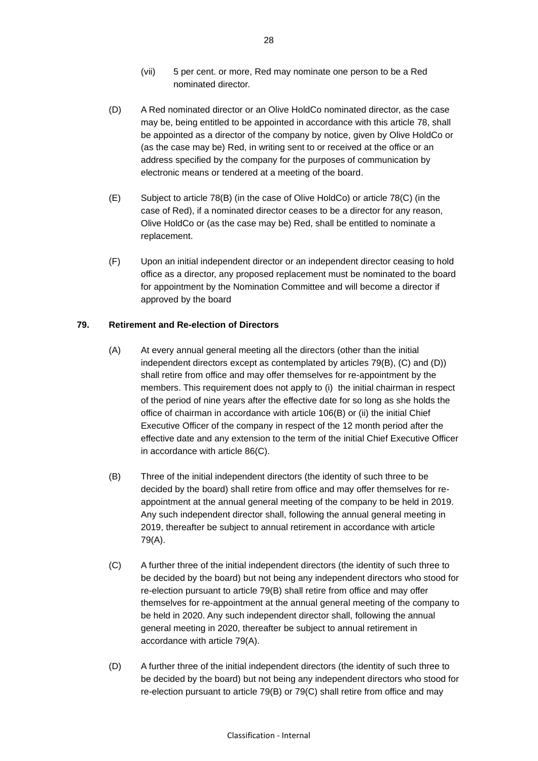(vii) 5 per cent. or more, Red may nominate one person to be a Red nominated director.

(D) A Red nominated director or an Olive HoldCo nominated director, as the case may be, being entitled to be appointed in accordance with this article 78, shall be appointed as a director of the company by notice, given by Olive HoldCo or (as the case may be) Red, in writing sent to or received at the office or an address specified by the company for the purposes of communication by electronic means or tendered at a meeting of the board.

(E) Subject to article 78(B) (in the case of Olive HoldCo) or article 78(C) (in the case of Red), if a nominated director ceases to be a director for any reason, Olive HoldCo or (as the case may be) Red, shall be entitled to nominate a replacement.

(F) Upon an initial independent director or an independent director ceasing to hold office as a director, any proposed replacement must be nominated to the board for appointment by the Nomination Committee and will become a director if approved by the board

**79. Retirement and Re-election of Directors**

(A) At every annual general meeting all the directors (other than the initial independent directors except as contemplated by articles 79(B), (C) and (D)) shall retire from office and may offer themselves for re-appointment by the members. This requirement does not apply to (i) the initial chairman in respect of the period of nine years after the effective date for so long as she holds the office of chairman in accordance with article 106(B) or (ii) the initial Chief Executive Officer of the company in respect of the 12 month period after the effective date and any extension to the term of the initial Chief Executive Officer in accordance with article 86(C).

(B) Three of the initial independent directors (the identity of such three to be decided by the board) shall retire from office and may offer themselves for re-appointment at the annual general meeting of the company to be held in 2019. Any such independent director shall, following the annual general meeting in 2019, thereafter be subject to annual retirement in accordance with article 79(A).

(C) A further three of the initial independent directors (the identity of such three to be decided by the board) but not being any independent directors who stood for re-election pursuant to article 79(B) shall retire from office and may offer themselves for re-appointment at the annual general meeting of the company to be held in 2020. Any such independent director shall, following the annual general meeting in 2020, thereafter be subject to annual retirement in accordance with article 79(A).

(D) A further three of the initial independent directors (the identity of such three to be decided by the board) but not being any independent directors who stood for re-election pursuant to article 79(B) or 79(C) shall retire from office and may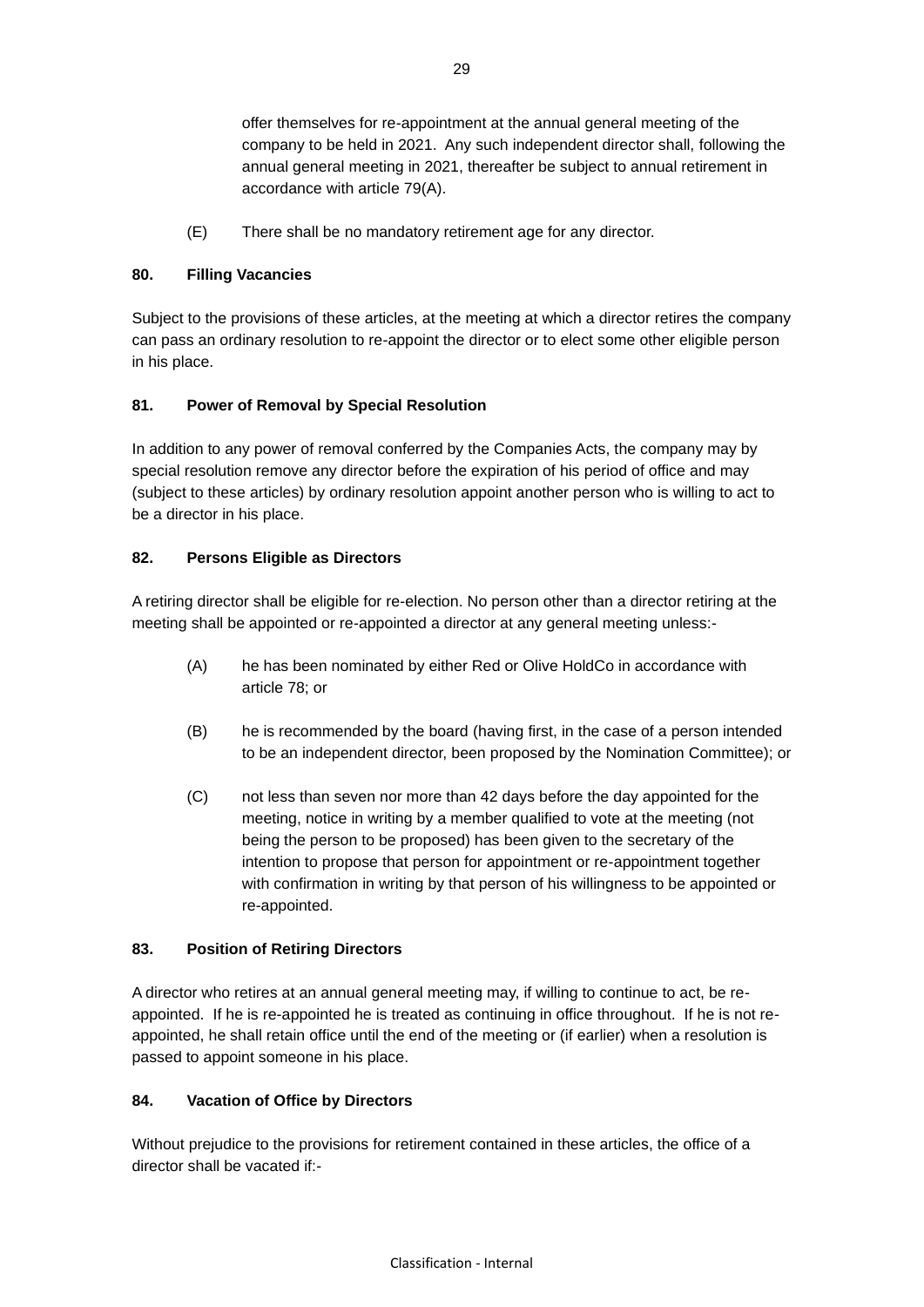offer themselves for re-appointment at the annual general meeting of the company to be held in 2021. Any such independent director shall, following the annual general meeting in 2021, thereafter be subject to annual retirement in accordance with article 79(A).

(E) There shall be no mandatory retirement age for any director.

**80. Filling Vacancies**

Subject to the provisions of these articles, at the meeting at which a director retires the company can pass an ordinary resolution to re-appoint the director or to elect some other eligible person in his place.

**81. Power of Removal by Special Resolution**

In addition to any power of removal conferred by the Companies Acts, the company may by special resolution remove any director before the expiration of his period of office and may (subject to these articles) by ordinary resolution appoint another person who is willing to act to be a director in his place.

**82. Persons Eligible as Directors**

A retiring director shall be eligible for re-election. No person other than a director retiring at the meeting shall be appointed or re-appointed a director at any general meeting unless:-

(A) he has been nominated by either Red or Olive HoldCo in accordance with article 78; or

(B) he is recommended by the board (having first, in the case of a person intended to be an independent director, been proposed by the Nomination Committee); or

(C) not less than seven nor more than 42 days before the day appointed for the meeting, notice in writing by a member qualified to vote at the meeting (not being the person to be proposed) has been given to the secretary of the intention to propose that person for appointment or re-appointment together with confirmation in writing by that person of his willingness to be appointed or re-appointed.

**83. Position of Retiring Directors**

A director who retires at an annual general meeting may, if willing to continue to act, be re-appointed. If he is re-appointed he is treated as continuing in office throughout. If he is not re-appointed, he shall retain office until the end of the meeting or (if earlier) when a resolution is passed to appoint someone in his place.

**84. Vacation of Office by Directors**

Without prejudice to the provisions for retirement contained in these articles, the office of a director shall be vacated if:-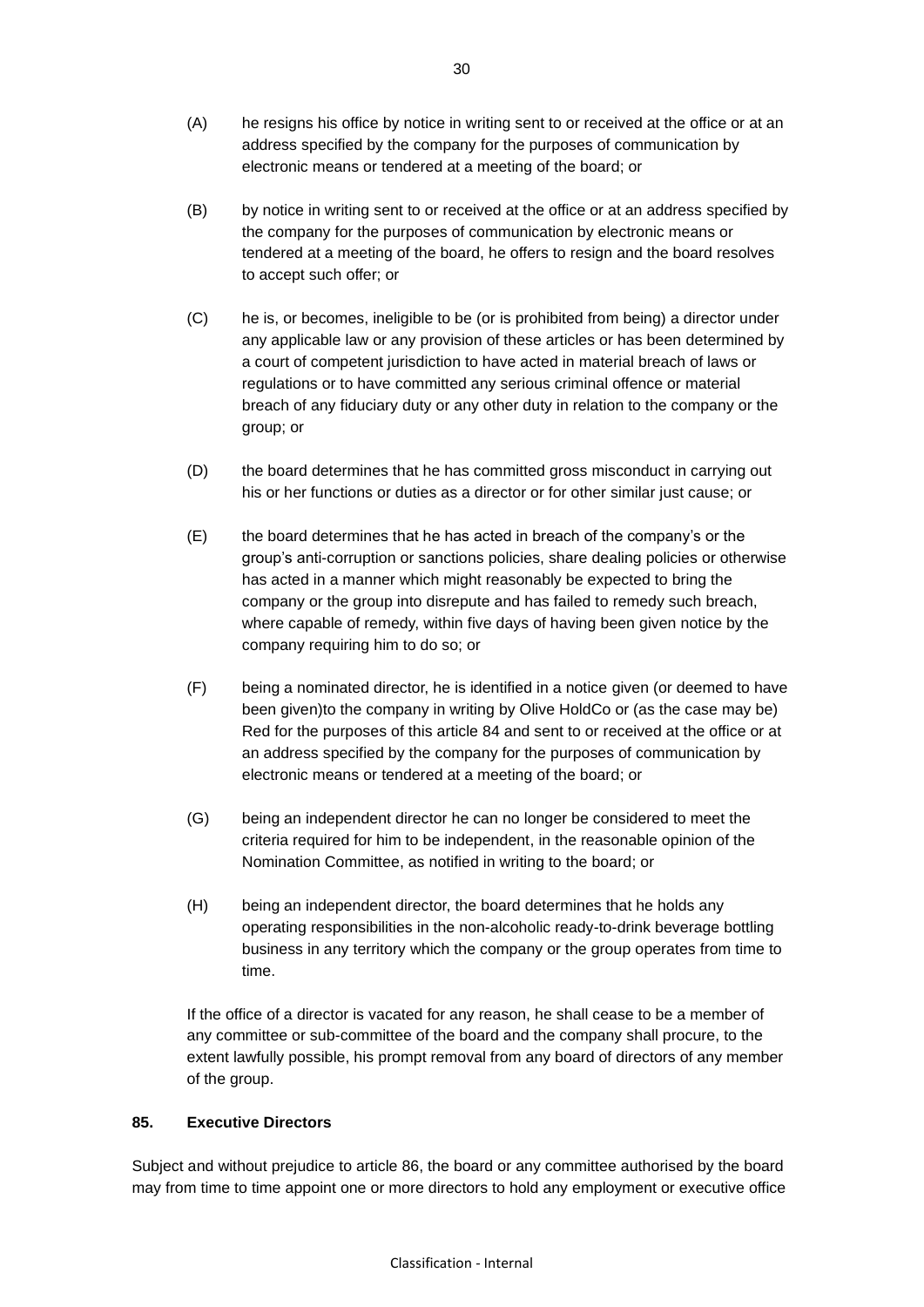(A) he resigns his office by notice in writing sent to or received at the office or at an address specified by the company for the purposes of communication by electronic means or tendered at a meeting of the board; or

(B) by notice in writing sent to or received at the office or at an address specified by the company for the purposes of communication by electronic means or tendered at a meeting of the board, he offers to resign and the board resolves to accept such offer; or

(C) he is, or becomes, ineligible to be (or is prohibited from being) a director under any applicable law or any provision of these articles or has been determined by a court of competent jurisdiction to have acted in material breach of laws or regulations or to have committed any serious criminal offence or material breach of any fiduciary duty or any other duty in relation to the company or the group; or

(D) the board determines that he has committed gross misconduct in carrying out his or her functions or duties as a director or for other similar just cause; or

(E) the board determines that he has acted in breach of the company's or the group's anti-corruption or sanctions policies, share dealing policies or otherwise has acted in a manner which might reasonably be expected to bring the company or the group into disrepute and has failed to remedy such breach, where capable of remedy, within five days of having been given notice by the company requiring him to do so; or

(F) being a nominated director, he is identified in a notice given (or deemed to have been given)to the company in writing by Olive HoldCo or (as the case may be) Red for the purposes of this article 84 and sent to or received at the office or at an address specified by the company for the purposes of communication by electronic means or tendered at a meeting of the board; or

(G) being an independent director he can no longer be considered to meet the criteria required for him to be independent, in the reasonable opinion of the Nomination Committee, as notified in writing to the board; or

(H) being an independent director, the board determines that he holds any operating responsibilities in the non-alcoholic ready-to-drink beverage bottling business in any territory which the company or the group operates from time to time.

If the office of a director is vacated for any reason, he shall cease to be a member of any committee or sub-committee of the board and the company shall procure, to the extent lawfully possible, his prompt removal from any board of directors of any member of the group.

## 85. Executive Directors

Subject and without prejudice to article 86, the board or any committee authorised by the board may from time to time appoint one or more directors to hold any employment or executive office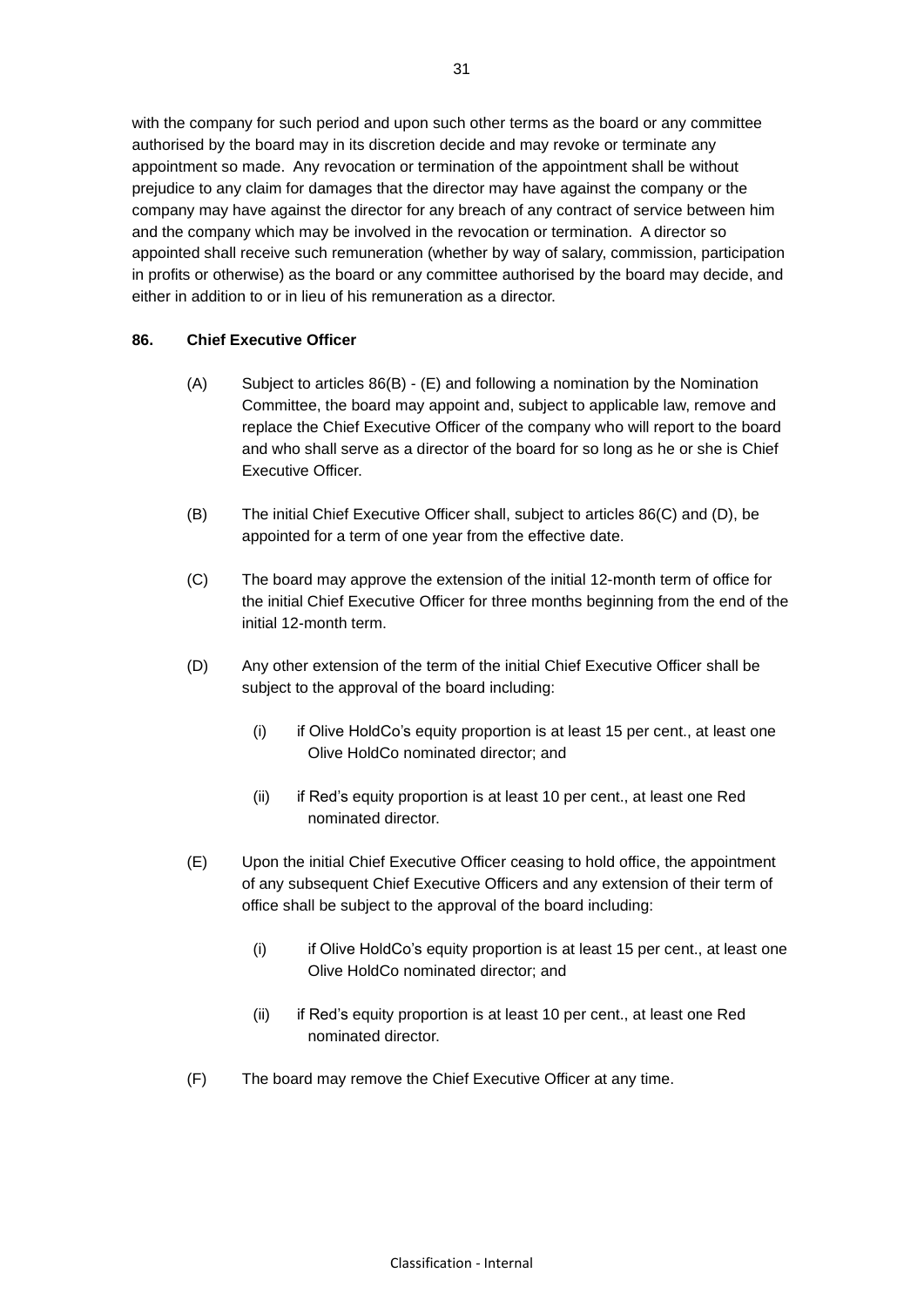with the company for such period and upon such other terms as the board or any committee authorised by the board may in its discretion decide and may revoke or terminate any appointment so made. Any revocation or termination of the appointment shall be without prejudice to any claim for damages that the director may have against the company or the company may have against the director for any breach of any contract of service between him and the company which may be involved in the revocation or termination. A director so appointed shall receive such remuneration (whether by way of salary, commission, participation in profits or otherwise) as the board or any committee authorised by the board may decide, and either in addition to or in lieu of his remuneration as a director.

**86. Chief Executive Officer**

(A) Subject to articles 86(B) - (E) and following a nomination by the Nomination Committee, the board may appoint and, subject to applicable law, remove and replace the Chief Executive Officer of the company who will report to the board and who shall serve as a director of the board for so long as he or she is Chief Executive Officer.

(B) The initial Chief Executive Officer shall, subject to articles 86(C) and (D), be appointed for a term of one year from the effective date.

(C) The board may approve the extension of the initial 12-month term of office for the initial Chief Executive Officer for three months beginning from the end of the initial 12-month term.

(D) Any other extension of the term of the initial Chief Executive Officer shall be subject to the approval of the board including:

(i) if Olive HoldCo's equity proportion is at least 15 per cent., at least one Olive HoldCo nominated director; and

(ii) if Red's equity proportion is at least 10 per cent., at least one Red nominated director.

(E) Upon the initial Chief Executive Officer ceasing to hold office, the appointment of any subsequent Chief Executive Officers and any extension of their term of office shall be subject to the approval of the board including:

(i) if Olive HoldCo's equity proportion is at least 15 per cent., at least one Olive HoldCo nominated director; and

(ii) if Red's equity proportion is at least 10 per cent., at least one Red nominated director.

(F) The board may remove the Chief Executive Officer at any time.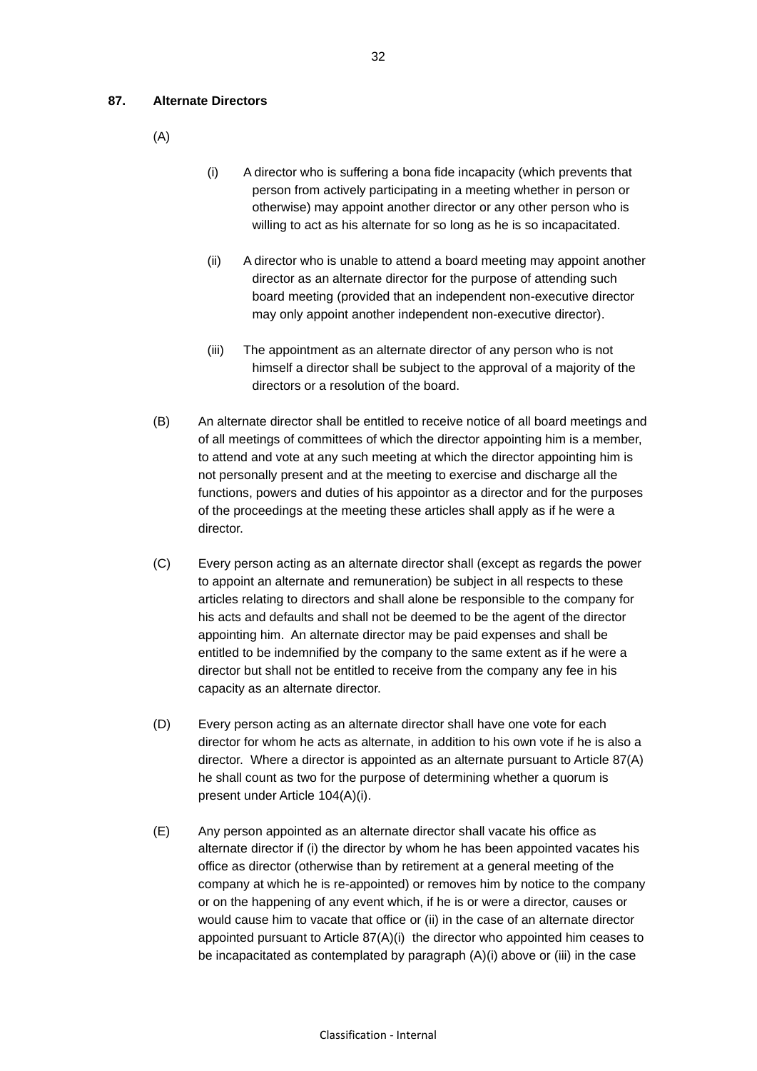**87. Alternate Directors**

(A)

(i) A director who is suffering a bona fide incapacity (which prevents that person from actively participating in a meeting whether in person or otherwise) may appoint another director or any other person who is willing to act as his alternate for so long as he is so incapacitated.

(ii) A director who is unable to attend a board meeting may appoint another director as an alternate director for the purpose of attending such board meeting (provided that an independent non-executive director may only appoint another independent non-executive director).

(iii) The appointment as an alternate director of any person who is not himself a director shall be subject to the approval of a majority of the directors or a resolution of the board.

(B) An alternate director shall be entitled to receive notice of all board meetings and of all meetings of committees of which the director appointing him is a member, to attend and vote at any such meeting at which the director appointing him is not personally present and at the meeting to exercise and discharge all the functions, powers and duties of his appointor as a director and for the purposes of the proceedings at the meeting these articles shall apply as if he were a director.

(C) Every person acting as an alternate director shall (except as regards the power to appoint an alternate and remuneration) be subject in all respects to these articles relating to directors and shall alone be responsible to the company for his acts and defaults and shall not be deemed to be the agent of the director appointing him. An alternate director may be paid expenses and shall be entitled to be indemnified by the company to the same extent as if he were a director but shall not be entitled to receive from the company any fee in his capacity as an alternate director.

(D) Every person acting as an alternate director shall have one vote for each director for whom he acts as alternate, in addition to his own vote if he is also a director. Where a director is appointed as an alternate pursuant to Article 87(A) he shall count as two for the purpose of determining whether a quorum is present under Article 104(A)(i).

(E) Any person appointed as an alternate director shall vacate his office as alternate director if (i) the director by whom he has been appointed vacates his office as director (otherwise than by retirement at a general meeting of the company at which he is re-appointed) or removes him by notice to the company or on the happening of any event which, if he is or were a director, causes or would cause him to vacate that office or (ii) in the case of an alternate director appointed pursuant to Article 87(A)(i) the director who appointed him ceases to be incapacitated as contemplated by paragraph (A)(i) above or (iii) in the case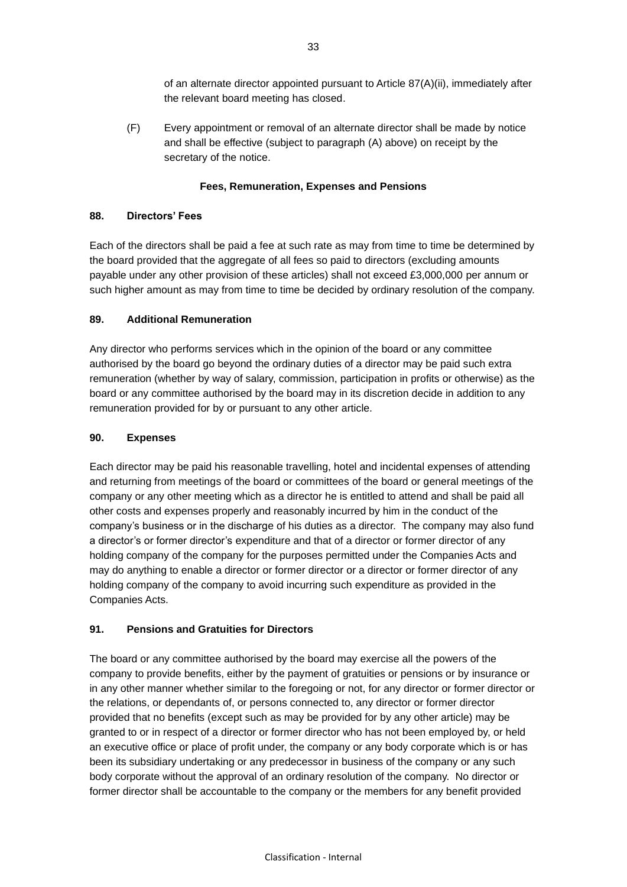of an alternate director appointed pursuant to Article 87(A)(ii), immediately after the relevant board meeting has closed.

(F) Every appointment or removal of an alternate director shall be made by notice and shall be effective (subject to paragraph (A) above) on receipt by the secretary of the notice.

**Fees, Remuneration, Expenses and Pensions**

**88. Directors' Fees**

Each of the directors shall be paid a fee at such rate as may from time to time be determined by the board provided that the aggregate of all fees so paid to directors (excluding amounts payable under any other provision of these articles) shall not exceed £3,000,000 per annum or such higher amount as may from time to time be decided by ordinary resolution of the company.

**89. Additional Remuneration**

Any director who performs services which in the opinion of the board or any committee authorised by the board go beyond the ordinary duties of a director may be paid such extra remuneration (whether by way of salary, commission, participation in profits or otherwise) as the board or any committee authorised by the board may in its discretion decide in addition to any remuneration provided for by or pursuant to any other article.

**90. Expenses**

Each director may be paid his reasonable travelling, hotel and incidental expenses of attending and returning from meetings of the board or committees of the board or general meetings of the company or any other meeting which as a director he is entitled to attend and shall be paid all other costs and expenses properly and reasonably incurred by him in the conduct of the company's business or in the discharge of his duties as a director. The company may also fund a director's or former director's expenditure and that of a director or former director of any holding company of the company for the purposes permitted under the Companies Acts and may do anything to enable a director or former director or a director or former director of any holding company of the company to avoid incurring such expenditure as provided in the Companies Acts.

**91. Pensions and Gratuities for Directors**

The board or any committee authorised by the board may exercise all the powers of the company to provide benefits, either by the payment of gratuities or pensions or by insurance or in any other manner whether similar to the foregoing or not, for any director or former director or the relations, or dependants of, or persons connected to, any director or former director provided that no benefits (except such as may be provided for by any other article) may be granted to or in respect of a director or former director who has not been employed by, or held an executive office or place of profit under, the company or any body corporate which is or has been its subsidiary undertaking or any predecessor in business of the company or any such body corporate without the approval of an ordinary resolution of the company. No director or former director shall be accountable to the company or the members for any benefit provided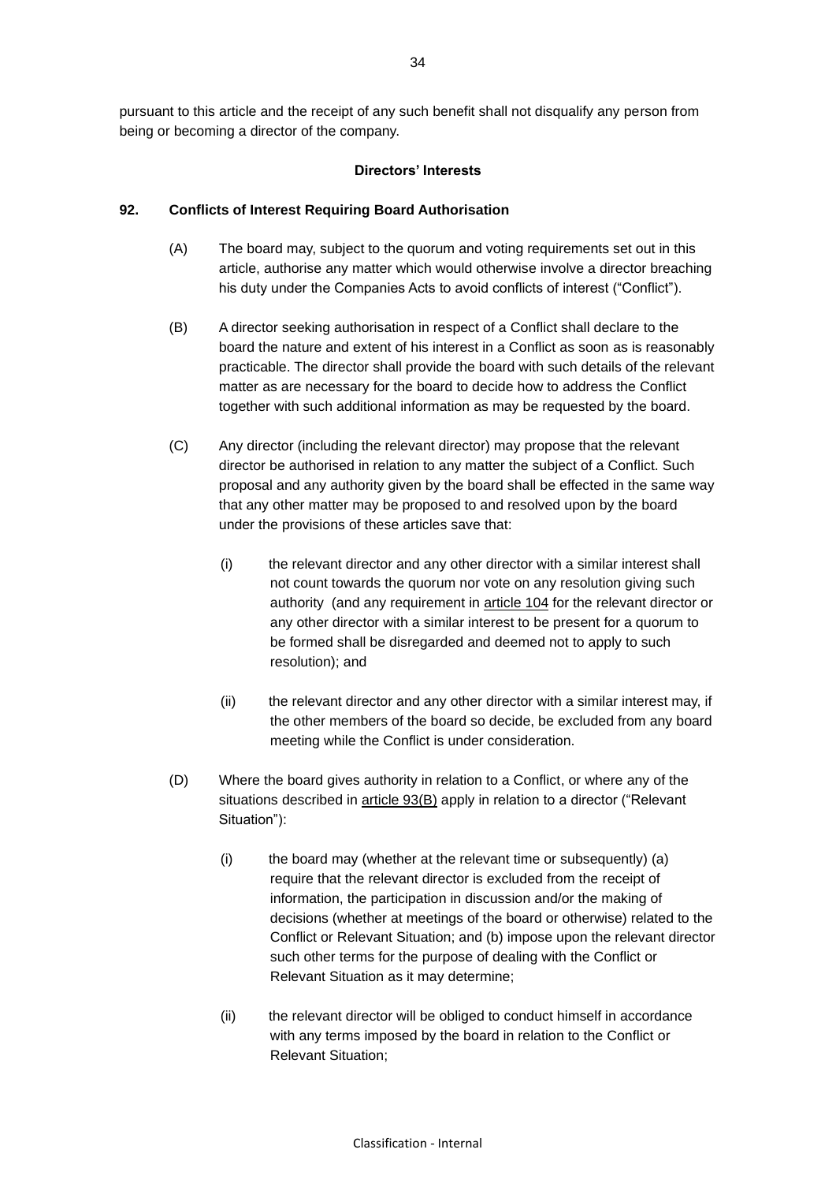pursuant to this article and the receipt of any such benefit shall not disqualify any person from being or becoming a director of the company.

**Directors' Interests**

**92. Conflicts of Interest Requiring Board Authorisation**

(A) The board may, subject to the quorum and voting requirements set out in this article, authorise any matter which would otherwise involve a director breaching his duty under the Companies Acts to avoid conflicts of interest ("Conflict").

(B) A director seeking authorisation in respect of a Conflict shall declare to the board the nature and extent of his interest in a Conflict as soon as is reasonably practicable. The director shall provide the board with such details of the relevant matter as are necessary for the board to decide how to address the Conflict together with such additional information as may be requested by the board.

(C) Any director (including the relevant director) may propose that the relevant director be authorised in relation to any matter the subject of a Conflict. Such proposal and any authority given by the board shall be effected in the same way that any other matter may be proposed to and resolved upon by the board under the provisions of these articles save that:

(i) the relevant director and any other director with a similar interest shall not count towards the quorum nor vote on any resolution giving such authority (and any requirement in article 104 for the relevant director or any other director with a similar interest to be present for a quorum to be formed shall be disregarded and deemed not to apply to such resolution); and

(ii) the relevant director and any other director with a similar interest may, if the other members of the board so decide, be excluded from any board meeting while the Conflict is under consideration.

(D) Where the board gives authority in relation to a Conflict, or where any of the situations described in article 93(B) apply in relation to a director ("Relevant Situation"):

(i) the board may (whether at the relevant time or subsequently) (a) require that the relevant director is excluded from the receipt of information, the participation in discussion and/or the making of decisions (whether at meetings of the board or otherwise) related to the Conflict or Relevant Situation; and (b) impose upon the relevant director such other terms for the purpose of dealing with the Conflict or Relevant Situation as it may determine;

(ii) the relevant director will be obliged to conduct himself in accordance with any terms imposed by the board in relation to the Conflict or Relevant Situation;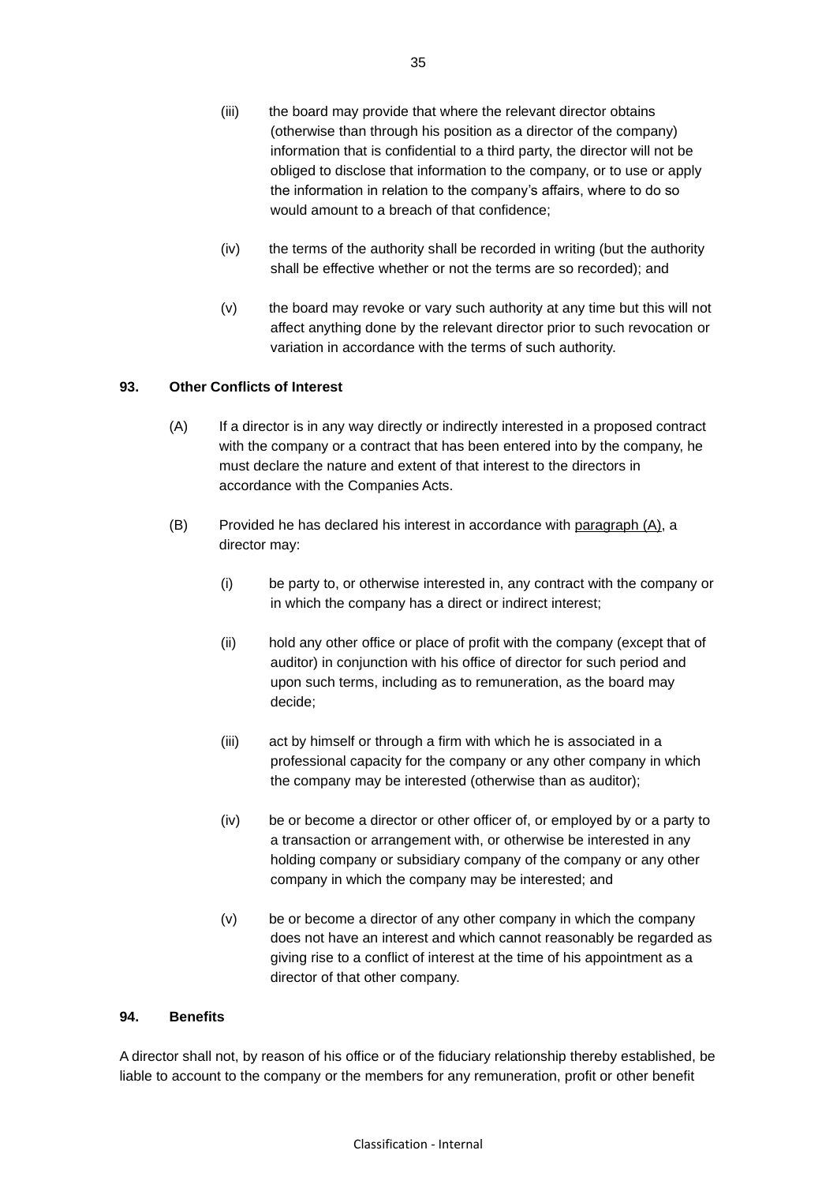(iii) the board may provide that where the relevant director obtains (otherwise than through his position as a director of the company) information that is confidential to a third party, the director will not be obliged to disclose that information to the company, or to use or apply the information in relation to the company's affairs, where to do so would amount to a breach of that confidence;

(iv) the terms of the authority shall be recorded in writing (but the authority shall be effective whether or not the terms are so recorded); and

(v) the board may revoke or vary such authority at any time but this will not affect anything done by the relevant director prior to such revocation or variation in accordance with the terms of such authority.

**93. Other Conflicts of Interest**

(A) If a director is in any way directly or indirectly interested in a proposed contract with the company or a contract that has been entered into by the company, he must declare the nature and extent of that interest to the directors in accordance with the Companies Acts.

(B) Provided he has declared his interest in accordance with paragraph (A), a director may:

(i) be party to, or otherwise interested in, any contract with the company or in which the company has a direct or indirect interest;

(ii) hold any other office or place of profit with the company (except that of auditor) in conjunction with his office of director for such period and upon such terms, including as to remuneration, as the board may decide;

(iii) act by himself or through a firm with which he is associated in a professional capacity for the company or any other company in which the company may be interested (otherwise than as auditor);

(iv) be or become a director or other officer of, or employed by or a party to a transaction or arrangement with, or otherwise be interested in any holding company or subsidiary company of the company or any other company in which the company may be interested; and

(v) be or become a director of any other company in which the company does not have an interest and which cannot reasonably be regarded as giving rise to a conflict of interest at the time of his appointment as a director of that other company.

**94. Benefits**

A director shall not, by reason of his office or of the fiduciary relationship thereby established, be liable to account to the company or the members for any remuneration, profit or other benefit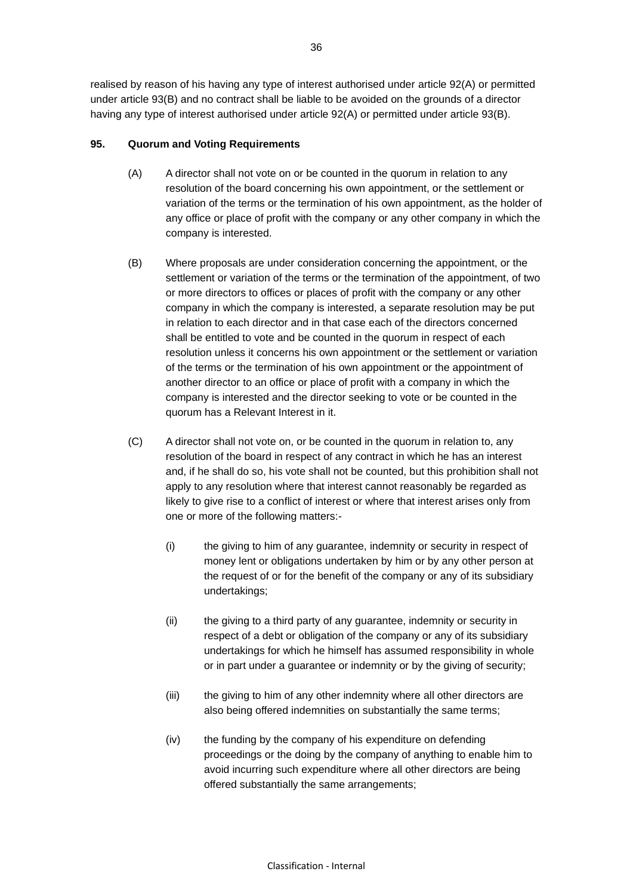realised by reason of his having any type of interest authorised under article 92(A) or permitted under article 93(B) and no contract shall be liable to be avoided on the grounds of a director having any type of interest authorised under article 92(A) or permitted under article 93(B).

**95. Quorum and Voting Requirements**

(A) A director shall not vote on or be counted in the quorum in relation to any resolution of the board concerning his own appointment, or the settlement or variation of the terms or the termination of his own appointment, as the holder of any office or place of profit with the company or any other company in which the company is interested.

(B) Where proposals are under consideration concerning the appointment, or the settlement or variation of the terms or the termination of the appointment, of two or more directors to offices or places of profit with the company or any other company in which the company is interested, a separate resolution may be put in relation to each director and in that case each of the directors concerned shall be entitled to vote and be counted in the quorum in respect of each resolution unless it concerns his own appointment or the settlement or variation of the terms or the termination of his own appointment or the appointment of another director to an office or place of profit with a company in which the company is interested and the director seeking to vote or be counted in the quorum has a Relevant Interest in it.

(C) A director shall not vote on, or be counted in the quorum in relation to, any resolution of the board in respect of any contract in which he has an interest and, if he shall do so, his vote shall not be counted, but this prohibition shall not apply to any resolution where that interest cannot reasonably be regarded as likely to give rise to a conflict of interest or where that interest arises only from one or more of the following matters:-

(i) the giving to him of any guarantee, indemnity or security in respect of money lent or obligations undertaken by him or by any other person at the request of or for the benefit of the company or any of its subsidiary undertakings;

(ii) the giving to a third party of any guarantee, indemnity or security in respect of a debt or obligation of the company or any of its subsidiary undertakings for which he himself has assumed responsibility in whole or in part under a guarantee or indemnity or by the giving of security;

(iii) the giving to him of any other indemnity where all other directors are also being offered indemnities on substantially the same terms;

(iv) the funding by the company of his expenditure on defending proceedings or the doing by the company of anything to enable him to avoid incurring such expenditure where all other directors are being offered substantially the same arrangements;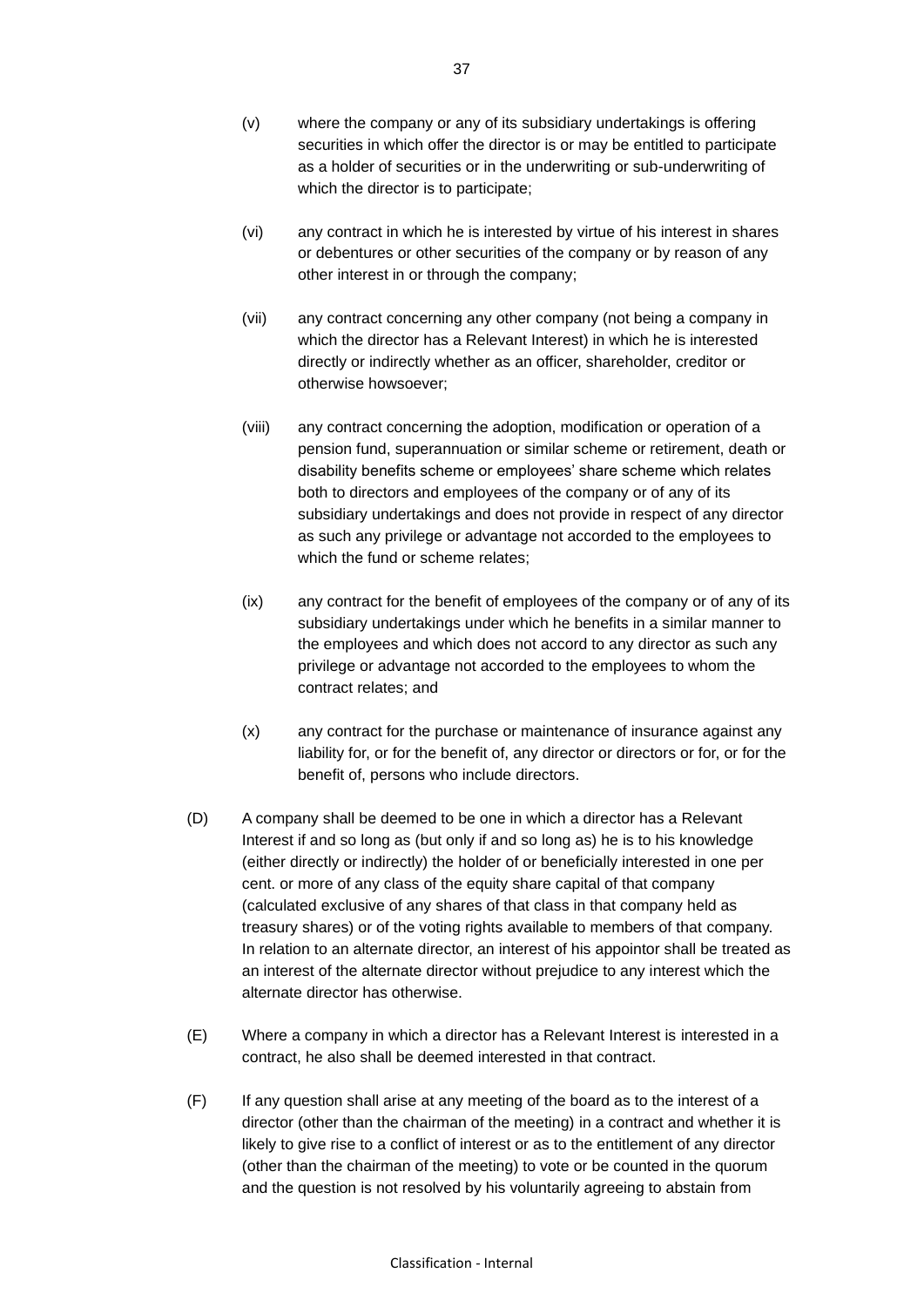(v) where the company or any of its subsidiary undertakings is offering securities in which offer the director is or may be entitled to participate as a holder of securities or in the underwriting or sub-underwriting of which the director is to participate;

(vi) any contract in which he is interested by virtue of his interest in shares or debentures or other securities of the company or by reason of any other interest in or through the company;

(vii) any contract concerning any other company (not being a company in which the director has a Relevant Interest) in which he is interested directly or indirectly whether as an officer, shareholder, creditor or otherwise howsoever;

(viii) any contract concerning the adoption, modification or operation of a pension fund, superannuation or similar scheme or retirement, death or disability benefits scheme or employees' share scheme which relates both to directors and employees of the company or of any of its subsidiary undertakings and does not provide in respect of any director as such any privilege or advantage not accorded to the employees to which the fund or scheme relates;

(ix) any contract for the benefit of employees of the company or of any of its subsidiary undertakings under which he benefits in a similar manner to the employees and which does not accord to any director as such any privilege or advantage not accorded to the employees to whom the contract relates; and

(x) any contract for the purchase or maintenance of insurance against any liability for, or for the benefit of, any director or directors or for, or for the benefit of, persons who include directors.

(D) A company shall be deemed to be one in which a director has a Relevant Interest if and so long as (but only if and so long as) he is to his knowledge (either directly or indirectly) the holder of or beneficially interested in one per cent. or more of any class of the equity share capital of that company (calculated exclusive of any shares of that class in that company held as treasury shares) or of the voting rights available to members of that company. In relation to an alternate director, an interest of his appointor shall be treated as an interest of the alternate director without prejudice to any interest which the alternate director has otherwise.

(E) Where a company in which a director has a Relevant Interest is interested in a contract, he also shall be deemed interested in that contract.

(F) If any question shall arise at any meeting of the board as to the interest of a director (other than the chairman of the meeting) in a contract and whether it is likely to give rise to a conflict of interest or as to the entitlement of any director (other than the chairman of the meeting) to vote or be counted in the quorum and the question is not resolved by his voluntarily agreeing to abstain from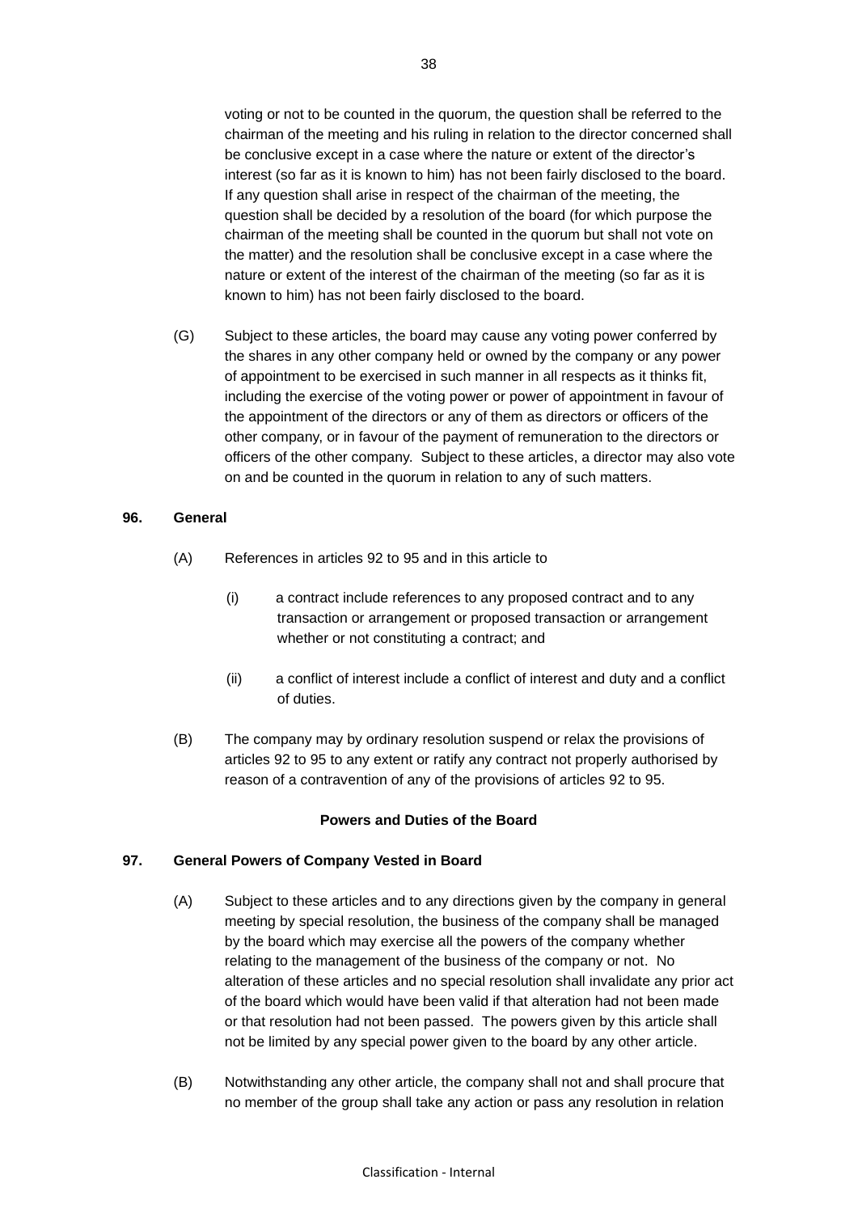voting or not to be counted in the quorum, the question shall be referred to the chairman of the meeting and his ruling in relation to the director concerned shall be conclusive except in a case where the nature or extent of the director's interest (so far as it is known to him) has not been fairly disclosed to the board. If any question shall arise in respect of the chairman of the meeting, the question shall be decided by a resolution of the board (for which purpose the chairman of the meeting shall be counted in the quorum but shall not vote on the matter) and the resolution shall be conclusive except in a case where the nature or extent of the interest of the chairman of the meeting (so far as it is known to him) has not been fairly disclosed to the board.

(G) Subject to these articles, the board may cause any voting power conferred by the shares in any other company held or owned by the company or any power of appointment to be exercised in such manner in all respects as it thinks fit, including the exercise of the voting power or power of appointment in favour of the appointment of the directors or any of them as directors or officers of the other company, or in favour of the payment of remuneration to the directors or officers of the other company. Subject to these articles, a director may also vote on and be counted in the quorum in relation to any of such matters.

**96. General**

(A) References in articles 92 to 95 and in this article to

(i) a contract include references to any proposed contract and to any transaction or arrangement or proposed transaction or arrangement whether or not constituting a contract; and

(ii) a conflict of interest include a conflict of interest and duty and a conflict of duties.

(B) The company may by ordinary resolution suspend or relax the provisions of articles 92 to 95 to any extent or ratify any contract not properly authorised by reason of a contravention of any of the provisions of articles 92 to 95.

**Powers and Duties of the Board**

**97. General Powers of Company Vested in Board**

(A) Subject to these articles and to any directions given by the company in general meeting by special resolution, the business of the company shall be managed by the board which may exercise all the powers of the company whether relating to the management of the business of the company or not. No alteration of these articles and no special resolution shall invalidate any prior act of the board which would have been valid if that alteration had not been made or that resolution had not been passed. The powers given by this article shall not be limited by any special power given to the board by any other article.

(B) Notwithstanding any other article, the company shall not and shall procure that no member of the group shall take any action or pass any resolution in relation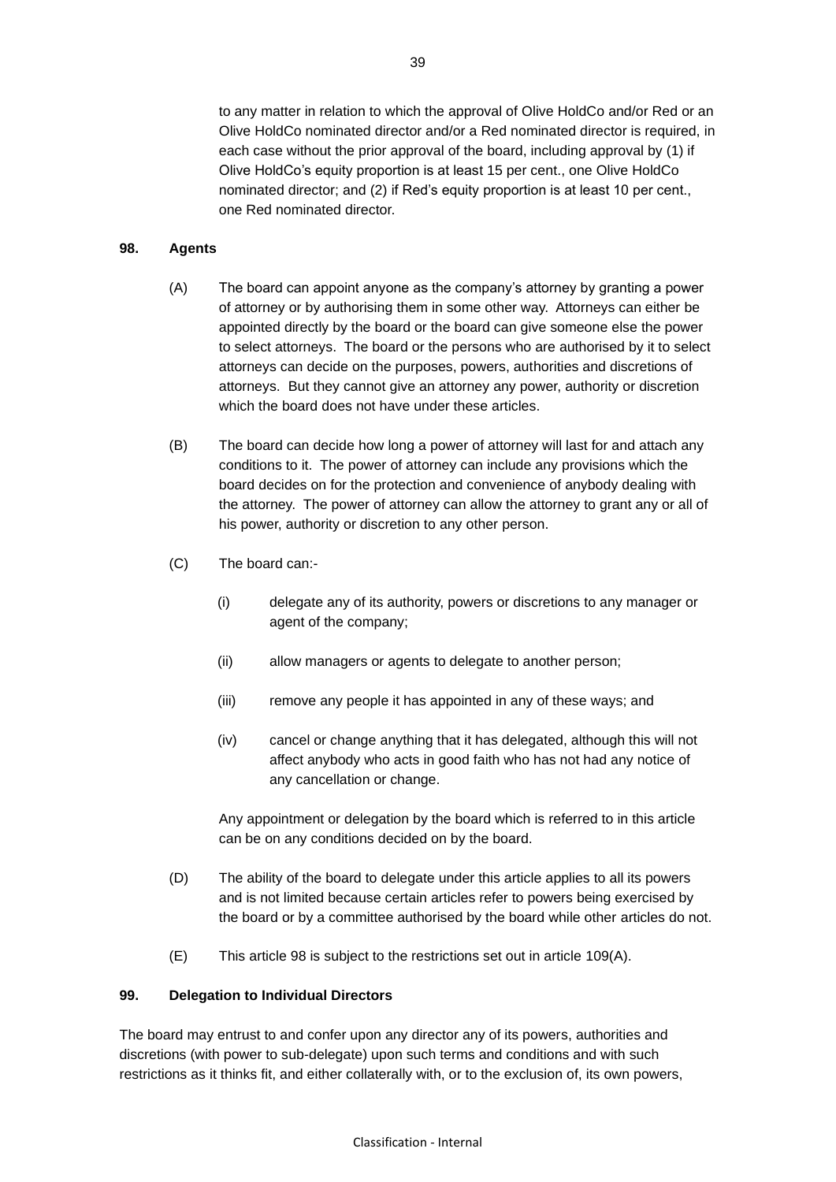to any matter in relation to which the approval of Olive HoldCo and/or Red or an Olive HoldCo nominated director and/or a Red nominated director is required, in each case without the prior approval of the board, including approval by (1) if Olive HoldCo's equity proportion is at least 15 per cent., one Olive HoldCo nominated director; and (2) if Red's equity proportion is at least 10 per cent., one Red nominated director.

**98. Agents**

(A) The board can appoint anyone as the company's attorney by granting a power of attorney or by authorising them in some other way. Attorneys can either be appointed directly by the board or the board can give someone else the power to select attorneys. The board or the persons who are authorised by it to select attorneys can decide on the purposes, powers, authorities and discretions of attorneys. But they cannot give an attorney any power, authority or discretion which the board does not have under these articles.

(B) The board can decide how long a power of attorney will last for and attach any conditions to it. The power of attorney can include any provisions which the board decides on for the protection and convenience of anybody dealing with the attorney. The power of attorney can allow the attorney to grant any or all of his power, authority or discretion to any other person.

(C) The board can:-

(i) delegate any of its authority, powers or discretions to any manager or agent of the company;

(ii) allow managers or agents to delegate to another person;

(iii) remove any people it has appointed in any of these ways; and

(iv) cancel or change anything that it has delegated, although this will not affect anybody who acts in good faith who has not had any notice of any cancellation or change.

Any appointment or delegation by the board which is referred to in this article can be on any conditions decided on by the board.

(D) The ability of the board to delegate under this article applies to all its powers and is not limited because certain articles refer to powers being exercised by the board or by a committee authorised by the board while other articles do not.

(E) This article 98 is subject to the restrictions set out in article 109(A).

**99. Delegation to Individual Directors**

The board may entrust to and confer upon any director any of its powers, authorities and discretions (with power to sub-delegate) upon such terms and conditions and with such restrictions as it thinks fit, and either collaterally with, or to the exclusion of, its own powers,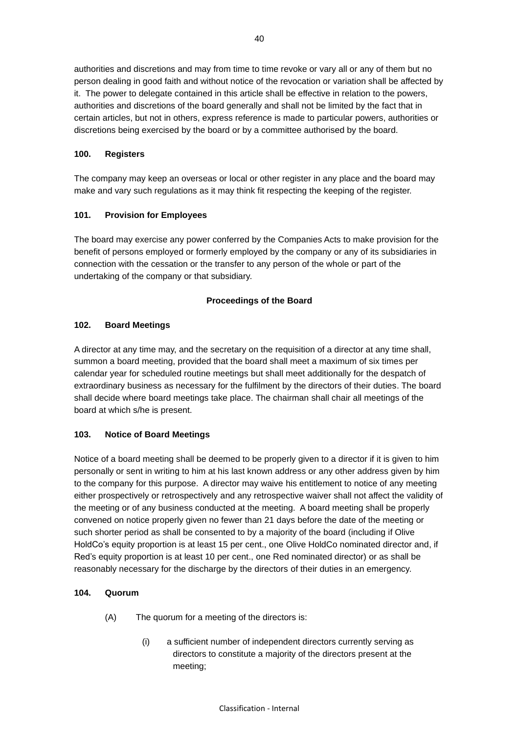authorities and discretions and may from time to time revoke or vary all or any of them but no person dealing in good faith and without notice of the revocation or variation shall be affected by it. The power to delegate contained in this article shall be effective in relation to the powers, authorities and discretions of the board generally and shall not be limited by the fact that in certain articles, but not in others, express reference is made to particular powers, authorities or discretions being exercised by the board or by a committee authorised by the board.

**100. Registers**

The company may keep an overseas or local or other register in any place and the board may make and vary such regulations as it may think fit respecting the keeping of the register.

**101. Provision for Employees**

The board may exercise any power conferred by the Companies Acts to make provision for the benefit of persons employed or formerly employed by the company or any of its subsidiaries in connection with the cessation or the transfer to any person of the whole or part of the undertaking of the company or that subsidiary.

**Proceedings of the Board**

**102. Board Meetings**

A director at any time may, and the secretary on the requisition of a director at any time shall, summon a board meeting, provided that the board shall meet a maximum of six times per calendar year for scheduled routine meetings but shall meet additionally for the despatch of extraordinary business as necessary for the fulfilment by the directors of their duties. The board shall decide where board meetings take place. The chairman shall chair all meetings of the board at which s/he is present.

**103. Notice of Board Meetings**

Notice of a board meeting shall be deemed to be properly given to a director if it is given to him personally or sent in writing to him at his last known address or any other address given by him to the company for this purpose. A director may waive his entitlement to notice of any meeting either prospectively or retrospectively and any retrospective waiver shall not affect the validity of the meeting or of any business conducted at the meeting. A board meeting shall be properly convened on notice properly given no fewer than 21 days before the date of the meeting or such shorter period as shall be consented to by a majority of the board (including if Olive HoldCo's equity proportion is at least 15 per cent., one Olive HoldCo nominated director and, if Red's equity proportion is at least 10 per cent., one Red nominated director) or as shall be reasonably necessary for the discharge by the directors of their duties in an emergency.

**104. Quorum**

(A) The quorum for a meeting of the directors is:

(i) a sufficient number of independent directors currently serving as directors to constitute a majority of the directors present at the meeting;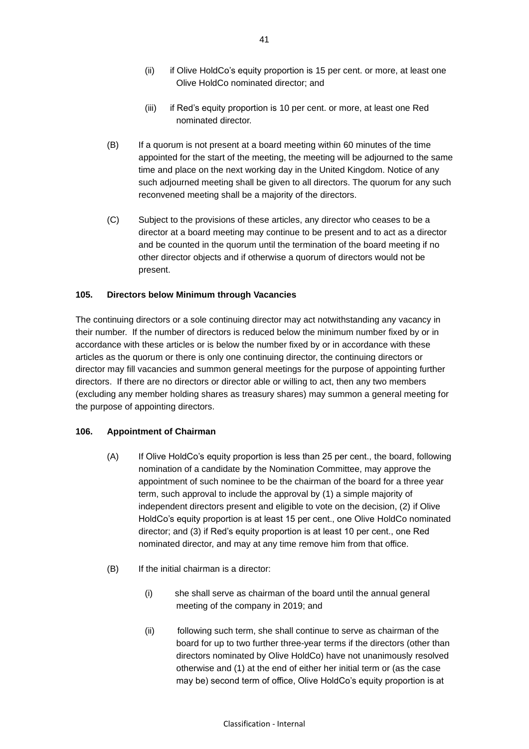(ii) if Olive HoldCo's equity proportion is 15 per cent. or more, at least one Olive HoldCo nominated director; and

(iii) if Red's equity proportion is 10 per cent. or more, at least one Red nominated director.

(B) If a quorum is not present at a board meeting within 60 minutes of the time appointed for the start of the meeting, the meeting will be adjourned to the same time and place on the next working day in the United Kingdom. Notice of any such adjourned meeting shall be given to all directors. The quorum for any such reconvened meeting shall be a majority of the directors.

(C) Subject to the provisions of these articles, any director who ceases to be a director at a board meeting may continue to be present and to act as a director and be counted in the quorum until the termination of the board meeting if no other director objects and if otherwise a quorum of directors would not be present.

**105. Directors below Minimum through Vacancies**

The continuing directors or a sole continuing director may act notwithstanding any vacancy in their number. If the number of directors is reduced below the minimum number fixed by or in accordance with these articles or is below the number fixed by or in accordance with these articles as the quorum or there is only one continuing director, the continuing directors or director may fill vacancies and summon general meetings for the purpose of appointing further directors. If there are no directors or director able or willing to act, then any two members (excluding any member holding shares as treasury shares) may summon a general meeting for the purpose of appointing directors.

**106. Appointment of Chairman**

(A) If Olive HoldCo's equity proportion is less than 25 per cent., the board, following nomination of a candidate by the Nomination Committee, may approve the appointment of such nominee to be the chairman of the board for a three year term, such approval to include the approval by (1) a simple majority of independent directors present and eligible to vote on the decision, (2) if Olive HoldCo's equity proportion is at least 15 per cent., one Olive HoldCo nominated director; and (3) if Red's equity proportion is at least 10 per cent., one Red nominated director, and may at any time remove him from that office.

(B) If the initial chairman is a director:

(i) she shall serve as chairman of the board until the annual general meeting of the company in 2019; and

(ii) following such term, she shall continue to serve as chairman of the board for up to two further three-year terms if the directors (other than directors nominated by Olive HoldCo) have not unanimously resolved otherwise and (1) at the end of either her initial term or (as the case may be) second term of office, Olive HoldCo's equity proportion is at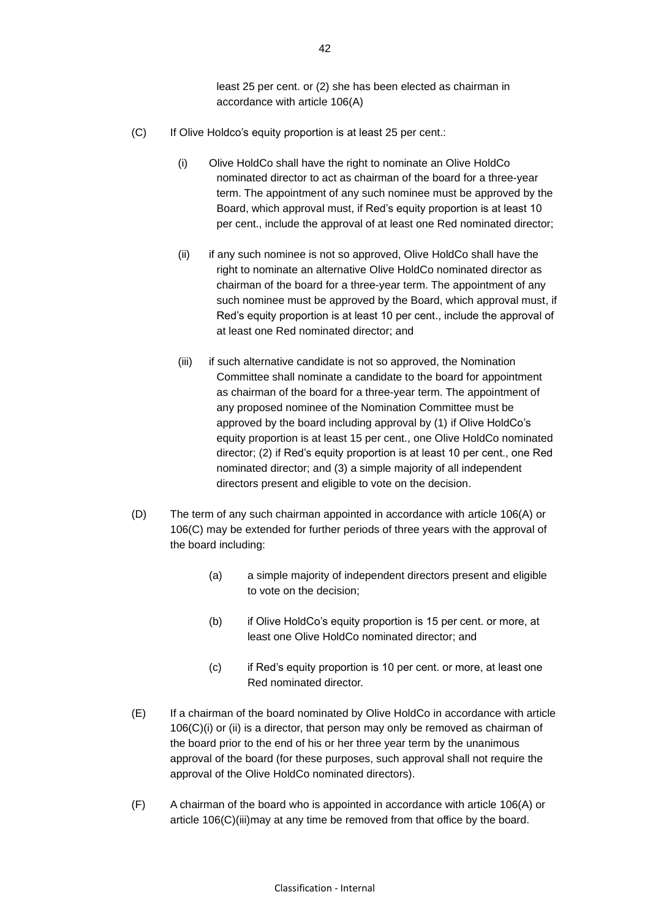least 25 per cent. or (2) she has been elected as chairman in accordance with article 106(A)

(C) If Olive Holdco's equity proportion is at least 25 per cent.:

(i) Olive HoldCo shall have the right to nominate an Olive HoldCo nominated director to act as chairman of the board for a three-year term. The appointment of any such nominee must be approved by the Board, which approval must, if Red's equity proportion is at least 10 per cent., include the approval of at least one Red nominated director;

(ii) if any such nominee is not so approved, Olive HoldCo shall have the right to nominate an alternative Olive HoldCo nominated director as chairman of the board for a three-year term. The appointment of any such nominee must be approved by the Board, which approval must, if Red's equity proportion is at least 10 per cent., include the approval of at least one Red nominated director; and

(iii) if such alternative candidate is not so approved, the Nomination Committee shall nominate a candidate to the board for appointment as chairman of the board for a three-year term. The appointment of any proposed nominee of the Nomination Committee must be approved by the board including approval by (1) if Olive HoldCo's equity proportion is at least 15 per cent., one Olive HoldCo nominated director; (2) if Red's equity proportion is at least 10 per cent., one Red nominated director; and (3) a simple majority of all independent directors present and eligible to vote on the decision.

(D) The term of any such chairman appointed in accordance with article 106(A) or 106(C) may be extended for further periods of three years with the approval of the board including:

(a) a simple majority of independent directors present and eligible to vote on the decision;

(b) if Olive HoldCo's equity proportion is 15 per cent. or more, at least one Olive HoldCo nominated director; and

(c) if Red's equity proportion is 10 per cent. or more, at least one Red nominated director.

(E) If a chairman of the board nominated by Olive HoldCo in accordance with article 106(C)(i) or (ii) is a director, that person may only be removed as chairman of the board prior to the end of his or her three year term by the unanimous approval of the board (for these purposes, such approval shall not require the approval of the Olive HoldCo nominated directors).

(F) A chairman of the board who is appointed in accordance with article 106(A) or article 106(C)(iii)may at any time be removed from that office by the board.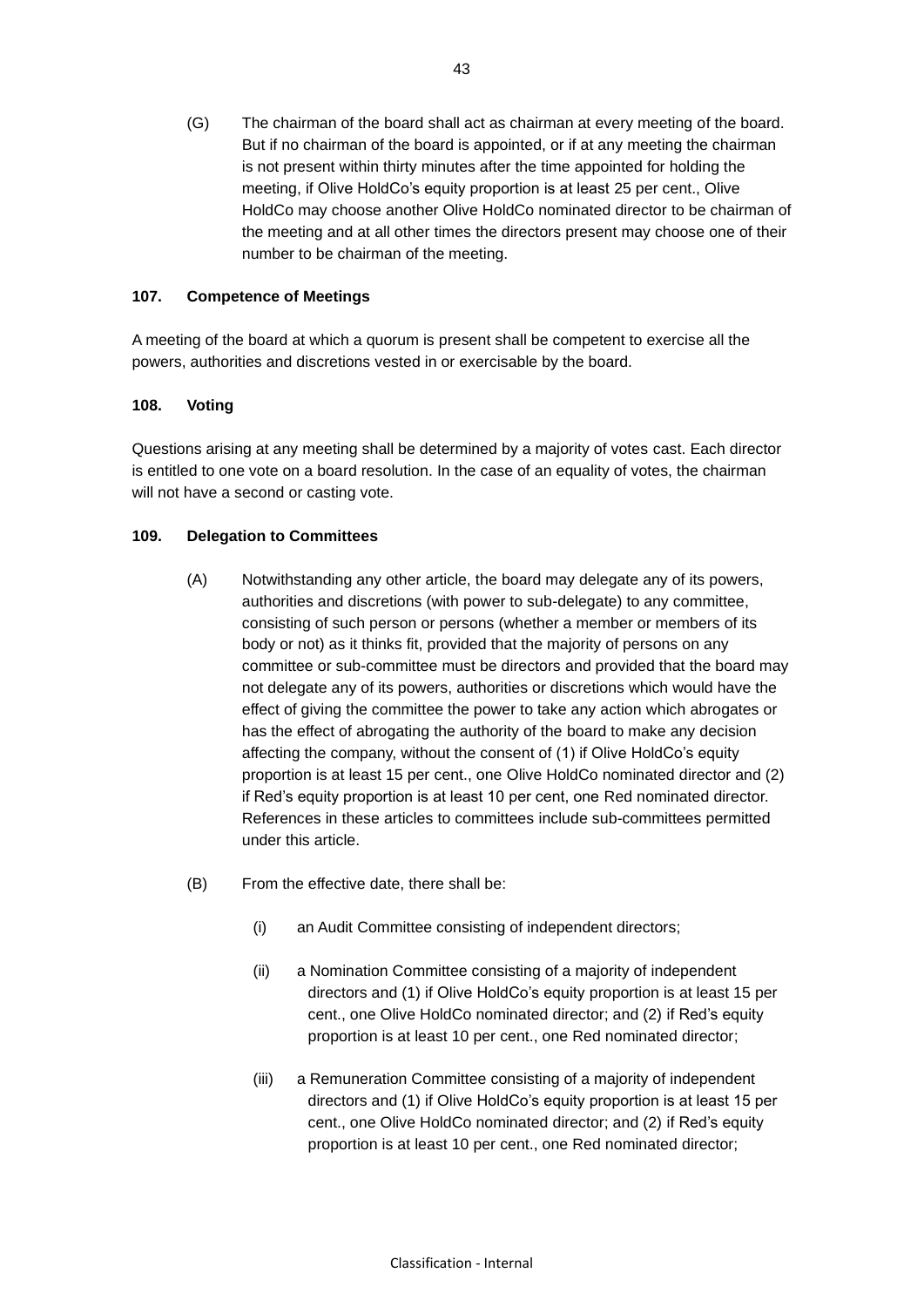(G) The chairman of the board shall act as chairman at every meeting of the board. But if no chairman of the board is appointed, or if at any meeting the chairman is not present within thirty minutes after the time appointed for holding the meeting, if Olive HoldCo's equity proportion is at least 25 per cent., Olive HoldCo may choose another Olive HoldCo nominated director to be chairman of the meeting and at all other times the directors present may choose one of their number to be chairman of the meeting.

**107. Competence of Meetings**

A meeting of the board at which a quorum is present shall be competent to exercise all the powers, authorities and discretions vested in or exercisable by the board.

**108. Voting**

Questions arising at any meeting shall be determined by a majority of votes cast. Each director is entitled to one vote on a board resolution. In the case of an equality of votes, the chairman will not have a second or casting vote.

**109. Delegation to Committees**

(A) Notwithstanding any other article, the board may delegate any of its powers, authorities and discretions (with power to sub-delegate) to any committee, consisting of such person or persons (whether a member or members of its body or not) as it thinks fit, provided that the majority of persons on any committee or sub-committee must be directors and provided that the board may not delegate any of its powers, authorities or discretions which would have the effect of giving the committee the power to take any action which abrogates or has the effect of abrogating the authority of the board to make any decision affecting the company, without the consent of (1) if Olive HoldCo's equity proportion is at least 15 per cent., one Olive HoldCo nominated director and (2) if Red's equity proportion is at least 10 per cent, one Red nominated director. References in these articles to committees include sub-committees permitted under this article.

(B) From the effective date, there shall be:

(i) an Audit Committee consisting of independent directors;

(ii) a Nomination Committee consisting of a majority of independent directors and (1) if Olive HoldCo's equity proportion is at least 15 per cent., one Olive HoldCo nominated director; and (2) if Red's equity proportion is at least 10 per cent., one Red nominated director;

(iii) a Remuneration Committee consisting of a majority of independent directors and (1) if Olive HoldCo's equity proportion is at least 15 per cent., one Olive HoldCo nominated director; and (2) if Red's equity proportion is at least 10 per cent., one Red nominated director;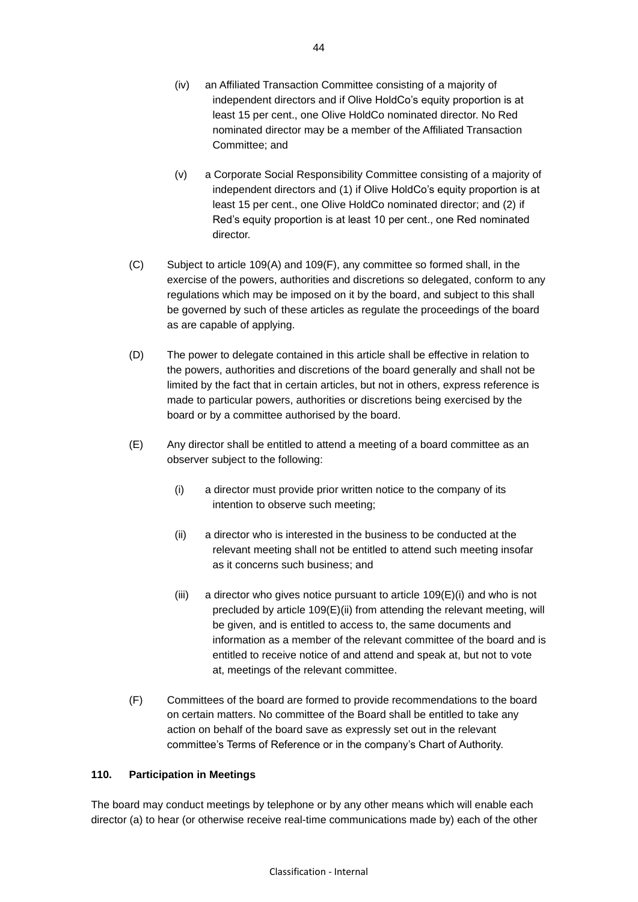(iv) an Affiliated Transaction Committee consisting of a majority of independent directors and if Olive HoldCo's equity proportion is at least 15 per cent., one Olive HoldCo nominated director. No Red nominated director may be a member of the Affiliated Transaction Committee; and

(v) a Corporate Social Responsibility Committee consisting of a majority of independent directors and (1) if Olive HoldCo's equity proportion is at least 15 per cent., one Olive HoldCo nominated director; and (2) if Red's equity proportion is at least 10 per cent., one Red nominated director.

(C) Subject to article 109(A) and 109(F), any committee so formed shall, in the exercise of the powers, authorities and discretions so delegated, conform to any regulations which may be imposed on it by the board, and subject to this shall be governed by such of these articles as regulate the proceedings of the board as are capable of applying.

(D) The power to delegate contained in this article shall be effective in relation to the powers, authorities and discretions of the board generally and shall not be limited by the fact that in certain articles, but not in others, express reference is made to particular powers, authorities or discretions being exercised by the board or by a committee authorised by the board.

(E) Any director shall be entitled to attend a meeting of a board committee as an observer subject to the following:

(i) a director must provide prior written notice to the company of its intention to observe such meeting;

(ii) a director who is interested in the business to be conducted at the relevant meeting shall not be entitled to attend such meeting insofar as it concerns such business; and

(iii) a director who gives notice pursuant to article 109(E)(i) and who is not precluded by article 109(E)(ii) from attending the relevant meeting, will be given, and is entitled to access to, the same documents and information as a member of the relevant committee of the board and is entitled to receive notice of and attend and speak at, but not to vote at, meetings of the relevant committee.

(F) Committees of the board are formed to provide recommendations to the board on certain matters. No committee of the Board shall be entitled to take any action on behalf of the board save as expressly set out in the relevant committee's Terms of Reference or in the company's Chart of Authority.

**110. Participation in Meetings**

The board may conduct meetings by telephone or by any other means which will enable each director (a) to hear (or otherwise receive real-time communications made by) each of the other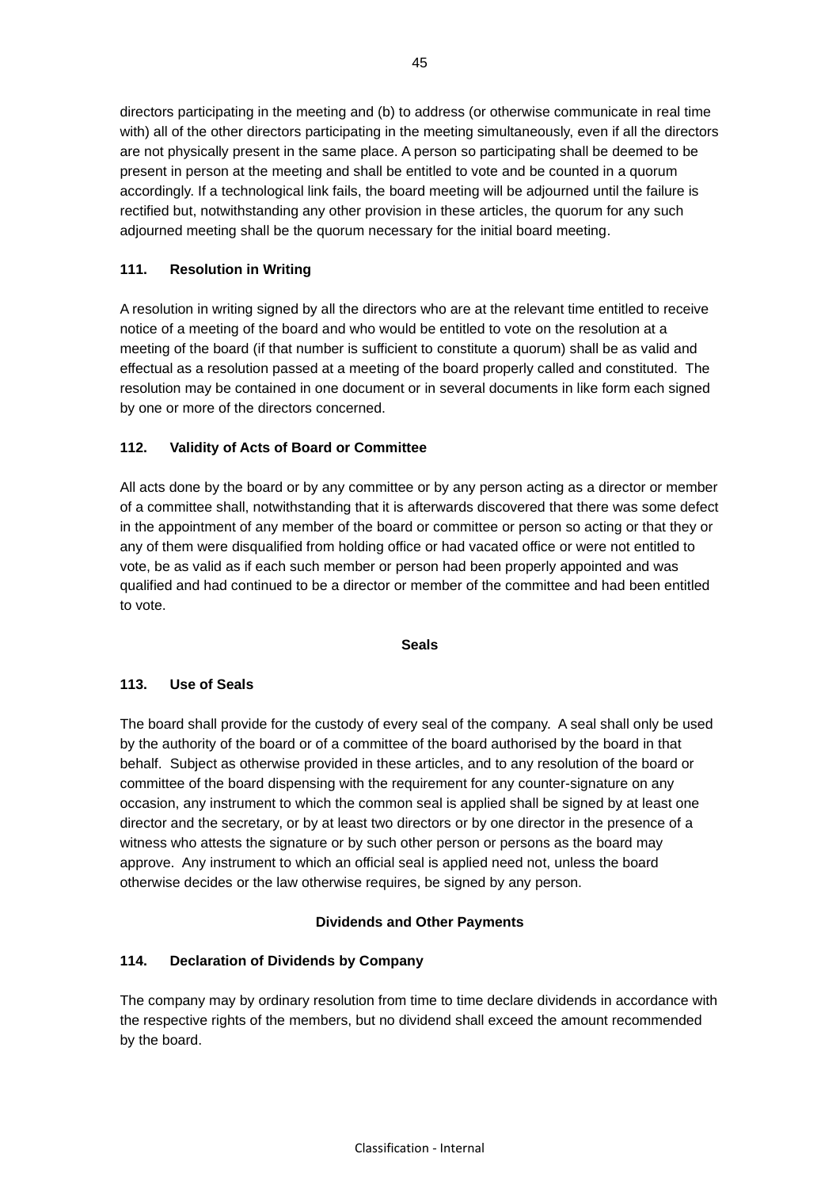directors participating in the meeting and (b) to address (or otherwise communicate in real time with) all of the other directors participating in the meeting simultaneously, even if all the directors are not physically present in the same place. A person so participating shall be deemed to be present in person at the meeting and shall be entitled to vote and be counted in a quorum accordingly. If a technological link fails, the board meeting will be adjourned until the failure is rectified but, notwithstanding any other provision in these articles, the quorum for any such adjourned meeting shall be the quorum necessary for the initial board meeting.

### 111. Resolution in Writing

A resolution in writing signed by all the directors who are at the relevant time entitled to receive notice of a meeting of the board and who would be entitled to vote on the resolution at a meeting of the board (if that number is sufficient to constitute a quorum) shall be as valid and effectual as a resolution passed at a meeting of the board properly called and constituted. The resolution may be contained in one document or in several documents in like form each signed by one or more of the directors concerned.

### 112. Validity of Acts of Board or Committee

All acts done by the board or by any committee or by any person acting as a director or member of a committee shall, notwithstanding that it is afterwards discovered that there was some defect in the appointment of any member of the board or committee or person so acting or that they or any of them were disqualified from holding office or had vacated office or were not entitled to vote, be as valid as if each such member or person had been properly appointed and was qualified and had continued to be a director or member of the committee and had been entitled to vote.

## Seals

### 113. Use of Seals

The board shall provide for the custody of every seal of the company. A seal shall only be used by the authority of the board or of a committee of the board authorised by the board in that behalf. Subject as otherwise provided in these articles, and to any resolution of the board or committee of the board dispensing with the requirement for any counter-signature on any occasion, any instrument to which the common seal is applied shall be signed by at least one director and the secretary, or by at least two directors or by one director in the presence of a witness who attests the signature or by such other person or persons as the board may approve. Any instrument to which an official seal is applied need not, unless the board otherwise decides or the law otherwise requires, be signed by any person.

## Dividends and Other Payments

### 114. Declaration of Dividends by Company

The company may by ordinary resolution from time to time declare dividends in accordance with the respective rights of the members, but no dividend shall exceed the amount recommended by the board.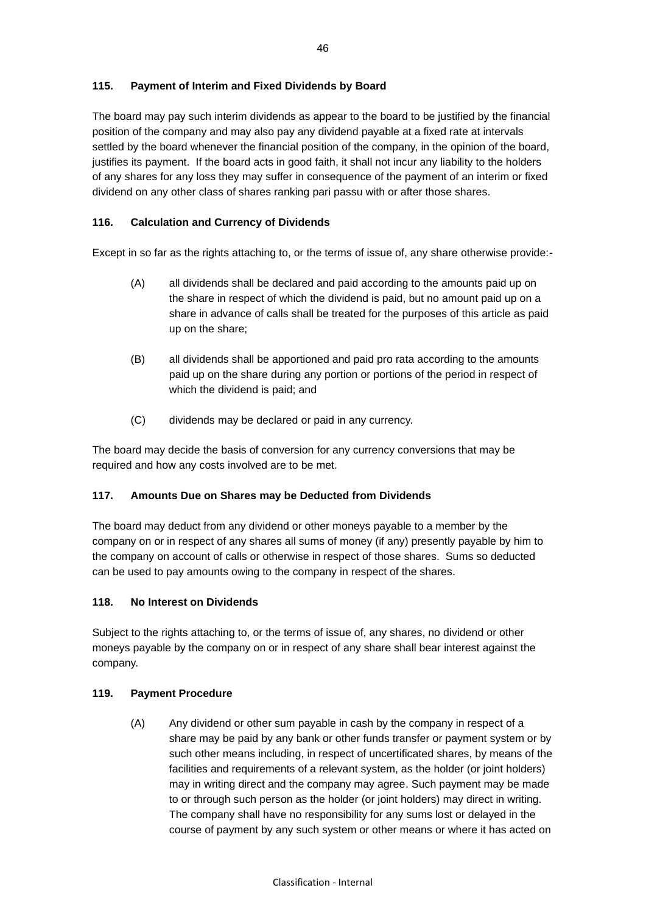### 115. Payment of Interim and Fixed Dividends by Board

The board may pay such interim dividends as appear to the board to be justified by the financial position of the company and may also pay any dividend payable at a fixed rate at intervals settled by the board whenever the financial position of the company, in the opinion of the board, justifies its payment. If the board acts in good faith, it shall not incur any liability to the holders of any shares for any loss they may suffer in consequence of the payment of an interim or fixed dividend on any other class of shares ranking pari passu with or after those shares.

### 116. Calculation and Currency of Dividends

Except in so far as the rights attaching to, or the terms of issue of, any share otherwise provide:-

(A) all dividends shall be declared and paid according to the amounts paid up on the share in respect of which the dividend is paid, but no amount paid up on a share in advance of calls shall be treated for the purposes of this article as paid up on the share;

(B) all dividends shall be apportioned and paid pro rata according to the amounts paid up on the share during any portion or portions of the period in respect of which the dividend is paid; and

(C) dividends may be declared or paid in any currency.

The board may decide the basis of conversion for any currency conversions that may be required and how any costs involved are to be met.

### 117. Amounts Due on Shares may be Deducted from Dividends

The board may deduct from any dividend or other moneys payable to a member by the company on or in respect of any shares all sums of money (if any) presently payable by him to the company on account of calls or otherwise in respect of those shares. Sums so deducted can be used to pay amounts owing to the company in respect of the shares.

### 118. No Interest on Dividends

Subject to the rights attaching to, or the terms of issue of, any shares, no dividend or other moneys payable by the company on or in respect of any share shall bear interest against the company.

### 119. Payment Procedure

(A) Any dividend or other sum payable in cash by the company in respect of a share may be paid by any bank or other funds transfer or payment system or by such other means including, in respect of uncertificated shares, by means of the facilities and requirements of a relevant system, as the holder (or joint holders) may in writing direct and the company may agree. Such payment may be made to or through such person as the holder (or joint holders) may direct in writing. The company shall have no responsibility for any sums lost or delayed in the course of payment by any such system or other means or where it has acted on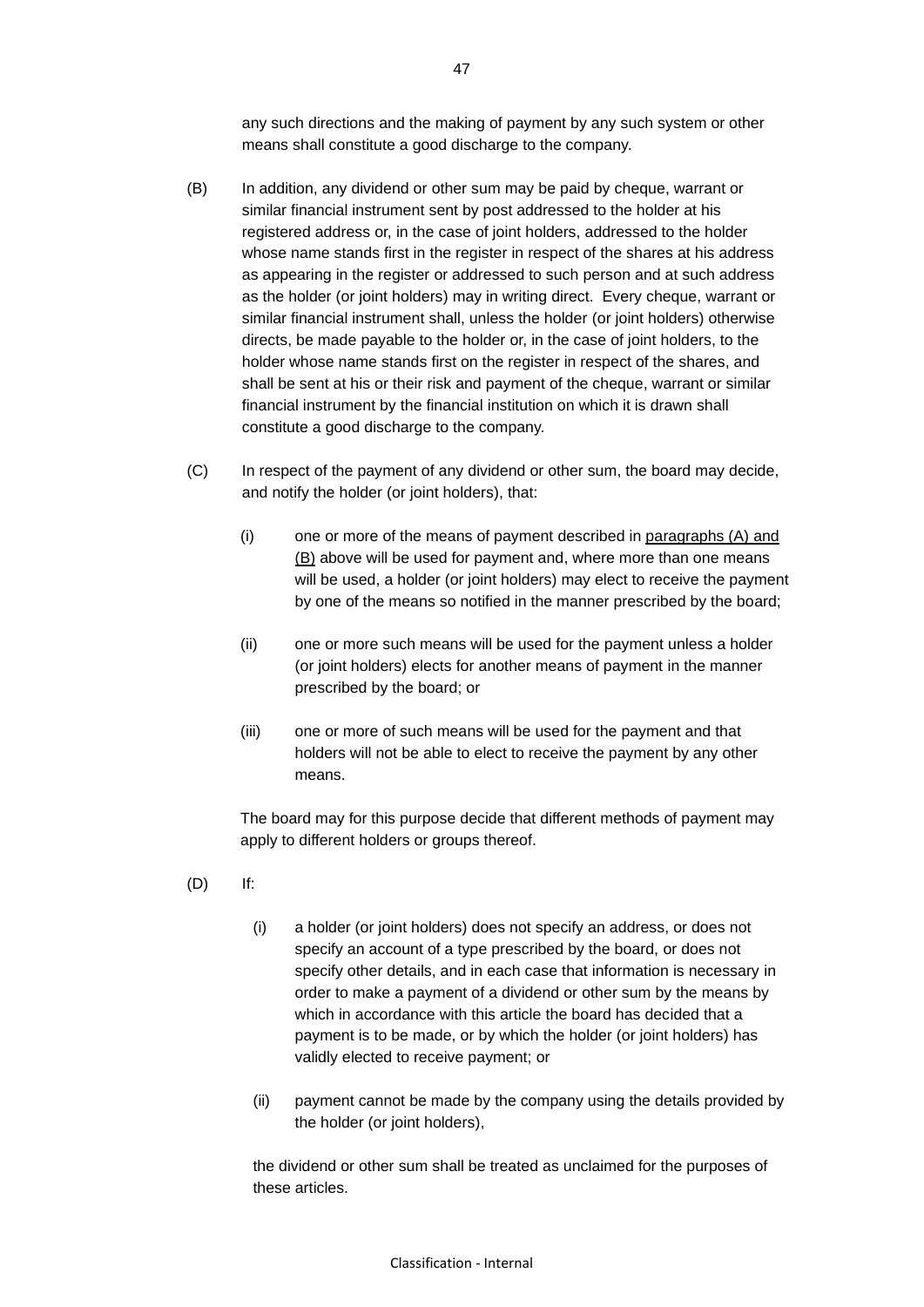any such directions and the making of payment by any such system or other means shall constitute a good discharge to the company.

(B) In addition, any dividend or other sum may be paid by cheque, warrant or similar financial instrument sent by post addressed to the holder at his registered address or, in the case of joint holders, addressed to the holder whose name stands first in the register in respect of the shares at his address as appearing in the register or addressed to such person and at such address as the holder (or joint holders) may in writing direct. Every cheque, warrant or similar financial instrument shall, unless the holder (or joint holders) otherwise directs, be made payable to the holder or, in the case of joint holders, to the holder whose name stands first on the register in respect of the shares, and shall be sent at his or their risk and payment of the cheque, warrant or similar financial instrument by the financial institution on which it is drawn shall constitute a good discharge to the company.

(C) In respect of the payment of any dividend or other sum, the board may decide, and notify the holder (or joint holders), that:

(i) one or more of the means of payment described in paragraphs (A) and (B) above will be used for payment and, where more than one means will be used, a holder (or joint holders) may elect to receive the payment by one of the means so notified in the manner prescribed by the board;

(ii) one or more such means will be used for the payment unless a holder (or joint holders) elects for another means of payment in the manner prescribed by the board; or

(iii) one or more of such means will be used for the payment and that holders will not be able to elect to receive the payment by any other means.

The board may for this purpose decide that different methods of payment may apply to different holders or groups thereof.

(D) If:

(i) a holder (or joint holders) does not specify an address, or does not specify an account of a type prescribed by the board, or does not specify other details, and in each case that information is necessary in order to make a payment of a dividend or other sum by the means by which in accordance with this article the board has decided that a payment is to be made, or by which the holder (or joint holders) has validly elected to receive payment; or

(ii) payment cannot be made by the company using the details provided by the holder (or joint holders),

the dividend or other sum shall be treated as unclaimed for the purposes of these articles.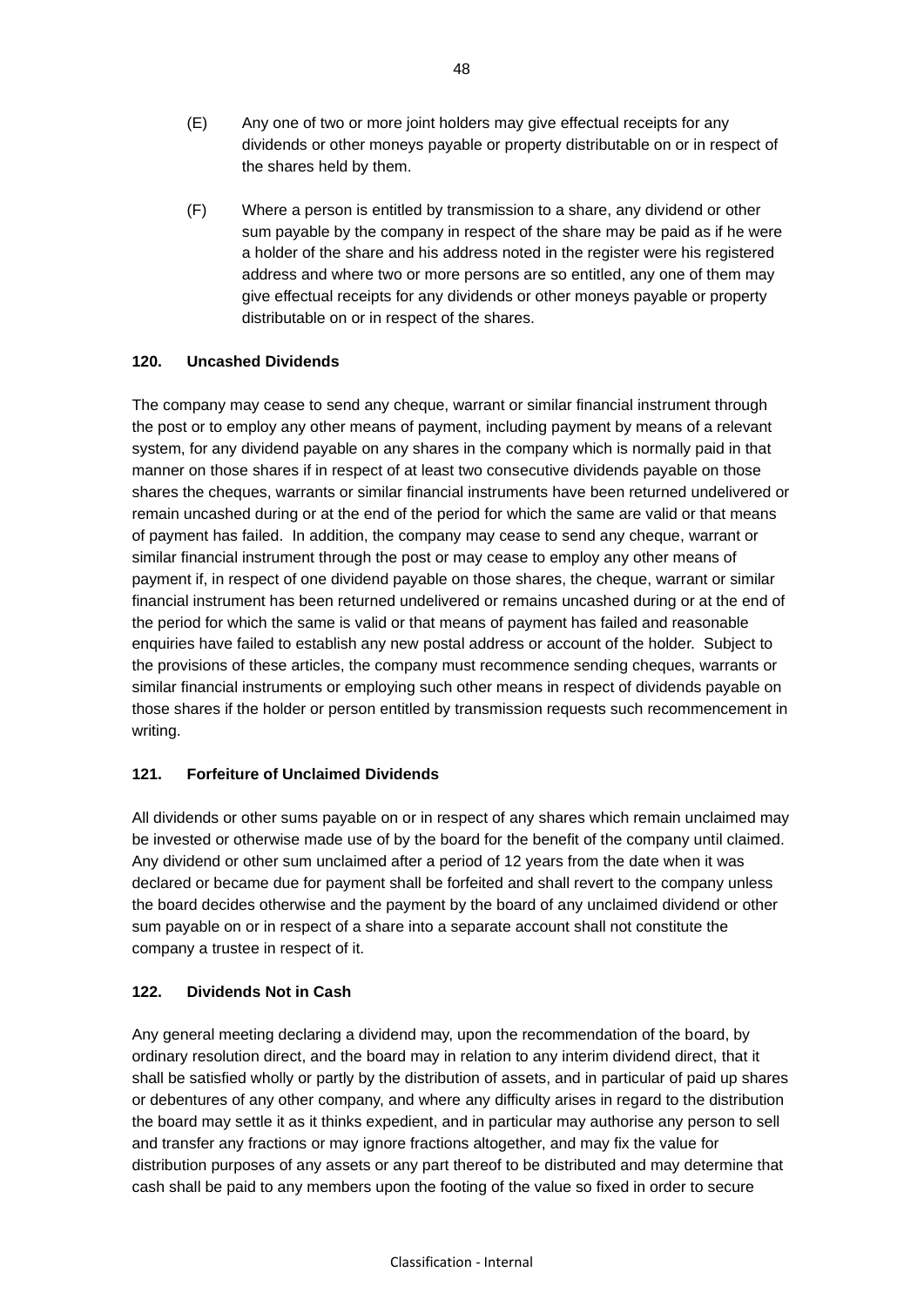(E) Any one of two or more joint holders may give effectual receipts for any dividends or other moneys payable or property distributable on or in respect of the shares held by them.

(F) Where a person is entitled by transmission to a share, any dividend or other sum payable by the company in respect of the share may be paid as if he were a holder of the share and his address noted in the register were his registered address and where two or more persons are so entitled, any one of them may give effectual receipts for any dividends or other moneys payable or property distributable on or in respect of the shares.

### 120. Uncashed Dividends

The company may cease to send any cheque, warrant or similar financial instrument through the post or to employ any other means of payment, including payment by means of a relevant system, for any dividend payable on any shares in the company which is normally paid in that manner on those shares if in respect of at least two consecutive dividends payable on those shares the cheques, warrants or similar financial instruments have been returned undelivered or remain uncashed during or at the end of the period for which the same are valid or that means of payment has failed. In addition, the company may cease to send any cheque, warrant or similar financial instrument through the post or may cease to employ any other means of payment if, in respect of one dividend payable on those shares, the cheque, warrant or similar financial instrument has been returned undelivered or remains uncashed during or at the end of the period for which the same is valid or that means of payment has failed and reasonable enquiries have failed to establish any new postal address or account of the holder. Subject to the provisions of these articles, the company must recommence sending cheques, warrants or similar financial instruments or employing such other means in respect of dividends payable on those shares if the holder or person entitled by transmission requests such recommencement in writing.

### 121. Forfeiture of Unclaimed Dividends

All dividends or other sums payable on or in respect of any shares which remain unclaimed may be invested or otherwise made use of by the board for the benefit of the company until claimed. Any dividend or other sum unclaimed after a period of 12 years from the date when it was declared or became due for payment shall be forfeited and shall revert to the company unless the board decides otherwise and the payment by the board of any unclaimed dividend or other sum payable on or in respect of a share into a separate account shall not constitute the company a trustee in respect of it.

### 122. Dividends Not in Cash

Any general meeting declaring a dividend may, upon the recommendation of the board, by ordinary resolution direct, and the board may in relation to any interim dividend direct, that it shall be satisfied wholly or partly by the distribution of assets, and in particular of paid up shares or debentures of any other company, and where any difficulty arises in regard to the distribution the board may settle it as it thinks expedient, and in particular may authorise any person to sell and transfer any fractions or may ignore fractions altogether, and may fix the value for distribution purposes of any assets or any part thereof to be distributed and may determine that cash shall be paid to any members upon the footing of the value so fixed in order to secure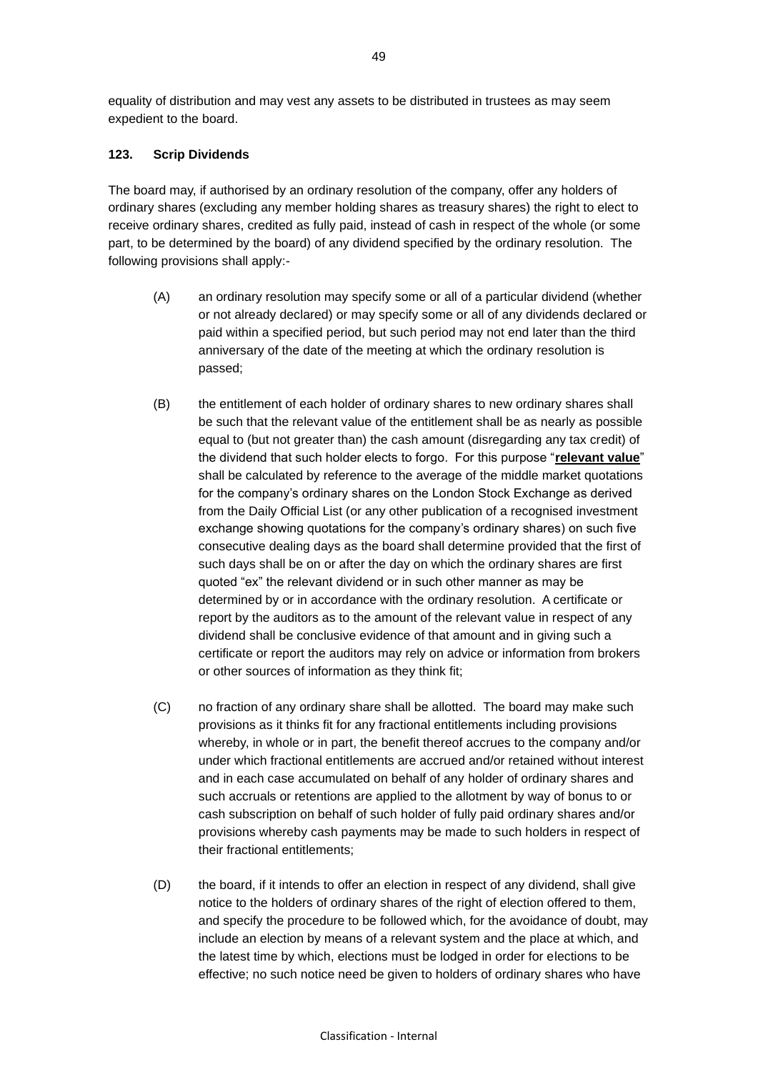equality of distribution and may vest any assets to be distributed in trustees as may seem expedient to the board.

**123. Scrip Dividends**

The board may, if authorised by an ordinary resolution of the company, offer any holders of ordinary shares (excluding any member holding shares as treasury shares) the right to elect to receive ordinary shares, credited as fully paid, instead of cash in respect of the whole (or some part, to be determined by the board) of any dividend specified by the ordinary resolution. The following provisions shall apply:-

(A) an ordinary resolution may specify some or all of a particular dividend (whether or not already declared) or may specify some or all of any dividends declared or paid within a specified period, but such period may not end later than the third anniversary of the date of the meeting at which the ordinary resolution is passed;

(B) the entitlement of each holder of ordinary shares to new ordinary shares shall be such that the relevant value of the entitlement shall be as nearly as possible equal to (but not greater than) the cash amount (disregarding any tax credit) of the dividend that such holder elects to forgo. For this purpose "**relevant value**" shall be calculated by reference to the average of the middle market quotations for the company's ordinary shares on the London Stock Exchange as derived from the Daily Official List (or any other publication of a recognised investment exchange showing quotations for the company's ordinary shares) on such five consecutive dealing days as the board shall determine provided that the first of such days shall be on or after the day on which the ordinary shares are first quoted "ex" the relevant dividend or in such other manner as may be determined by or in accordance with the ordinary resolution. A certificate or report by the auditors as to the amount of the relevant value in respect of any dividend shall be conclusive evidence of that amount and in giving such a certificate or report the auditors may rely on advice or information from brokers or other sources of information as they think fit;

(C) no fraction of any ordinary share shall be allotted. The board may make such provisions as it thinks fit for any fractional entitlements including provisions whereby, in whole or in part, the benefit thereof accrues to the company and/or under which fractional entitlements are accrued and/or retained without interest and in each case accumulated on behalf of any holder of ordinary shares and such accruals or retentions are applied to the allotment by way of bonus to or cash subscription on behalf of such holder of fully paid ordinary shares and/or provisions whereby cash payments may be made to such holders in respect of their fractional entitlements;

(D) the board, if it intends to offer an election in respect of any dividend, shall give notice to the holders of ordinary shares of the right of election offered to them, and specify the procedure to be followed which, for the avoidance of doubt, may include an election by means of a relevant system and the place at which, and the latest time by which, elections must be lodged in order for elections to be effective; no such notice need be given to holders of ordinary shares who have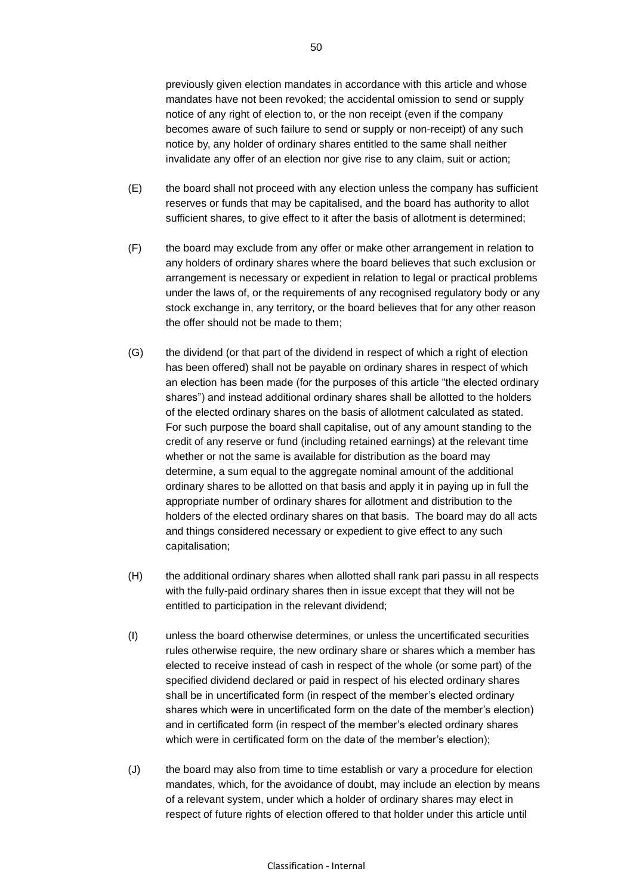previously given election mandates in accordance with this article and whose mandates have not been revoked; the accidental omission to send or supply notice of any right of election to, or the non receipt (even if the company becomes aware of such failure to send or supply or non-receipt) of any such notice by, any holder of ordinary shares entitled to the same shall neither invalidate any offer of an election nor give rise to any claim, suit or action;

(E) the board shall not proceed with any election unless the company has sufficient reserves or funds that may be capitalised, and the board has authority to allot sufficient shares, to give effect to it after the basis of allotment is determined;

(F) the board may exclude from any offer or make other arrangement in relation to any holders of ordinary shares where the board believes that such exclusion or arrangement is necessary or expedient in relation to legal or practical problems under the laws of, or the requirements of any recognised regulatory body or any stock exchange in, any territory, or the board believes that for any other reason the offer should not be made to them;

(G) the dividend (or that part of the dividend in respect of which a right of election has been offered) shall not be payable on ordinary shares in respect of which an election has been made (for the purposes of this article "the elected ordinary shares") and instead additional ordinary shares shall be allotted to the holders of the elected ordinary shares on the basis of allotment calculated as stated. For such purpose the board shall capitalise, out of any amount standing to the credit of any reserve or fund (including retained earnings) at the relevant time whether or not the same is available for distribution as the board may determine, a sum equal to the aggregate nominal amount of the additional ordinary shares to be allotted on that basis and apply it in paying up in full the appropriate number of ordinary shares for allotment and distribution to the holders of the elected ordinary shares on that basis. The board may do all acts and things considered necessary or expedient to give effect to any such capitalisation;

(H) the additional ordinary shares when allotted shall rank pari passu in all respects with the fully-paid ordinary shares then in issue except that they will not be entitled to participation in the relevant dividend;

(I) unless the board otherwise determines, or unless the uncertificated securities rules otherwise require, the new ordinary share or shares which a member has elected to receive instead of cash in respect of the whole (or some part) of the specified dividend declared or paid in respect of his elected ordinary shares shall be in uncertificated form (in respect of the member's elected ordinary shares which were in uncertificated form on the date of the member's election) and in certificated form (in respect of the member's elected ordinary shares which were in certificated form on the date of the member's election);

(J) the board may also from time to time establish or vary a procedure for election mandates, which, for the avoidance of doubt, may include an election by means of a relevant system, under which a holder of ordinary shares may elect in respect of future rights of election offered to that holder under this article until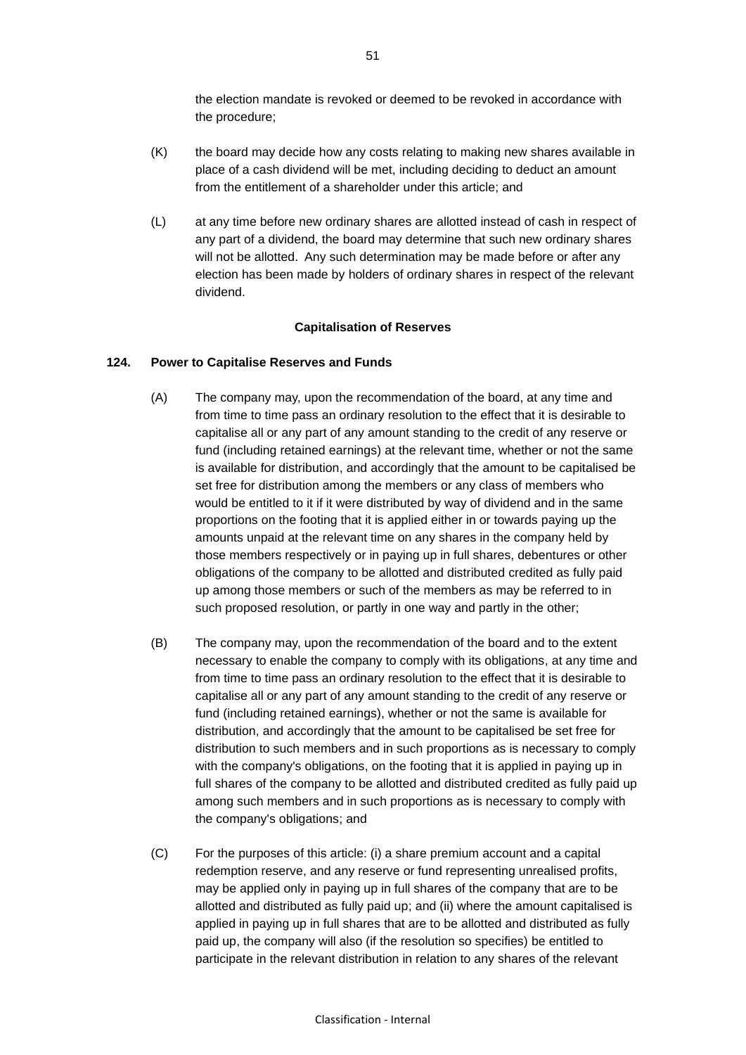the election mandate is revoked or deemed to be revoked in accordance with the procedure;

(K) the board may decide how any costs relating to making new shares available in place of a cash dividend will be met, including deciding to deduct an amount from the entitlement of a shareholder under this article; and

(L) at any time before new ordinary shares are allotted instead of cash in respect of any part of a dividend, the board may determine that such new ordinary shares will not be allotted. Any such determination may be made before or after any election has been made by holders of ordinary shares in respect of the relevant dividend.

**Capitalisation of Reserves**

**124. Power to Capitalise Reserves and Funds**

(A) The company may, upon the recommendation of the board, at any time and from time to time pass an ordinary resolution to the effect that it is desirable to capitalise all or any part of any amount standing to the credit of any reserve or fund (including retained earnings) at the relevant time, whether or not the same is available for distribution, and accordingly that the amount to be capitalised be set free for distribution among the members or any class of members who would be entitled to it if it were distributed by way of dividend and in the same proportions on the footing that it is applied either in or towards paying up the amounts unpaid at the relevant time on any shares in the company held by those members respectively or in paying up in full shares, debentures or other obligations of the company to be allotted and distributed credited as fully paid up among those members or such of the members as may be referred to in such proposed resolution, or partly in one way and partly in the other;

(B) The company may, upon the recommendation of the board and to the extent necessary to enable the company to comply with its obligations, at any time and from time to time pass an ordinary resolution to the effect that it is desirable to capitalise all or any part of any amount standing to the credit of any reserve or fund (including retained earnings), whether or not the same is available for distribution, and accordingly that the amount to be capitalised be set free for distribution to such members and in such proportions as is necessary to comply with the company's obligations, on the footing that it is applied in paying up in full shares of the company to be allotted and distributed credited as fully paid up among such members and in such proportions as is necessary to comply with the company's obligations; and

(C) For the purposes of this article: (i) a share premium account and a capital redemption reserve, and any reserve or fund representing unrealised profits, may be applied only in paying up in full shares of the company that are to be allotted and distributed as fully paid up; and (ii) where the amount capitalised is applied in paying up in full shares that are to be allotted and distributed as fully paid up, the company will also (if the resolution so specifies) be entitled to participate in the relevant distribution in relation to any shares of the relevant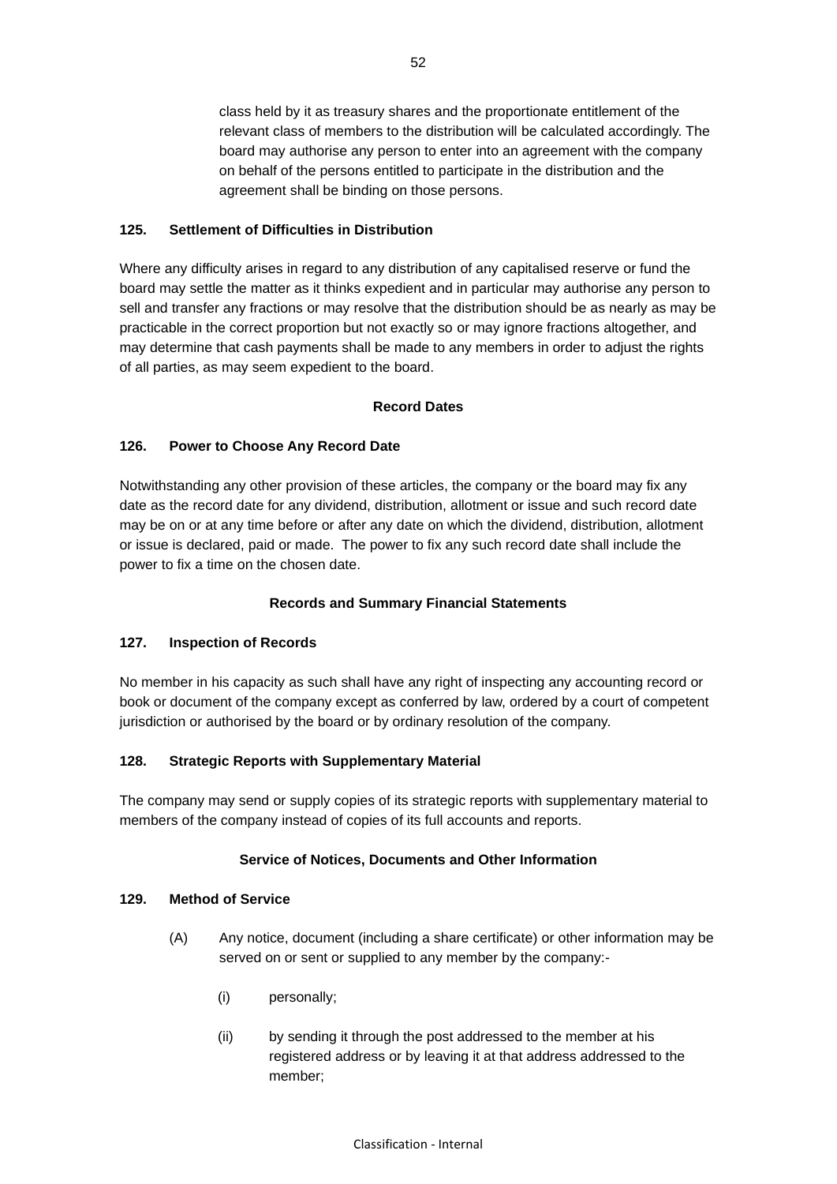class held by it as treasury shares and the proportionate entitlement of the relevant class of members to the distribution will be calculated accordingly. The board may authorise any person to enter into an agreement with the company on behalf of the persons entitled to participate in the distribution and the agreement shall be binding on those persons.

**125. Settlement of Difficulties in Distribution**

Where any difficulty arises in regard to any distribution of any capitalised reserve or fund the board may settle the matter as it thinks expedient and in particular may authorise any person to sell and transfer any fractions or may resolve that the distribution should be as nearly as may be practicable in the correct proportion but not exactly so or may ignore fractions altogether, and may determine that cash payments shall be made to any members in order to adjust the rights of all parties, as may seem expedient to the board.

## Record Dates

**126. Power to Choose Any Record Date**

Notwithstanding any other provision of these articles, the company or the board may fix any date as the record date for any dividend, distribution, allotment or issue and such record date may be on or at any time before or after any date on which the dividend, distribution, allotment or issue is declared, paid or made. The power to fix any such record date shall include the power to fix a time on the chosen date.

## Records and Summary Financial Statements

**127. Inspection of Records**

No member in his capacity as such shall have any right of inspecting any accounting record or book or document of the company except as conferred by law, ordered by a court of competent jurisdiction or authorised by the board or by ordinary resolution of the company.

**128. Strategic Reports with Supplementary Material**

The company may send or supply copies of its strategic reports with supplementary material to members of the company instead of copies of its full accounts and reports.

## Service of Notices, Documents and Other Information

**129. Method of Service**

(A) Any notice, document (including a share certificate) or other information may be served on or sent or supplied to any member by the company:-

(i) personally;

(ii) by sending it through the post addressed to the member at his registered address or by leaving it at that address addressed to the member;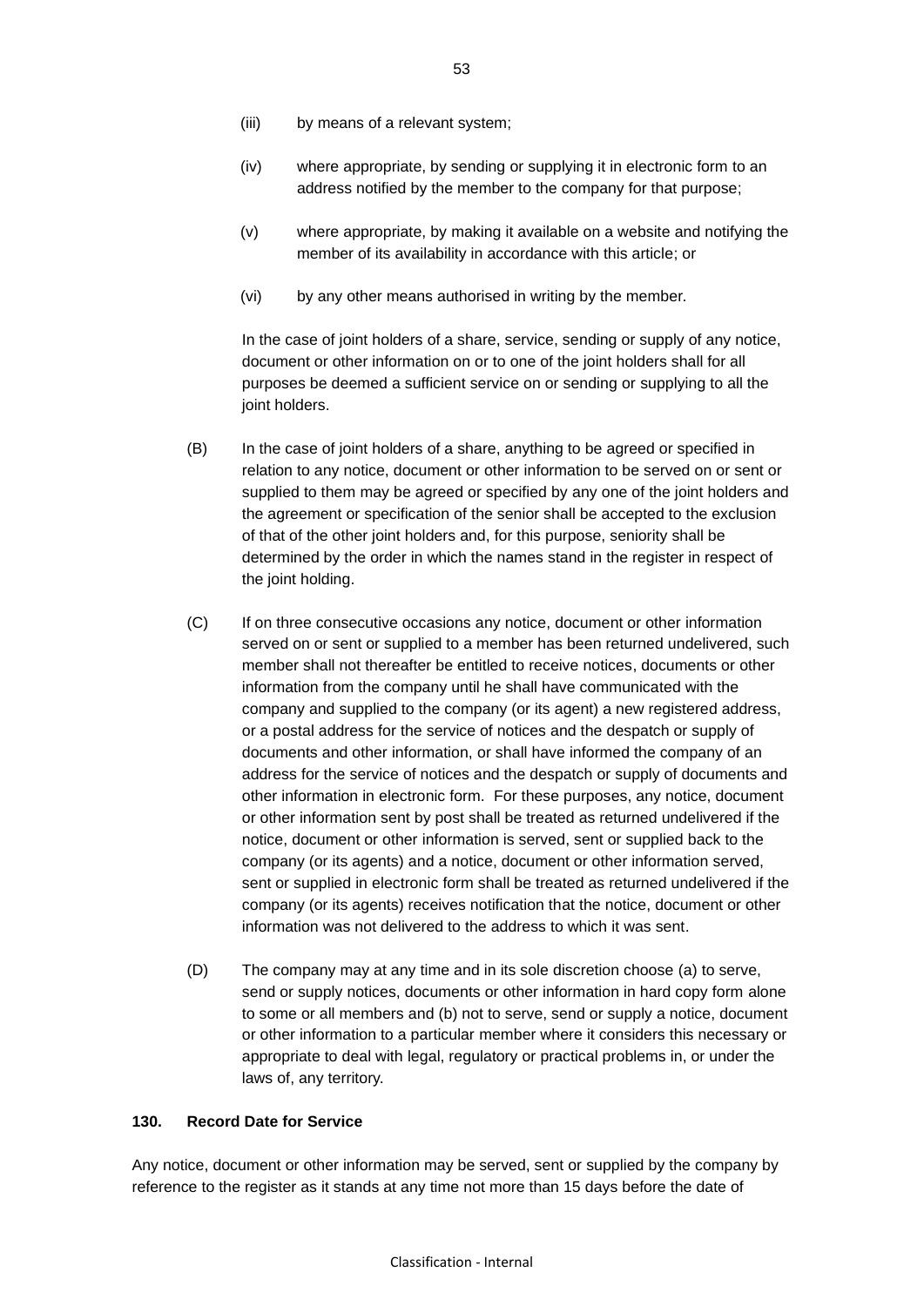(iii) by means of a relevant system;

(iv) where appropriate, by sending or supplying it in electronic form to an address notified by the member to the company for that purpose;

(v) where appropriate, by making it available on a website and notifying the member of its availability in accordance with this article; or

(vi) by any other means authorised in writing by the member.

In the case of joint holders of a share, service, sending or supply of any notice, document or other information on or to one of the joint holders shall for all purposes be deemed a sufficient service on or sending or supplying to all the joint holders.

(B) In the case of joint holders of a share, anything to be agreed or specified in relation to any notice, document or other information to be served on or sent or supplied to them may be agreed or specified by any one of the joint holders and the agreement or specification of the senior shall be accepted to the exclusion of that of the other joint holders and, for this purpose, seniority shall be determined by the order in which the names stand in the register in respect of the joint holding.

(C) If on three consecutive occasions any notice, document or other information served on or sent or supplied to a member has been returned undelivered, such member shall not thereafter be entitled to receive notices, documents or other information from the company until he shall have communicated with the company and supplied to the company (or its agent) a new registered address, or a postal address for the service of notices and the despatch or supply of documents and other information, or shall have informed the company of an address for the service of notices and the despatch or supply of documents and other information in electronic form. For these purposes, any notice, document or other information sent by post shall be treated as returned undelivered if the notice, document or other information is served, sent or supplied back to the company (or its agents) and a notice, document or other information served, sent or supplied in electronic form shall be treated as returned undelivered if the company (or its agents) receives notification that the notice, document or other information was not delivered to the address to which it was sent.

(D) The company may at any time and in its sole discretion choose (a) to serve, send or supply notices, documents or other information in hard copy form alone to some or all members and (b) not to serve, send or supply a notice, document or other information to a particular member where it considers this necessary or appropriate to deal with legal, regulatory or practical problems in, or under the laws of, any territory.

### 130. Record Date for Service

Any notice, document or other information may be served, sent or supplied by the company by reference to the register as it stands at any time not more than 15 days before the date of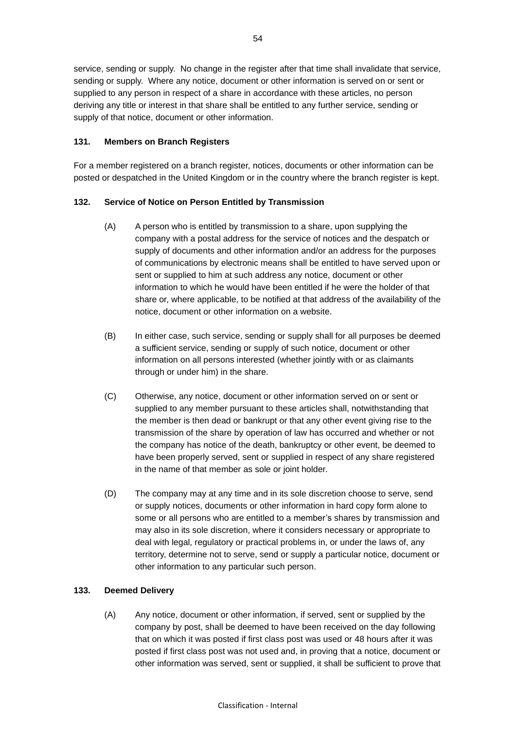service, sending or supply. No change in the register after that time shall invalidate that service, sending or supply. Where any notice, document or other information is served on or sent or supplied to any person in respect of a share in accordance with these articles, no person deriving any title or interest in that share shall be entitled to any further service, sending or supply of that notice, document or other information.

**131. Members on Branch Registers**

For a member registered on a branch register, notices, documents or other information can be posted or despatched in the United Kingdom or in the country where the branch register is kept.

**132. Service of Notice on Person Entitled by Transmission**

(A) A person who is entitled by transmission to a share, upon supplying the company with a postal address for the service of notices and the despatch or supply of documents and other information and/or an address for the purposes of communications by electronic means shall be entitled to have served upon or sent or supplied to him at such address any notice, document or other information to which he would have been entitled if he were the holder of that share or, where applicable, to be notified at that address of the availability of the notice, document or other information on a website.

(B) In either case, such service, sending or supply shall for all purposes be deemed a sufficient service, sending or supply of such notice, document or other information on all persons interested (whether jointly with or as claimants through or under him) in the share.

(C) Otherwise, any notice, document or other information served on or sent or supplied to any member pursuant to these articles shall, notwithstanding that the member is then dead or bankrupt or that any other event giving rise to the transmission of the share by operation of law has occurred and whether or not the company has notice of the death, bankruptcy or other event, be deemed to have been properly served, sent or supplied in respect of any share registered in the name of that member as sole or joint holder.

(D) The company may at any time and in its sole discretion choose to serve, send or supply notices, documents or other information in hard copy form alone to some or all persons who are entitled to a member's shares by transmission and may also in its sole discretion, where it considers necessary or appropriate to deal with legal, regulatory or practical problems in, or under the laws of, any territory, determine not to serve, send or supply a particular notice, document or other information to any particular such person.

**133. Deemed Delivery**

(A) Any notice, document or other information, if served, sent or supplied by the company by post, shall be deemed to have been received on the day following that on which it was posted if first class post was used or 48 hours after it was posted if first class post was not used and, in proving that a notice, document or other information was served, sent or supplied, it shall be sufficient to prove that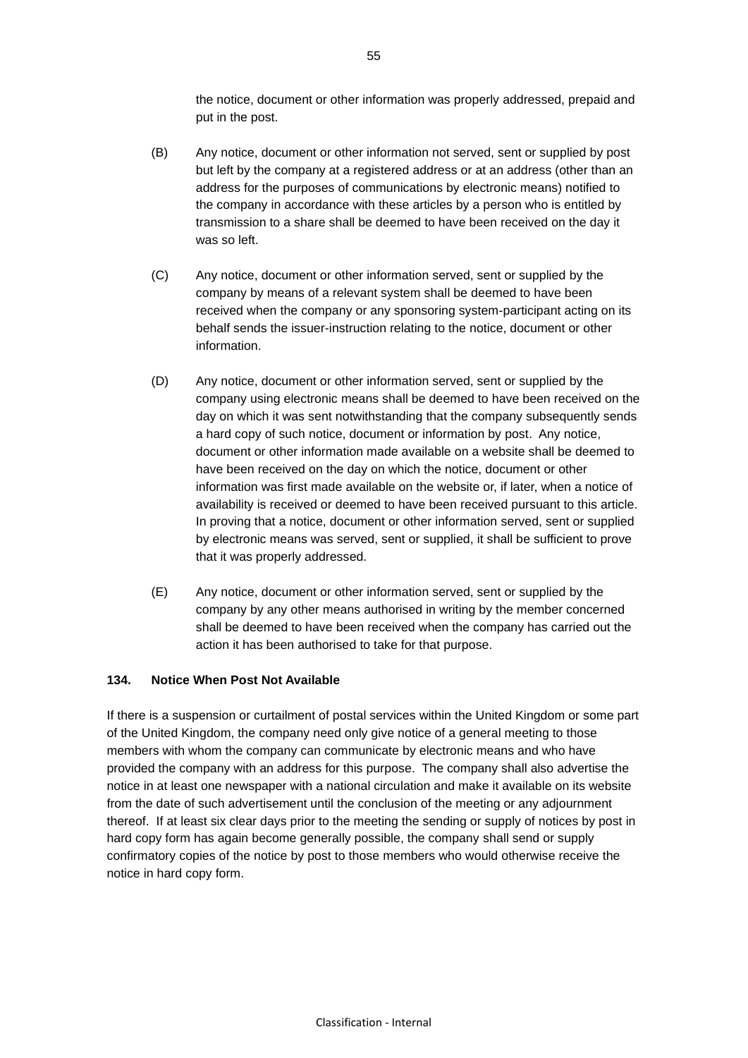the notice, document or other information was properly addressed, prepaid and put in the post.

(B) Any notice, document or other information not served, sent or supplied by post but left by the company at a registered address or at an address (other than an address for the purposes of communications by electronic means) notified to the company in accordance with these articles by a person who is entitled by transmission to a share shall be deemed to have been received on the day it was so left.

(C) Any notice, document or other information served, sent or supplied by the company by means of a relevant system shall be deemed to have been received when the company or any sponsoring system-participant acting on its behalf sends the issuer-instruction relating to the notice, document or other information.

(D) Any notice, document or other information served, sent or supplied by the company using electronic means shall be deemed to have been received on the day on which it was sent notwithstanding that the company subsequently sends a hard copy of such notice, document or information by post. Any notice, document or other information made available on a website shall be deemed to have been received on the day on which the notice, document or other information was first made available on the website or, if later, when a notice of availability is received or deemed to have been received pursuant to this article. In proving that a notice, document or other information served, sent or supplied by electronic means was served, sent or supplied, it shall be sufficient to prove that it was properly addressed.

(E) Any notice, document or other information served, sent or supplied by the company by any other means authorised in writing by the member concerned shall be deemed to have been received when the company has carried out the action it has been authorised to take for that purpose.

**134. Notice When Post Not Available**

If there is a suspension or curtailment of postal services within the United Kingdom or some part of the United Kingdom, the company need only give notice of a general meeting to those members with whom the company can communicate by electronic means and who have provided the company with an address for this purpose. The company shall also advertise the notice in at least one newspaper with a national circulation and make it available on its website from the date of such advertisement until the conclusion of the meeting or any adjournment thereof. If at least six clear days prior to the meeting the sending or supply of notices by post in hard copy form has again become generally possible, the company shall send or supply confirmatory copies of the notice by post to those members who would otherwise receive the notice in hard copy form.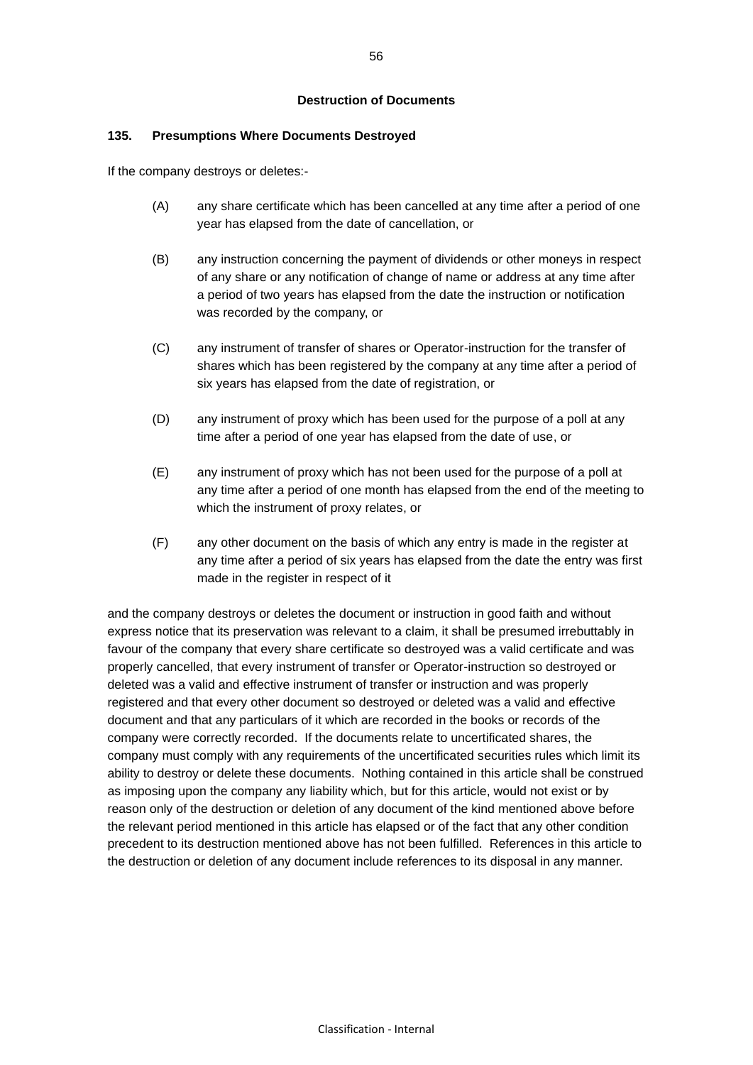## Destruction of Documents

### 135. Presumptions Where Documents Destroyed

If the company destroys or deletes:-

(A) any share certificate which has been cancelled at any time after a period of one year has elapsed from the date of cancellation, or

(B) any instruction concerning the payment of dividends or other moneys in respect of any share or any notification of change of name or address at any time after a period of two years has elapsed from the date the instruction or notification was recorded by the company, or

(C) any instrument of transfer of shares or Operator-instruction for the transfer of shares which has been registered by the company at any time after a period of six years has elapsed from the date of registration, or

(D) any instrument of proxy which has been used for the purpose of a poll at any time after a period of one year has elapsed from the date of use, or

(E) any instrument of proxy which has not been used for the purpose of a poll at any time after a period of one month has elapsed from the end of the meeting to which the instrument of proxy relates, or

(F) any other document on the basis of which any entry is made in the register at any time after a period of six years has elapsed from the date the entry was first made in the register in respect of it

and the company destroys or deletes the document or instruction in good faith and without express notice that its preservation was relevant to a claim, it shall be presumed irrebuttably in favour of the company that every share certificate so destroyed was a valid certificate and was properly cancelled, that every instrument of transfer or Operator-instruction so destroyed or deleted was a valid and effective instrument of transfer or instruction and was properly registered and that every other document so destroyed or deleted was a valid and effective document and that any particulars of it which are recorded in the books or records of the company were correctly recorded. If the documents relate to uncertificated shares, the company must comply with any requirements of the uncertificated securities rules which limit its ability to destroy or delete these documents. Nothing contained in this article shall be construed as imposing upon the company any liability which, but for this article, would not exist or by reason only of the destruction or deletion of any document of the kind mentioned above before the relevant period mentioned in this article has elapsed or of the fact that any other condition precedent to its destruction mentioned above has not been fulfilled. References in this article to the destruction or deletion of any document include references to its disposal in any manner.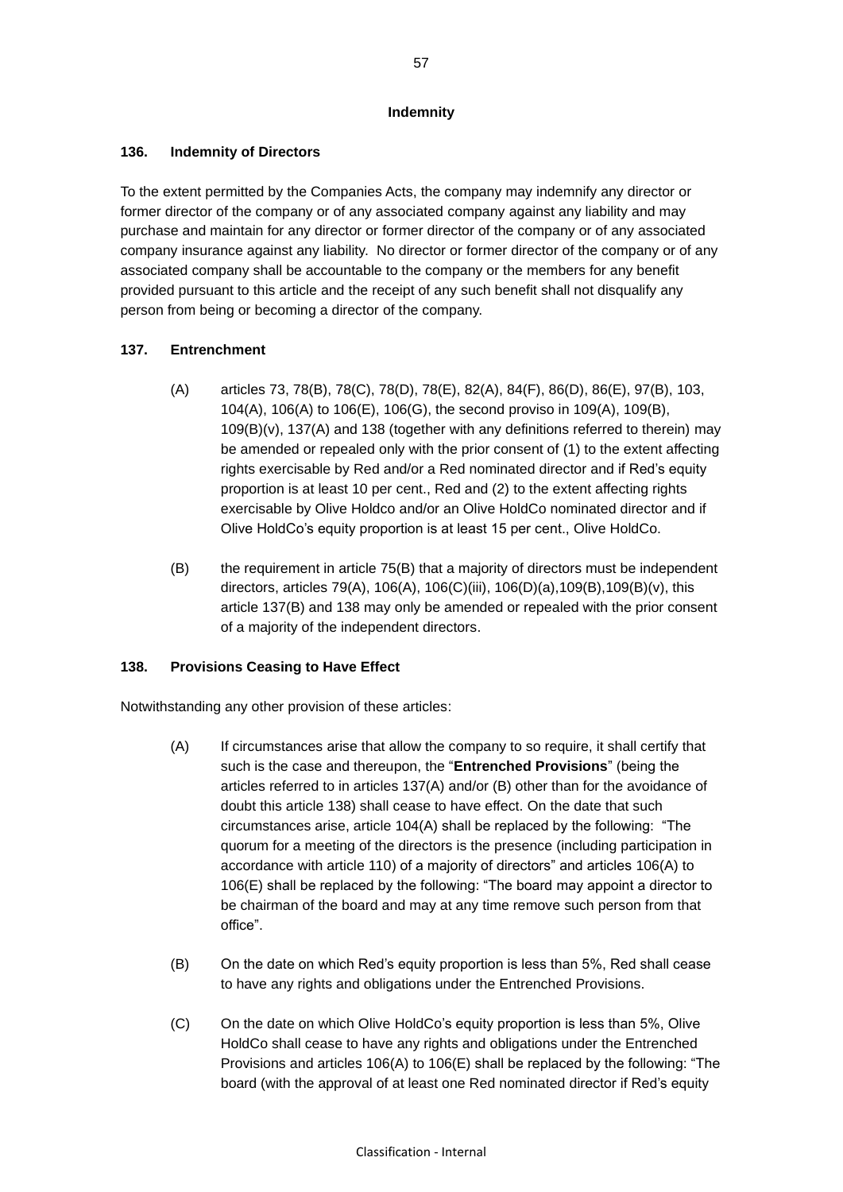## Indemnity

### 136. Indemnity of Directors

To the extent permitted by the Companies Acts, the company may indemnify any director or former director of the company or of any associated company against any liability and may purchase and maintain for any director or former director of the company or of any associated company insurance against any liability. No director or former director of the company or of any associated company shall be accountable to the company or the members for any benefit provided pursuant to this article and the receipt of any such benefit shall not disqualify any person from being or becoming a director of the company.

### 137. Entrenchment

(A) articles 73, 78(B), 78(C), 78(D), 78(E), 82(A), 84(F), 86(D), 86(E), 97(B), 103, 104(A), 106(A) to 106(E), 106(G), the second proviso in 109(A), 109(B), 109(B)(v), 137(A) and 138 (together with any definitions referred to therein) may be amended or repealed only with the prior consent of (1) to the extent affecting rights exercisable by Red and/or a Red nominated director and if Red's equity proportion is at least 10 per cent., Red and (2) to the extent affecting rights exercisable by Olive Holdco and/or an Olive HoldCo nominated director and if Olive HoldCo's equity proportion is at least 15 per cent., Olive HoldCo.

(B) the requirement in article 75(B) that a majority of directors must be independent directors, articles 79(A), 106(A), 106(C)(iii), 106(D)(a),109(B),109(B)(v), this article 137(B) and 138 may only be amended or repealed with the prior consent of a majority of the independent directors.

### 138. Provisions Ceasing to Have Effect

Notwithstanding any other provision of these articles:

(A) If circumstances arise that allow the company to so require, it shall certify that such is the case and thereupon, the "**Entrenched Provisions**" (being the articles referred to in articles 137(A) and/or (B) other than for the avoidance of doubt this article 138) shall cease to have effect. On the date that such circumstances arise, article 104(A) shall be replaced by the following: "The quorum for a meeting of the directors is the presence (including participation in accordance with article 110) of a majority of directors" and articles 106(A) to 106(E) shall be replaced by the following: "The board may appoint a director to be chairman of the board and may at any time remove such person from that office".

(B) On the date on which Red's equity proportion is less than 5%, Red shall cease to have any rights and obligations under the Entrenched Provisions.

(C) On the date on which Olive HoldCo's equity proportion is less than 5%, Olive HoldCo shall cease to have any rights and obligations under the Entrenched Provisions and articles 106(A) to 106(E) shall be replaced by the following: "The board (with the approval of at least one Red nominated director if Red's equity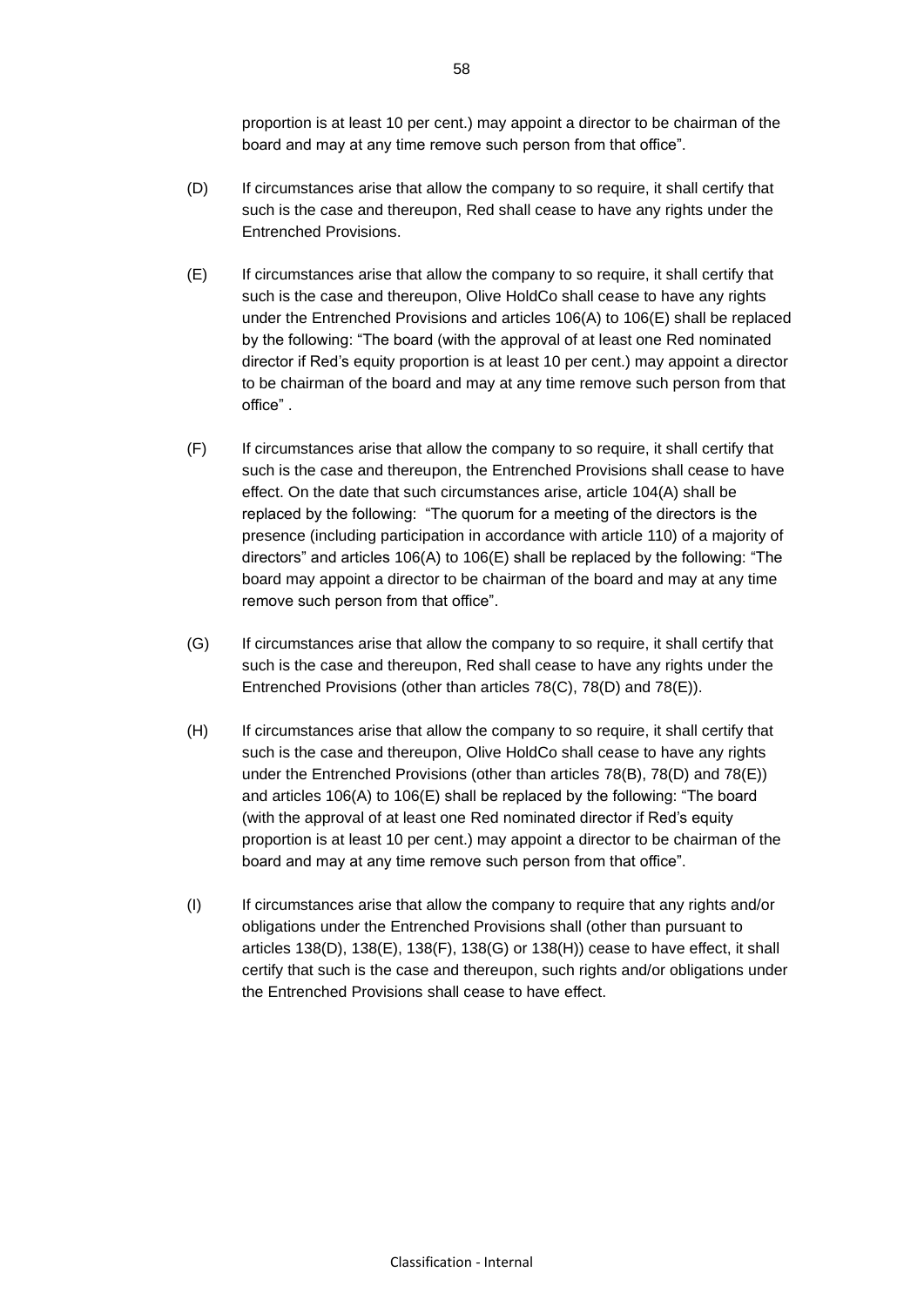proportion is at least 10 per cent.) may appoint a director to be chairman of the board and may at any time remove such person from that office".

(D) If circumstances arise that allow the company to so require, it shall certify that such is the case and thereupon, Red shall cease to have any rights under the Entrenched Provisions.

(E) If circumstances arise that allow the company to so require, it shall certify that such is the case and thereupon, Olive HoldCo shall cease to have any rights under the Entrenched Provisions and articles 106(A) to 106(E) shall be replaced by the following: "The board (with the approval of at least one Red nominated director if Red's equity proportion is at least 10 per cent.) may appoint a director to be chairman of the board and may at any time remove such person from that office" .

(F) If circumstances arise that allow the company to so require, it shall certify that such is the case and thereupon, the Entrenched Provisions shall cease to have effect. On the date that such circumstances arise, article 104(A) shall be replaced by the following: "The quorum for a meeting of the directors is the presence (including participation in accordance with article 110) of a majority of directors" and articles 106(A) to 106(E) shall be replaced by the following: "The board may appoint a director to be chairman of the board and may at any time remove such person from that office".

(G) If circumstances arise that allow the company to so require, it shall certify that such is the case and thereupon, Red shall cease to have any rights under the Entrenched Provisions (other than articles 78(C), 78(D) and 78(E)).

(H) If circumstances arise that allow the company to so require, it shall certify that such is the case and thereupon, Olive HoldCo shall cease to have any rights under the Entrenched Provisions (other than articles 78(B), 78(D) and 78(E)) and articles 106(A) to 106(E) shall be replaced by the following: "The board (with the approval of at least one Red nominated director if Red's equity proportion is at least 10 per cent.) may appoint a director to be chairman of the board and may at any time remove such person from that office".

(I) If circumstances arise that allow the company to require that any rights and/or obligations under the Entrenched Provisions shall (other than pursuant to articles 138(D), 138(E), 138(F), 138(G) or 138(H)) cease to have effect, it shall certify that such is the case and thereupon, such rights and/or obligations under the Entrenched Provisions shall cease to have effect.